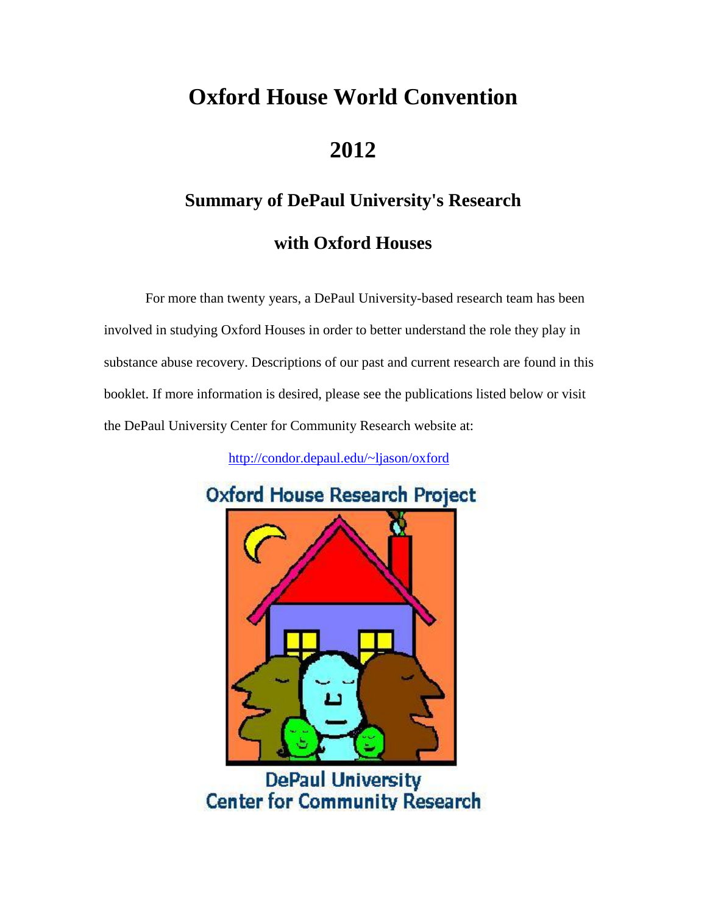# Oxford House World Convention

# 2012

## Summary of DePaul University's Research

## with Oxford Houses

For more than twenty years, a DePaul University-based research team has been involved in studying Oxford Houses in order to better understand the role they play in substance abuse recovery. Descriptions of our past and current research are found in this booklet. If more information is desired, please see the publications listed below or visit the DePaul University Center for Community Research website at:

http://condor.depaul.edu/~ljason/oxford

Oxford House Research Project

DePaul University
Center for Community Research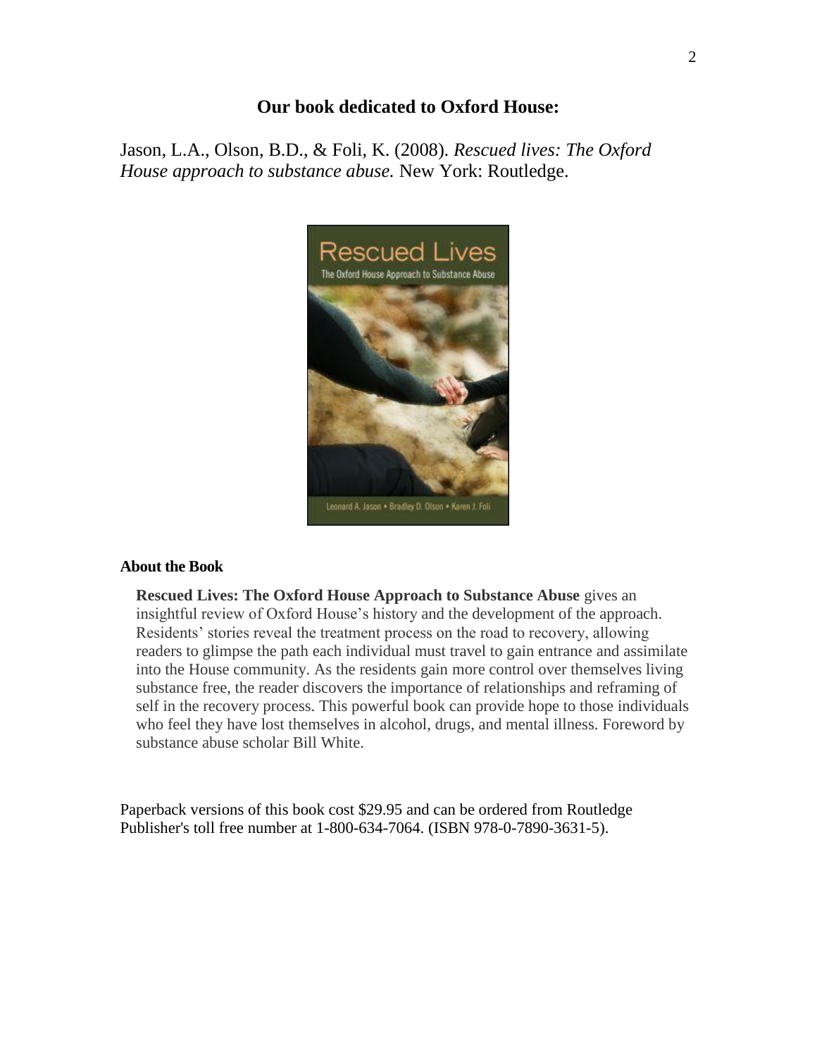## Our book dedicated to Oxford House:

Jason, L.A., Olson, B.D., & Foli, K. (2008). *Rescued lives: The Oxford House approach to substance abuse.* New York: Routledge.

### About the Book

**Rescued Lives: The Oxford House Approach to Substance Abuse** gives an insightful review of Oxford House's history and the development of the approach. Residents' stories reveal the treatment process on the road to recovery, allowing readers to glimpse the path each individual must travel to gain entrance and assimilate into the House community. As the residents gain more control over themselves living substance free, the reader discovers the importance of relationships and reframing of self in the recovery process. This powerful book can provide hope to those individuals who feel they have lost themselves in alcohol, drugs, and mental illness. Foreword by substance abuse scholar Bill White.

Paperback versions of this book cost $29.95 and can be ordered from Routledge Publisher's toll free number at 1-800-634-7064. (ISBN 978-0-7890-3631-5).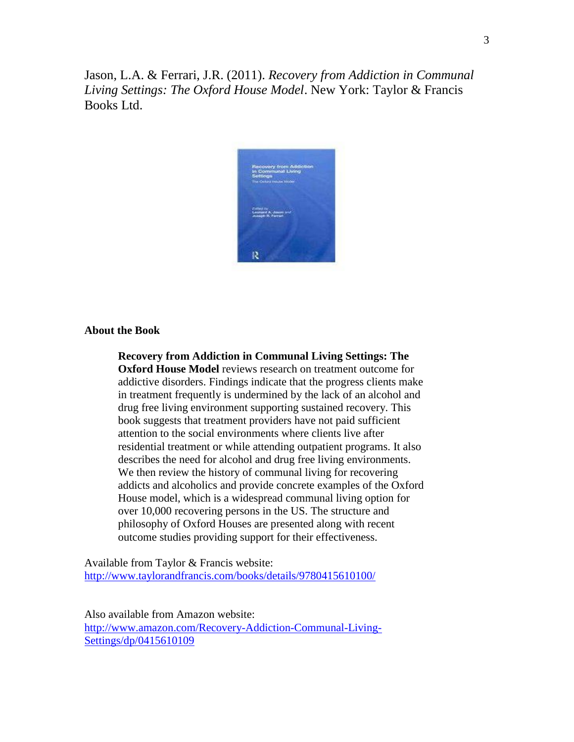Jason, L.A. & Ferrari, J.R. (2011). *Recovery from Addiction in Communal Living Settings: The Oxford House Model*. New York: Taylor & Francis Books Ltd.

**About the Book**

> **Recovery from Addiction in Communal Living Settings: The Oxford House Model** reviews research on treatment outcome for addictive disorders. Findings indicate that the progress clients make in treatment frequently is undermined by the lack of an alcohol and drug free living environment supporting sustained recovery. This book suggests that treatment providers have not paid sufficient attention to the social environments where clients live after residential treatment or while attending outpatient programs. It also describes the need for alcohol and drug free living environments. We then review the history of communal living for recovering addicts and alcoholics and provide concrete examples of the Oxford House model, which is a widespread communal living option for over 10,000 recovering persons in the US. The structure and philosophy of Oxford Houses are presented along with recent outcome studies providing support for their effectiveness.

Available from Taylor & Francis website:
http://www.taylorandfrancis.com/books/details/9780415610100/

Also available from Amazon website:
http://www.amazon.com/Recovery-Addiction-Communal-Living-Settings/dp/0415610109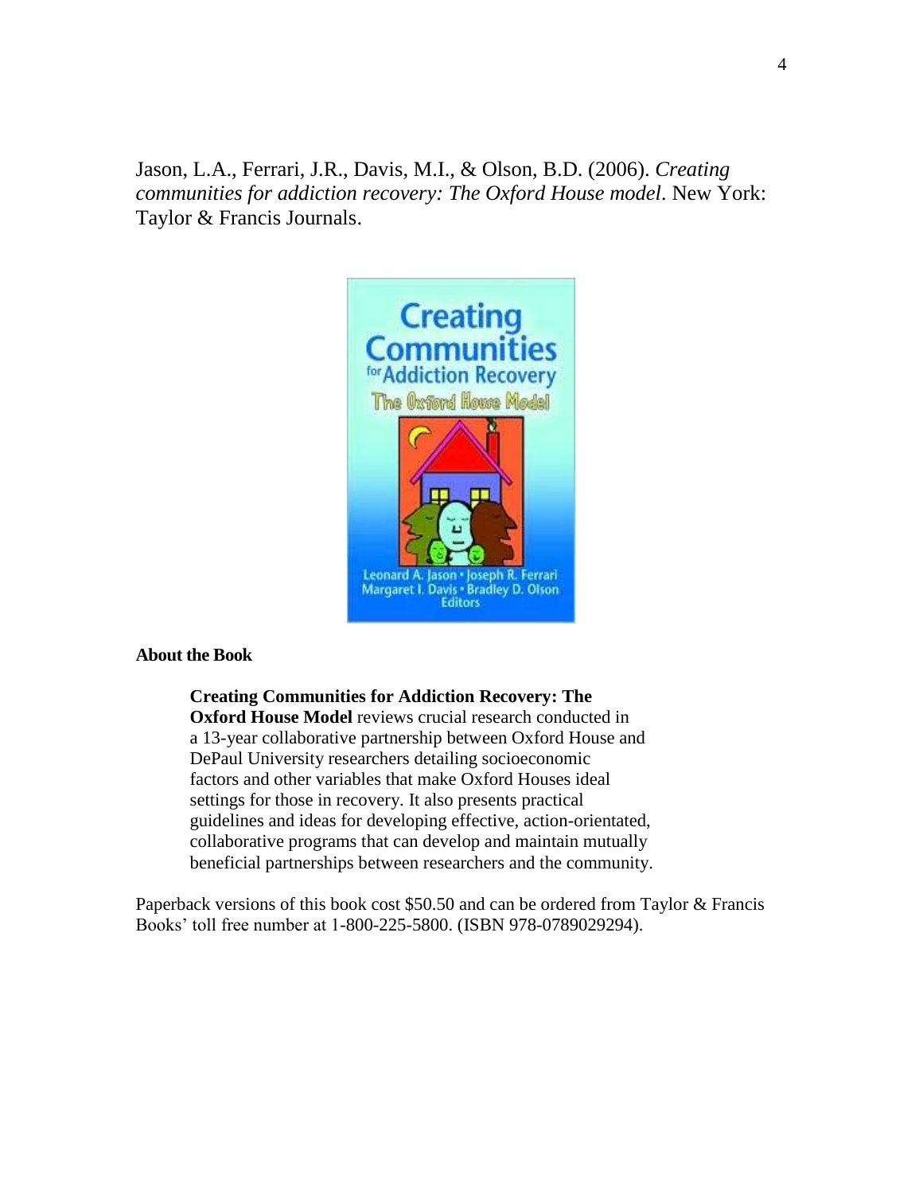Jason, L.A., Ferrari, J.R., Davis, M.I., & Olson, B.D. (2006). *Creating communities for addiction recovery: The Oxford House model*. New York: Taylor & Francis Journals.

**About the Book**

> **Creating Communities for Addiction Recovery: The Oxford House Model** reviews crucial research conducted in a 13-year collaborative partnership between Oxford House and DePaul University researchers detailing socioeconomic factors and other variables that make Oxford Houses ideal settings for those in recovery. It also presents practical guidelines and ideas for developing effective, action-orientated, collaborative programs that can develop and maintain mutually beneficial partnerships between researchers and the community.

Paperback versions of this book cost $50.50 and can be ordered from Taylor & Francis Books' toll free number at 1-800-225-5800. (ISBN 978-0789029294).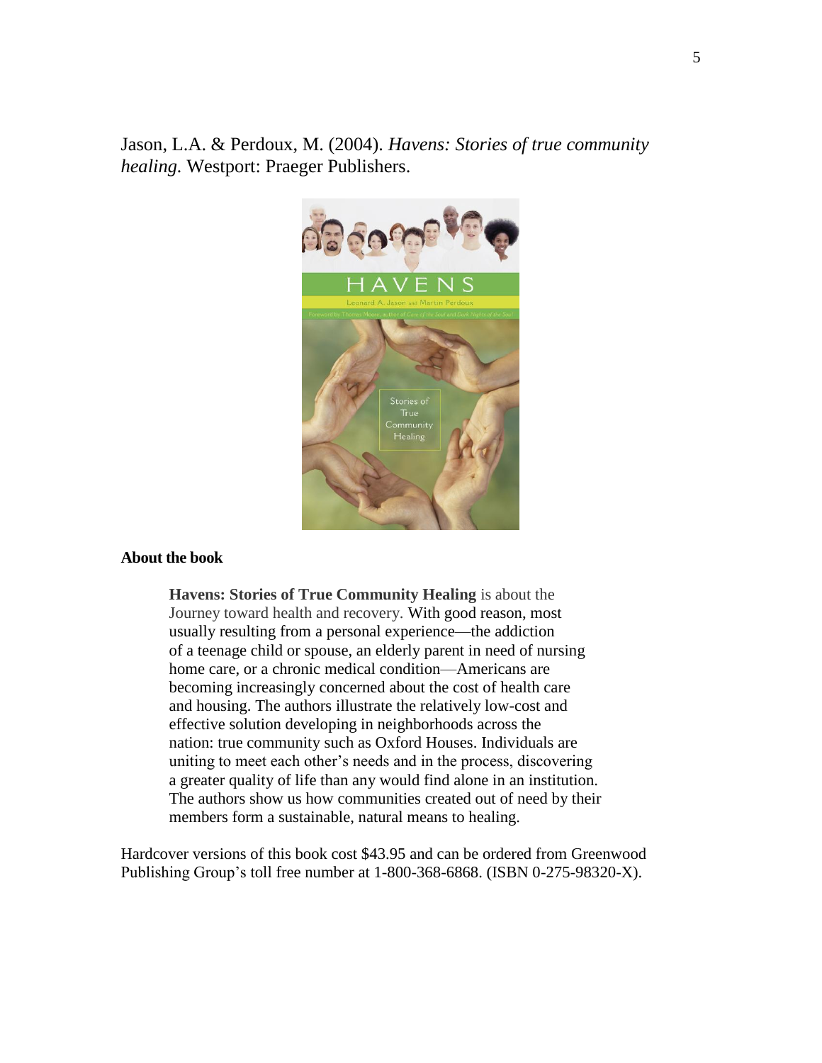Jason, L.A. & Perdoux, M. (2004). *Havens: Stories of true community healing*. Westport: Praeger Publishers.

**About the book**

> **Havens: Stories of True Community Healing** is about the Journey toward health and recovery. With good reason, most usually resulting from a personal experience—the addiction of a teenage child or spouse, an elderly parent in need of nursing home care, or a chronic medical condition—Americans are becoming increasingly concerned about the cost of health care and housing. The authors illustrate the relatively low-cost and effective solution developing in neighborhoods across the nation: true community such as Oxford Houses. Individuals are uniting to meet each other's needs and in the process, discovering a greater quality of life than any would find alone in an institution. The authors show us how communities created out of need by their members form a sustainable, natural means to healing.

Hardcover versions of this book cost $43.95 and can be ordered from Greenwood Publishing Group's toll free number at 1-800-368-6868. (ISBN 0-275-98320-X).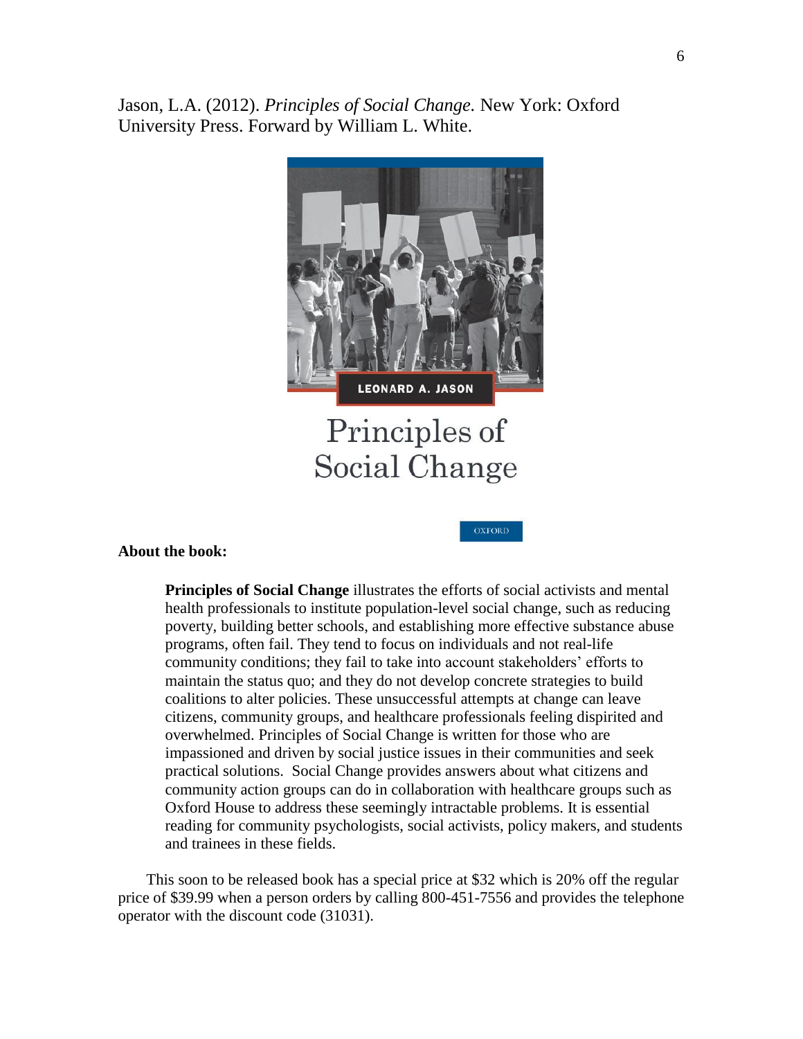Jason, L.A. (2012). *Principles of Social Change.* New York: Oxford University Press. Forward by William L. White.

**About the book:**

> **Principles of Social Change** illustrates the efforts of social activists and mental health professionals to institute population-level social change, such as reducing poverty, building better schools, and establishing more effective substance abuse programs, often fail. They tend to focus on individuals and not real-life community conditions; they fail to take into account stakeholders' efforts to maintain the status quo; and they do not develop concrete strategies to build coalitions to alter policies. These unsuccessful attempts at change can leave citizens, community groups, and healthcare professionals feeling dispirited and overwhelmed. Principles of Social Change is written for those who are impassioned and driven by social justice issues in their communities and seek practical solutions. Social Change provides answers about what citizens and community action groups can do in collaboration with healthcare groups such as Oxford House to address these seemingly intractable problems. It is essential reading for community psychologists, social activists, policy makers, and students and trainees in these fields.

This soon to be released book has a special price at $32 which is 20% off the regular price of $39.99 when a person orders by calling 800-451-7556 and provides the telephone operator with the discount code (31031).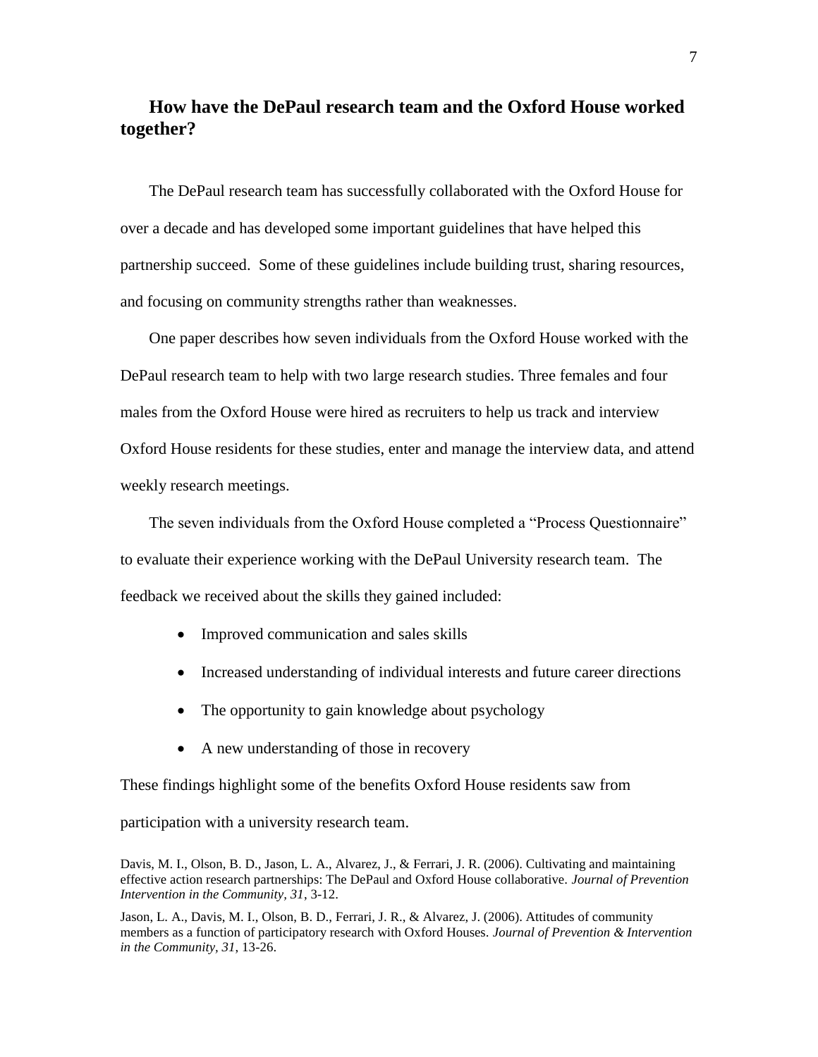## How have the DePaul research team and the Oxford House worked together?

The DePaul research team has successfully collaborated with the Oxford House for over a decade and has developed some important guidelines that have helped this partnership succeed. Some of these guidelines include building trust, sharing resources, and focusing on community strengths rather than weaknesses.

One paper describes how seven individuals from the Oxford House worked with the DePaul research team to help with two large research studies. Three females and four males from the Oxford House were hired as recruiters to help us track and interview Oxford House residents for these studies, enter and manage the interview data, and attend weekly research meetings.

The seven individuals from the Oxford House completed a "Process Questionnaire" to evaluate their experience working with the DePaul University research team. The feedback we received about the skills they gained included:

- Improved communication and sales skills
- Increased understanding of individual interests and future career directions
- The opportunity to gain knowledge about psychology
- A new understanding of those in recovery

These findings highlight some of the benefits Oxford House residents saw from participation with a university research team.

Davis, M. I., Olson, B. D., Jason, L. A., Alvarez, J., & Ferrari, J. R. (2006). Cultivating and maintaining effective action research partnerships: The DePaul and Oxford House collaborative. *Journal of Prevention Intervention in the Community, 31*, 3-12.

Jason, L. A., Davis, M. I., Olson, B. D., Ferrari, J. R., & Alvarez, J. (2006). Attitudes of community members as a function of participatory research with Oxford Houses. *Journal of Prevention & Intervention in the Community, 31*, 13-26.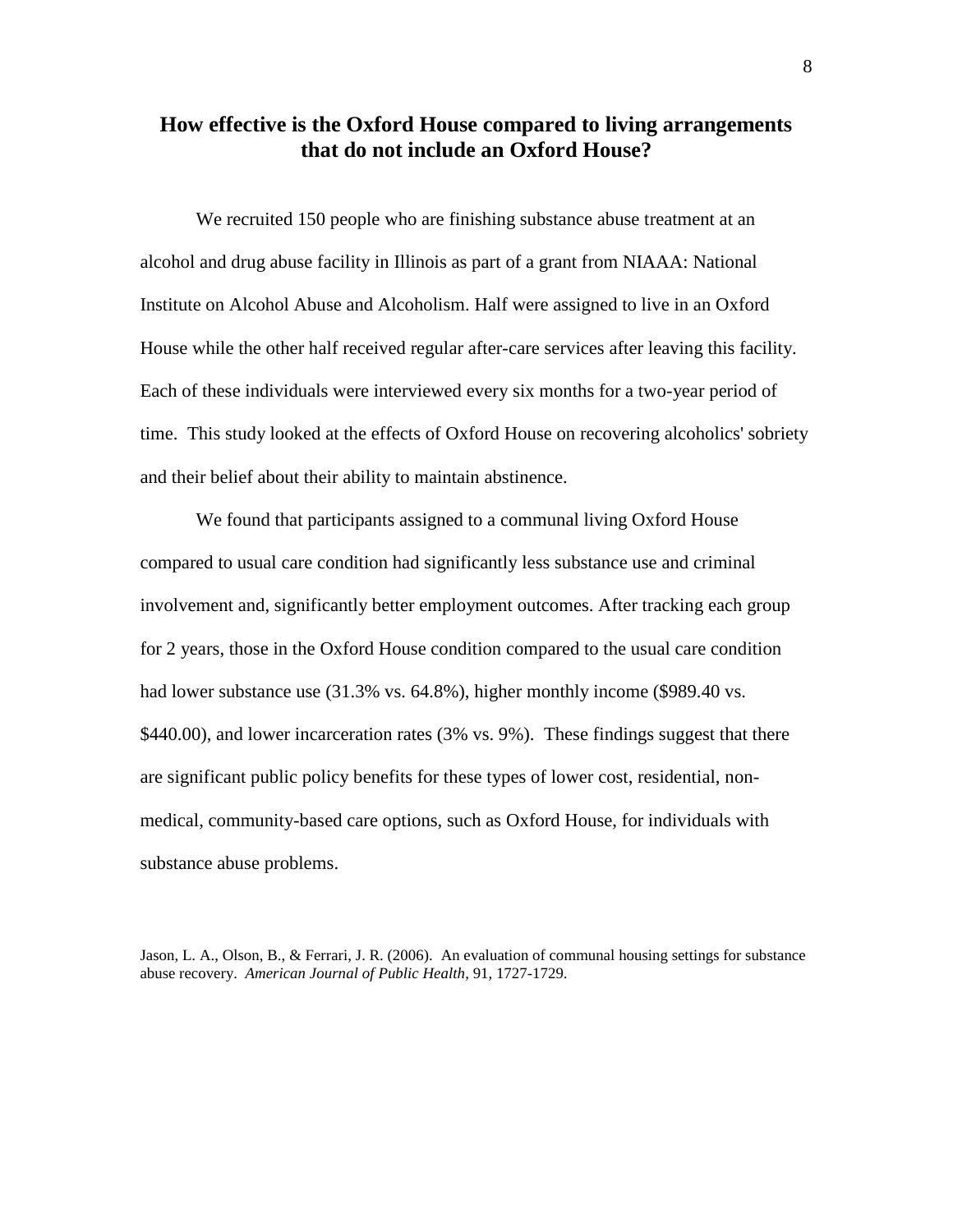## How effective is the Oxford House compared to living arrangements that do not include an Oxford House?

We recruited 150 people who are finishing substance abuse treatment at an alcohol and drug abuse facility in Illinois as part of a grant from NIAAA: National Institute on Alcohol Abuse and Alcoholism. Half were assigned to live in an Oxford House while the other half received regular after-care services after leaving this facility. Each of these individuals were interviewed every six months for a two-year period of time. This study looked at the effects of Oxford House on recovering alcoholics' sobriety and their belief about their ability to maintain abstinence.

We found that participants assigned to a communal living Oxford House compared to usual care condition had significantly less substance use and criminal involvement and, significantly better employment outcomes. After tracking each group for 2 years, those in the Oxford House condition compared to the usual care condition had lower substance use (31.3% vs. 64.8%), higher monthly income ($989.40 vs. $440.00), and lower incarceration rates (3% vs. 9%). These findings suggest that there are significant public policy benefits for these types of lower cost, residential, non-medical, community-based care options, such as Oxford House, for individuals with substance abuse problems.

Jason, L. A., Olson, B., & Ferrari, J. R. (2006). An evaluation of communal housing settings for substance abuse recovery. *American Journal of Public Health*, 91, 1727-1729.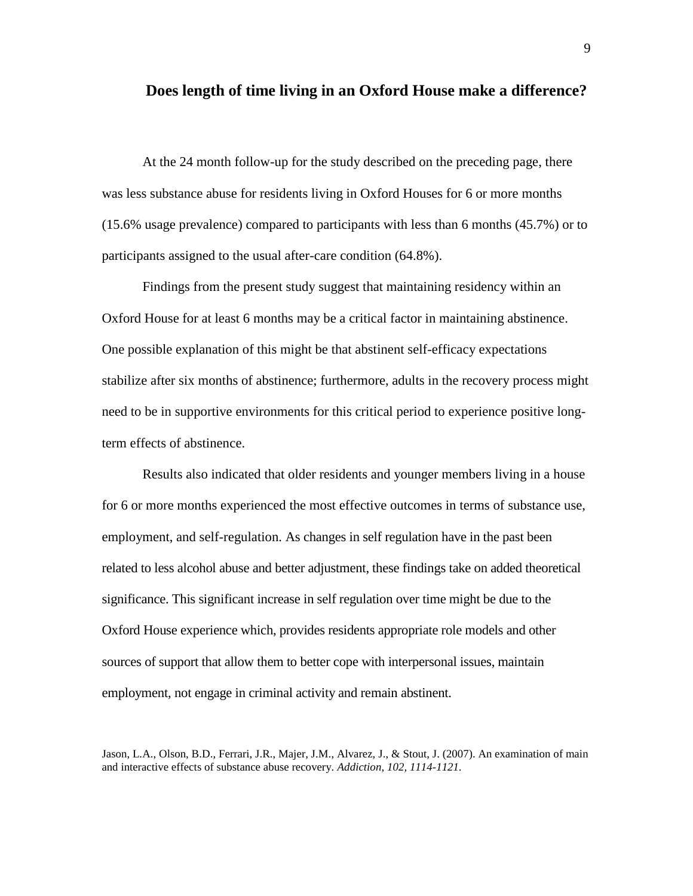## Does length of time living in an Oxford House make a difference?

At the 24 month follow-up for the study described on the preceding page, there was less substance abuse for residents living in Oxford Houses for 6 or more months (15.6% usage prevalence) compared to participants with less than 6 months (45.7%) or to participants assigned to the usual after-care condition (64.8%).

Findings from the present study suggest that maintaining residency within an Oxford House for at least 6 months may be a critical factor in maintaining abstinence. One possible explanation of this might be that abstinent self-efficacy expectations stabilize after six months of abstinence; furthermore, adults in the recovery process might need to be in supportive environments for this critical period to experience positive long-term effects of abstinence.

Results also indicated that older residents and younger members living in a house for 6 or more months experienced the most effective outcomes in terms of substance use, employment, and self-regulation. As changes in self regulation have in the past been related to less alcohol abuse and better adjustment, these findings take on added theoretical significance. This significant increase in self regulation over time might be due to the Oxford House experience which, provides residents appropriate role models and other sources of support that allow them to better cope with interpersonal issues, maintain employment, not engage in criminal activity and remain abstinent.

Jason, L.A., Olson, B.D., Ferrari, J.R., Majer, J.M., Alvarez, J., & Stout, J. (2007). An examination of main and interactive effects of substance abuse recovery. *Addiction, 102, 1114-1121.*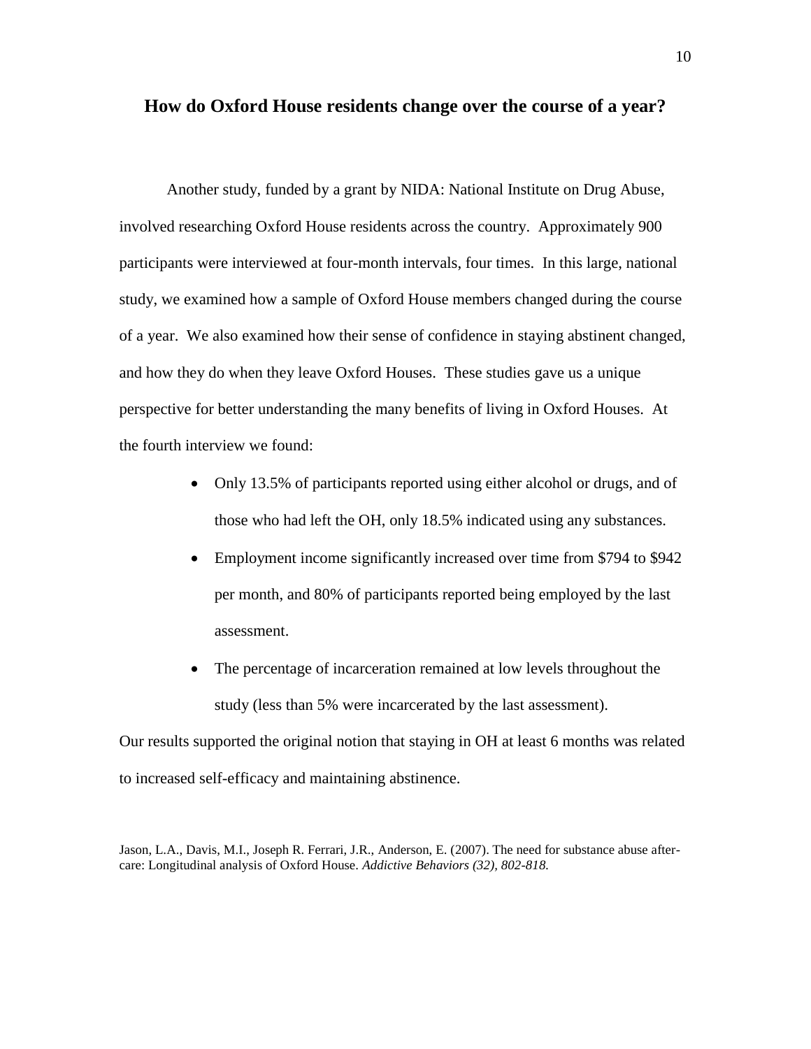## How do Oxford House residents change over the course of a year?

Another study, funded by a grant by NIDA: National Institute on Drug Abuse, involved researching Oxford House residents across the country. Approximately 900 participants were interviewed at four-month intervals, four times. In this large, national study, we examined how a sample of Oxford House members changed during the course of a year. We also examined how their sense of confidence in staying abstinent changed, and how they do when they leave Oxford Houses. These studies gave us a unique perspective for better understanding the many benefits of living in Oxford Houses. At the fourth interview we found:

- Only 13.5% of participants reported using either alcohol or drugs, and of those who had left the OH, only 18.5% indicated using any substances.
- Employment income significantly increased over time from $794 to $942 per month, and 80% of participants reported being employed by the last assessment.
- The percentage of incarceration remained at low levels throughout the study (less than 5% were incarcerated by the last assessment).

Our results supported the original notion that staying in OH at least 6 months was related to increased self-efficacy and maintaining abstinence.

Jason, L.A., Davis, M.I., Joseph R. Ferrari, J.R., Anderson, E. (2007). The need for substance abuse after-care: Longitudinal analysis of Oxford House. *Addictive Behaviors (32), 802-818.*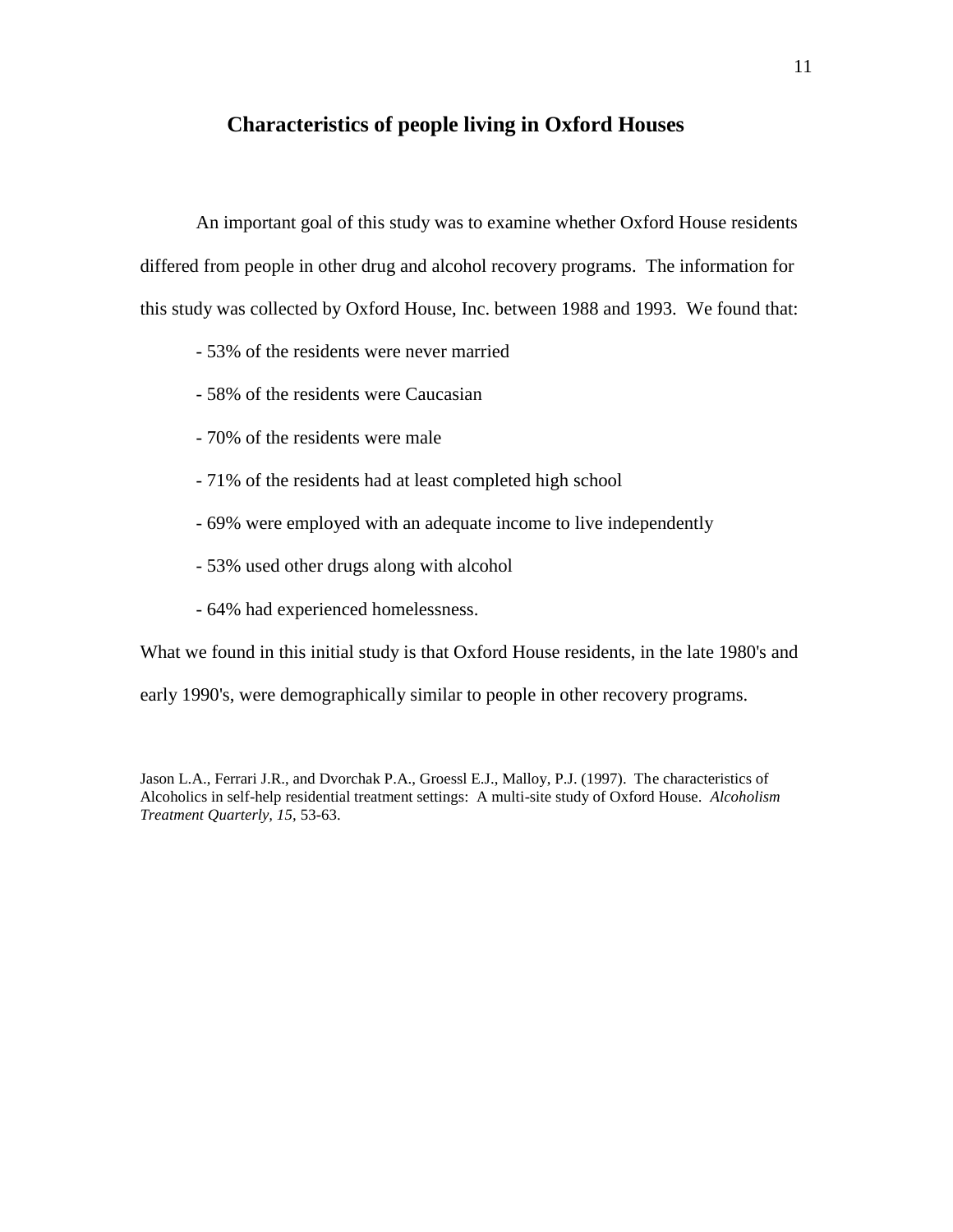## Characteristics of people living in Oxford Houses

An important goal of this study was to examine whether Oxford House residents differed from people in other drug and alcohol recovery programs. The information for this study was collected by Oxford House, Inc. between 1988 and 1993. We found that:

- 53% of the residents were never married
- 58% of the residents were Caucasian
- 70% of the residents were male
- 71% of the residents had at least completed high school
- 69% were employed with an adequate income to live independently
- 53% used other drugs along with alcohol
- 64% had experienced homelessness.

What we found in this initial study is that Oxford House residents, in the late 1980's and early 1990's, were demographically similar to people in other recovery programs.

Jason L.A., Ferrari J.R., and Dvorchak P.A., Groessl E.J., Malloy, P.J. (1997). The characteristics of Alcoholics in self-help residential treatment settings: A multi-site study of Oxford House. *Alcoholism Treatment Quarterly, 15,* 53-63.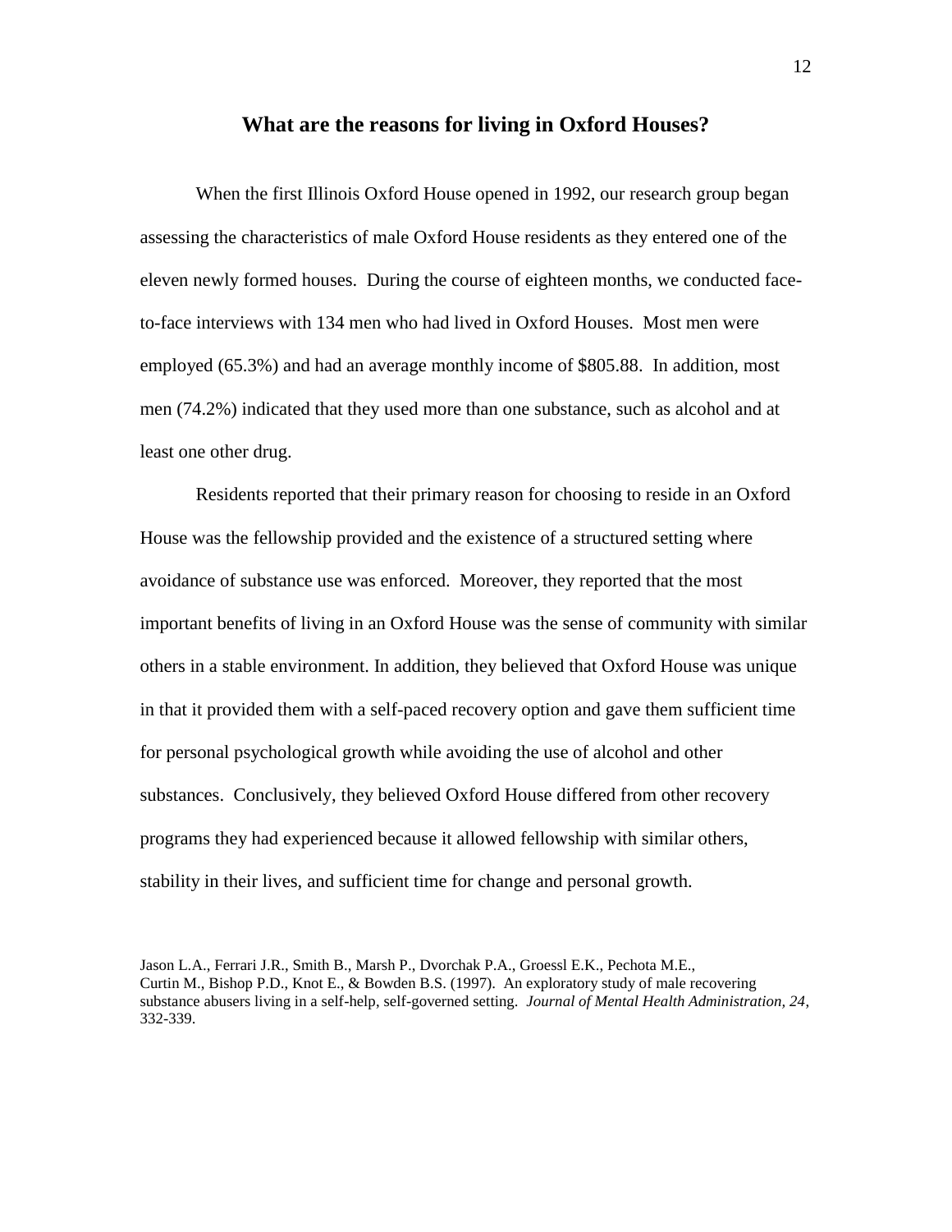## What are the reasons for living in Oxford Houses?

When the first Illinois Oxford House opened in 1992, our research group began assessing the characteristics of male Oxford House residents as they entered one of the eleven newly formed houses. During the course of eighteen months, we conducted face-to-face interviews with 134 men who had lived in Oxford Houses. Most men were employed (65.3%) and had an average monthly income of $805.88. In addition, most men (74.2%) indicated that they used more than one substance, such as alcohol and at least one other drug.

Residents reported that their primary reason for choosing to reside in an Oxford House was the fellowship provided and the existence of a structured setting where avoidance of substance use was enforced. Moreover, they reported that the most important benefits of living in an Oxford House was the sense of community with similar others in a stable environment. In addition, they believed that Oxford House was unique in that it provided them with a self-paced recovery option and gave them sufficient time for personal psychological growth while avoiding the use of alcohol and other substances. Conclusively, they believed Oxford House differed from other recovery programs they had experienced because it allowed fellowship with similar others, stability in their lives, and sufficient time for change and personal growth.

Jason L.A., Ferrari J.R., Smith B., Marsh P., Dvorchak P.A., Groessl E.K., Pechota M.E., Curtin M., Bishop P.D., Knot E., & Bowden B.S. (1997). An exploratory study of male recovering substance abusers living in a self-help, self-governed setting. *Journal of Mental Health Administration, 24*, 332-339.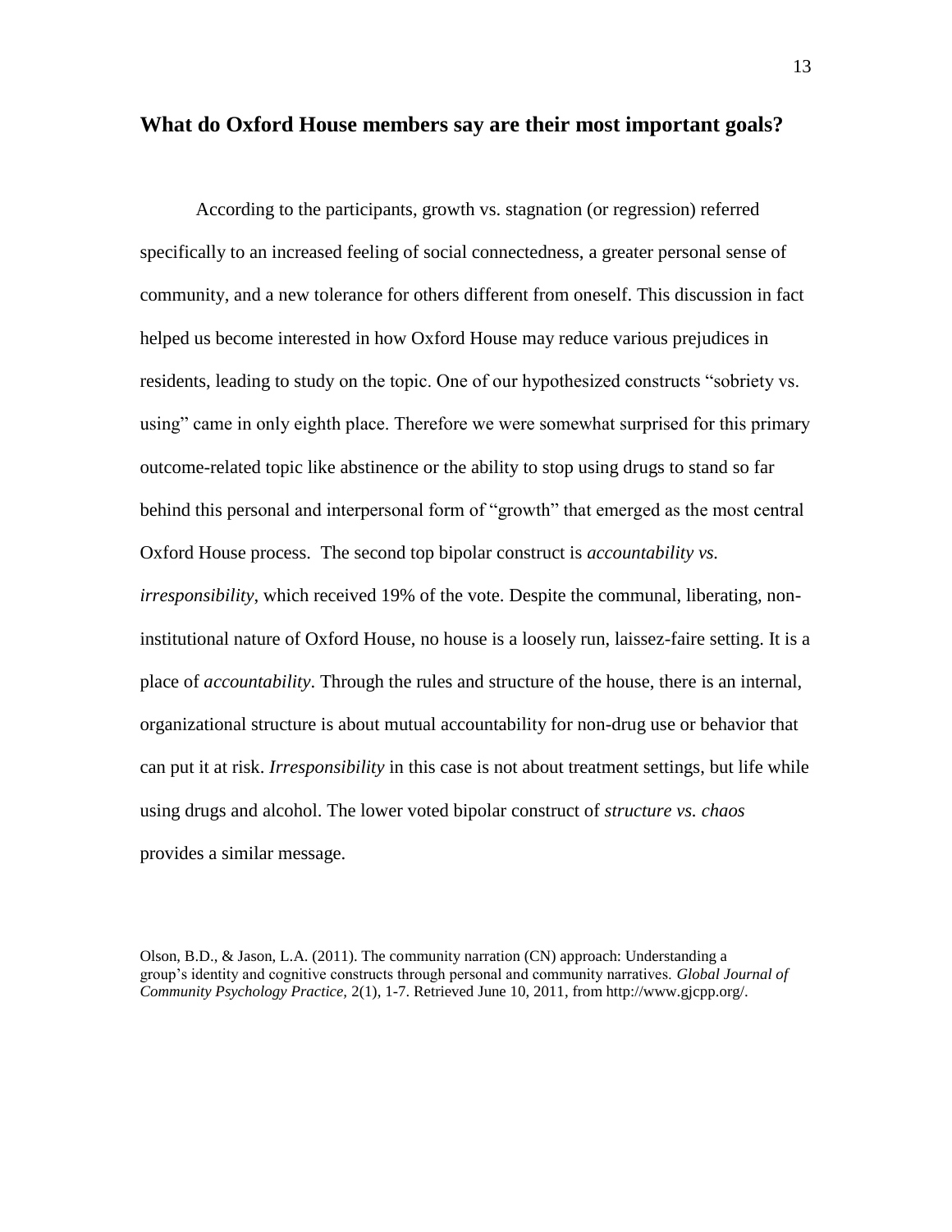## What do Oxford House members say are their most important goals?

According to the participants, growth vs. stagnation (or regression) referred specifically to an increased feeling of social connectedness, a greater personal sense of community, and a new tolerance for others different from oneself. This discussion in fact helped us become interested in how Oxford House may reduce various prejudices in residents, leading to study on the topic. One of our hypothesized constructs "sobriety vs. using" came in only eighth place. Therefore we were somewhat surprised for this primary outcome-related topic like abstinence or the ability to stop using drugs to stand so far behind this personal and interpersonal form of "growth" that emerged as the most central Oxford House process. The second top bipolar construct is *accountability vs. irresponsibility*, which received 19% of the vote. Despite the communal, liberating, non-institutional nature of Oxford House, no house is a loosely run, laissez-faire setting. It is a place of *accountability*. Through the rules and structure of the house, there is an internal, organizational structure is about mutual accountability for non-drug use or behavior that can put it at risk. *Irresponsibility* in this case is not about treatment settings, but life while using drugs and alcohol. The lower voted bipolar construct of *structure vs. chaos* provides a similar message.

Olson, B.D., & Jason, L.A. (2011). The community narration (CN) approach: Understanding a group's identity and cognitive constructs through personal and community narratives. *Global Journal of Community Psychology Practice*, 2(1), 1-7. Retrieved June 10, 2011, from http://www.gjcpp.org/.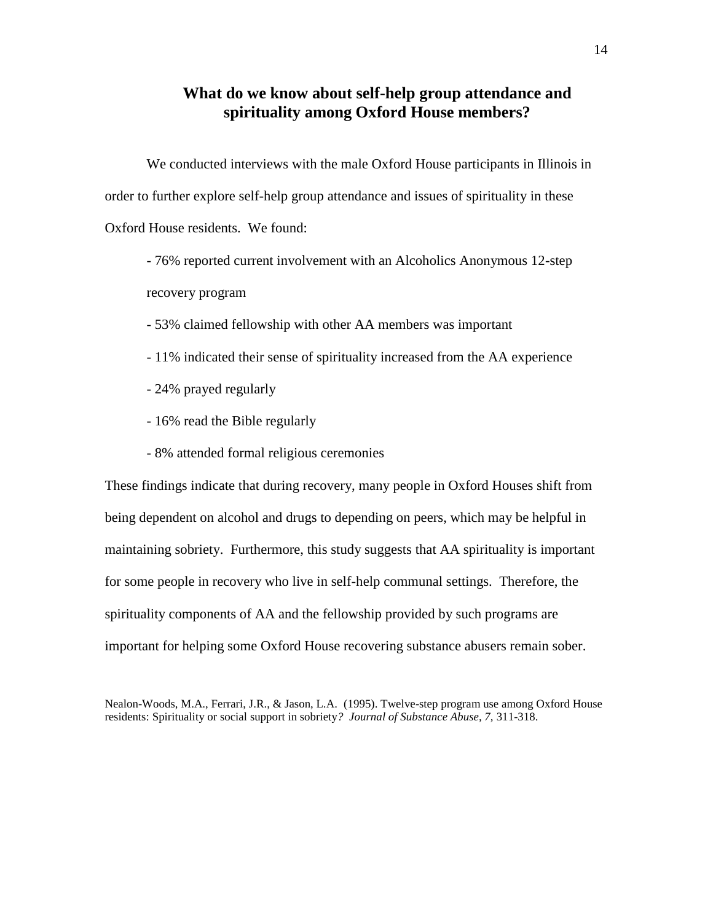## What do we know about self-help group attendance and spirituality among Oxford House members?

We conducted interviews with the male Oxford House participants in Illinois in order to further explore self-help group attendance and issues of spirituality in these Oxford House residents. We found:

- 76% reported current involvement with an Alcoholics Anonymous 12-step recovery program
- 53% claimed fellowship with other AA members was important
- 11% indicated their sense of spirituality increased from the AA experience
- 24% prayed regularly
- 16% read the Bible regularly
- 8% attended formal religious ceremonies

These findings indicate that during recovery, many people in Oxford Houses shift from being dependent on alcohol and drugs to depending on peers, which may be helpful in maintaining sobriety. Furthermore, this study suggests that AA spirituality is important for some people in recovery who live in self-help communal settings. Therefore, the spirituality components of AA and the fellowship provided by such programs are important for helping some Oxford House recovering substance abusers remain sober.

Nealon-Woods, M.A., Ferrari, J.R., & Jason, L.A. (1995). Twelve-step program use among Oxford House residents: Spirituality or social support in sobriety? *Journal of Substance Abuse, 7,* 311-318.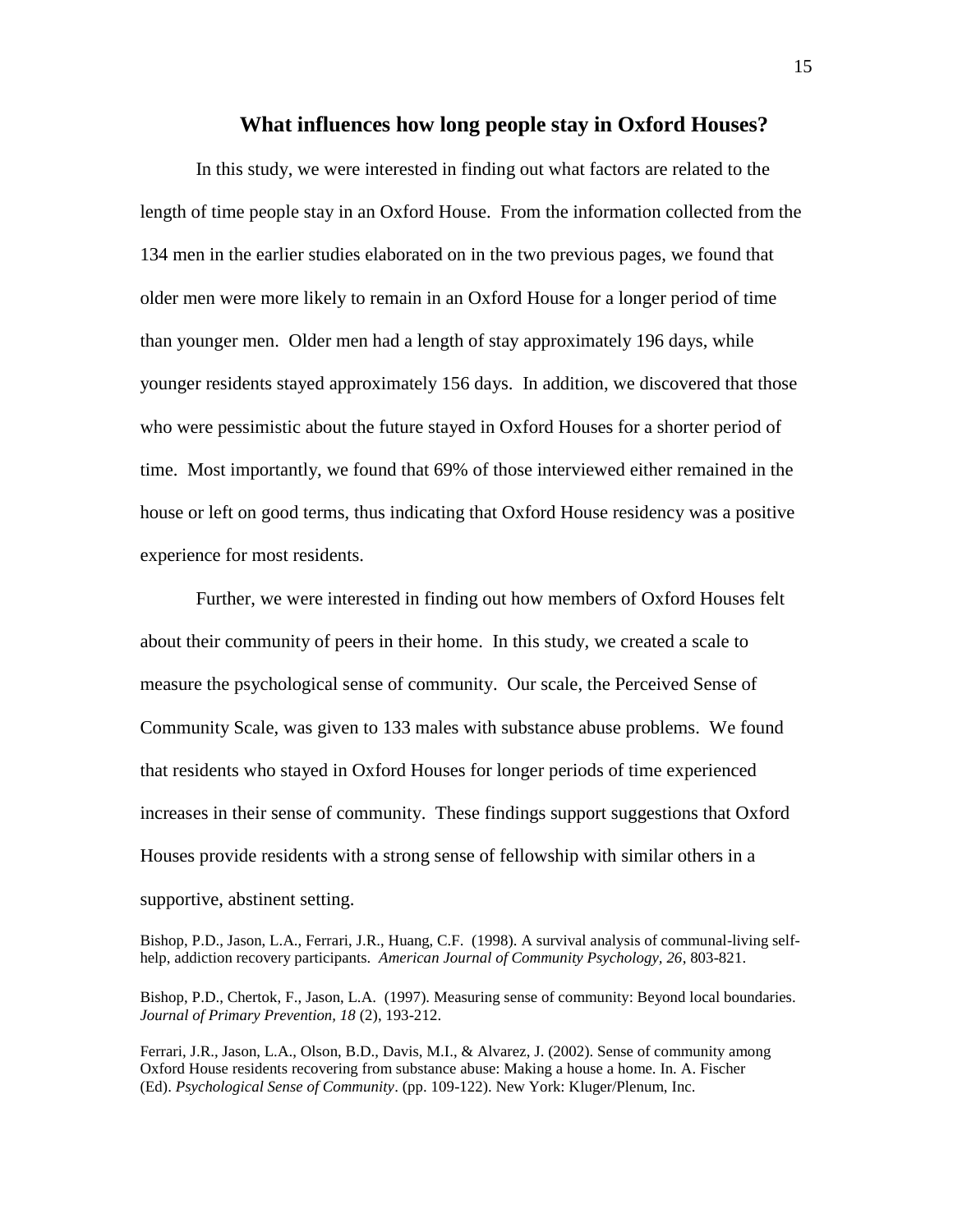## What influences how long people stay in Oxford Houses?

In this study, we were interested in finding out what factors are related to the length of time people stay in an Oxford House. From the information collected from the 134 men in the earlier studies elaborated on in the two previous pages, we found that older men were more likely to remain in an Oxford House for a longer period of time than younger men. Older men had a length of stay approximately 196 days, while younger residents stayed approximately 156 days. In addition, we discovered that those who were pessimistic about the future stayed in Oxford Houses for a shorter period of time. Most importantly, we found that 69% of those interviewed either remained in the house or left on good terms, thus indicating that Oxford House residency was a positive experience for most residents.

Further, we were interested in finding out how members of Oxford Houses felt about their community of peers in their home. In this study, we created a scale to measure the psychological sense of community. Our scale, the Perceived Sense of Community Scale, was given to 133 males with substance abuse problems. We found that residents who stayed in Oxford Houses for longer periods of time experienced increases in their sense of community. These findings support suggestions that Oxford Houses provide residents with a strong sense of fellowship with similar others in a supportive, abstinent setting.

Bishop, P.D., Jason, L.A., Ferrari, J.R., Huang, C.F. (1998). A survival analysis of communal-living self-help, addiction recovery participants. *American Journal of Community Psychology, 26*, 803-821.

Bishop, P.D., Chertok, F., Jason, L.A. (1997). Measuring sense of community: Beyond local boundaries. *Journal of Primary Prevention, 18* (2), 193-212.

Ferrari, J.R., Jason, L.A., Olson, B.D., Davis, M.I., & Alvarez, J. (2002). Sense of community among Oxford House residents recovering from substance abuse: Making a house a home. In. A. Fischer (Ed). *Psychological Sense of Community*. (pp. 109-122). New York: Kluger/Plenum, Inc.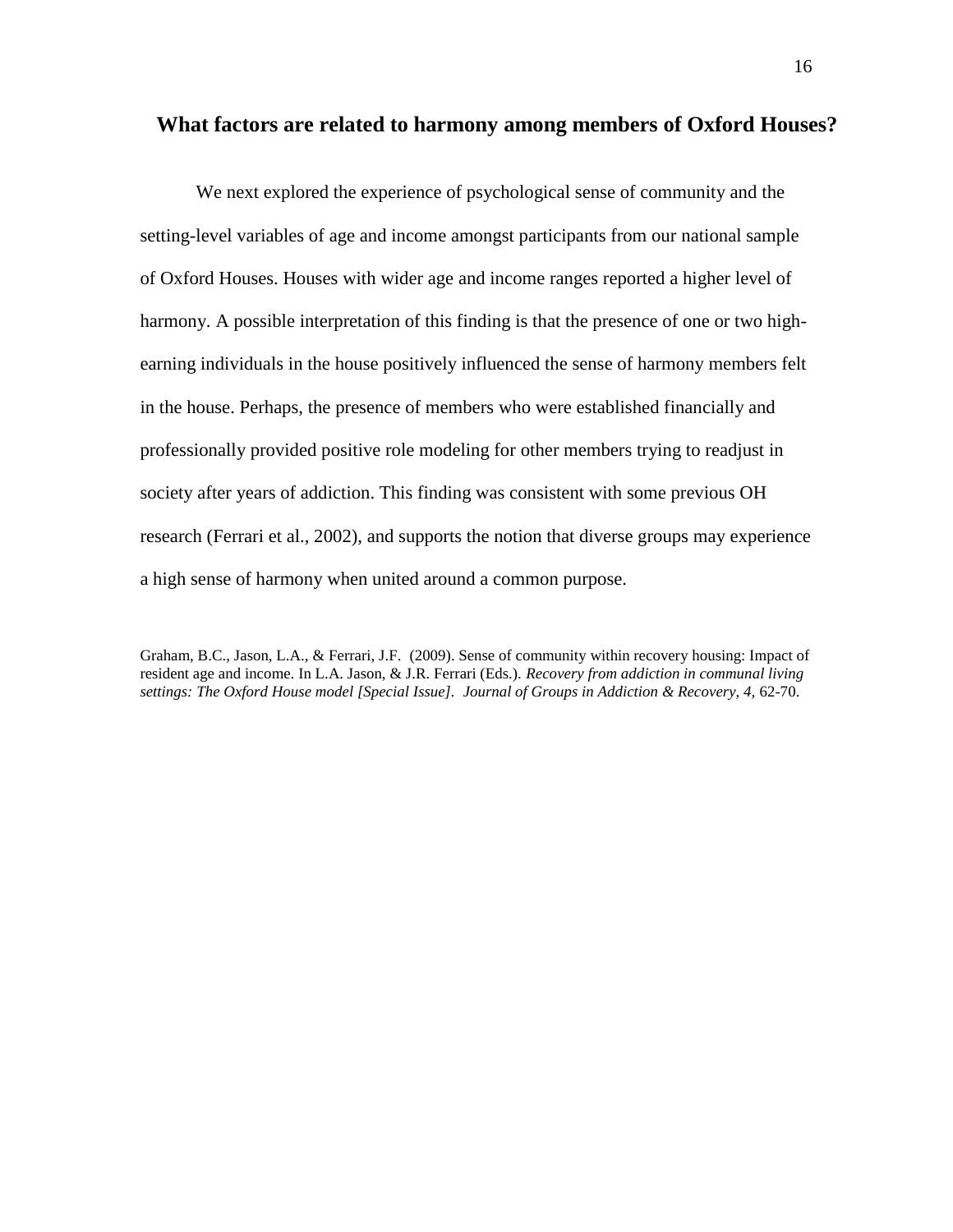## What factors are related to harmony among members of Oxford Houses?

We next explored the experience of psychological sense of community and the setting-level variables of age and income amongst participants from our national sample of Oxford Houses. Houses with wider age and income ranges reported a higher level of harmony. A possible interpretation of this finding is that the presence of one or two high-earning individuals in the house positively influenced the sense of harmony members felt in the house. Perhaps, the presence of members who were established financially and professionally provided positive role modeling for other members trying to readjust in society after years of addiction. This finding was consistent with some previous OH research (Ferrari et al., 2002), and supports the notion that diverse groups may experience a high sense of harmony when united around a common purpose.

Graham, B.C., Jason, L.A., & Ferrari, J.F. (2009). Sense of community within recovery housing: Impact of resident age and income. In L.A. Jason, & J.R. Ferrari (Eds.). *Recovery from addiction in communal living settings: The Oxford House model [Special Issue]. Journal of Groups in Addiction & Recovery, 4,* 62-70.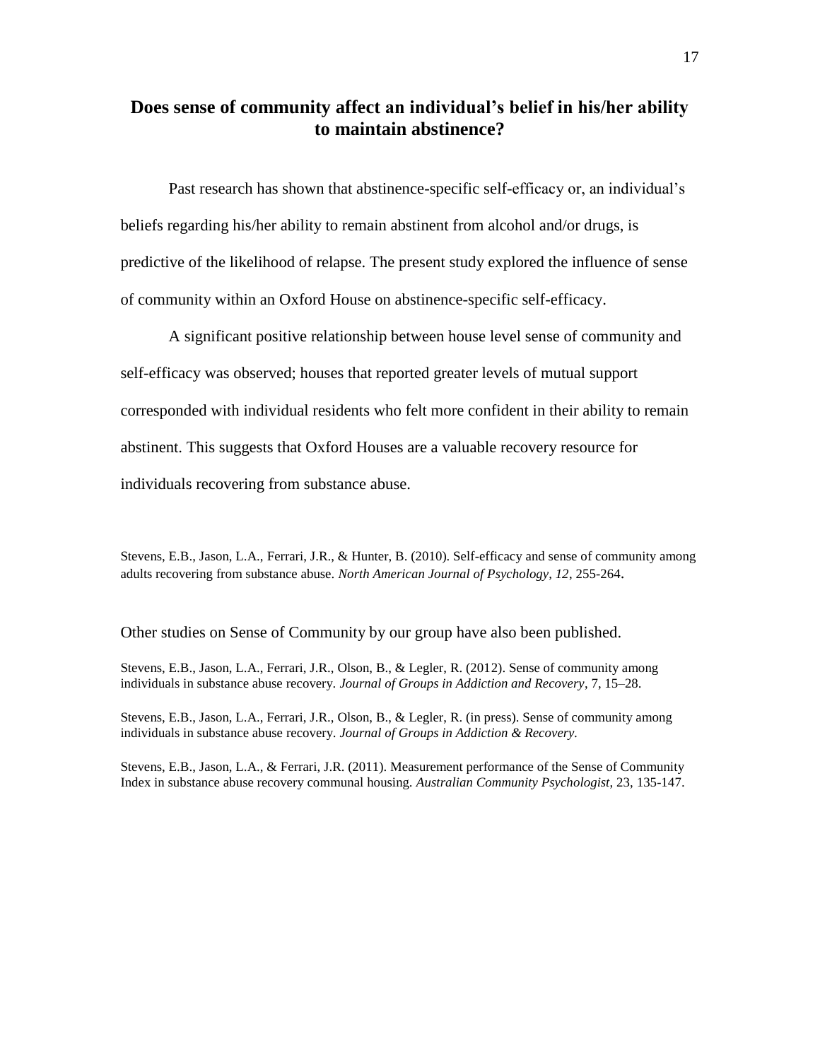## Does sense of community affect an individual's belief in his/her ability to maintain abstinence?

Past research has shown that abstinence-specific self-efficacy or, an individual's beliefs regarding his/her ability to remain abstinent from alcohol and/or drugs, is predictive of the likelihood of relapse. The present study explored the influence of sense of community within an Oxford House on abstinence-specific self-efficacy.

A significant positive relationship between house level sense of community and self-efficacy was observed; houses that reported greater levels of mutual support corresponded with individual residents who felt more confident in their ability to remain abstinent. This suggests that Oxford Houses are a valuable recovery resource for individuals recovering from substance abuse.

Stevens, E.B., Jason, L.A., Ferrari, J.R., & Hunter, B. (2010). Self-efficacy and sense of community among adults recovering from substance abuse. *North American Journal of Psychology, 12*, 255-264.

Other studies on Sense of Community by our group have also been published.

Stevens, E.B., Jason, L.A., Ferrari, J.R., Olson, B., & Legler, R. (2012). Sense of community among individuals in substance abuse recovery. *Journal of Groups in Addiction and Recovery*, 7, 15–28.

Stevens, E.B., Jason, L.A., Ferrari, J.R., Olson, B., & Legler, R. (in press). Sense of community among individuals in substance abuse recovery. *Journal of Groups in Addiction & Recovery.*

Stevens, E.B., Jason, L.A., & Ferrari, J.R. (2011). Measurement performance of the Sense of Community Index in substance abuse recovery communal housing. *Australian Community Psychologist*, 23, 135-147.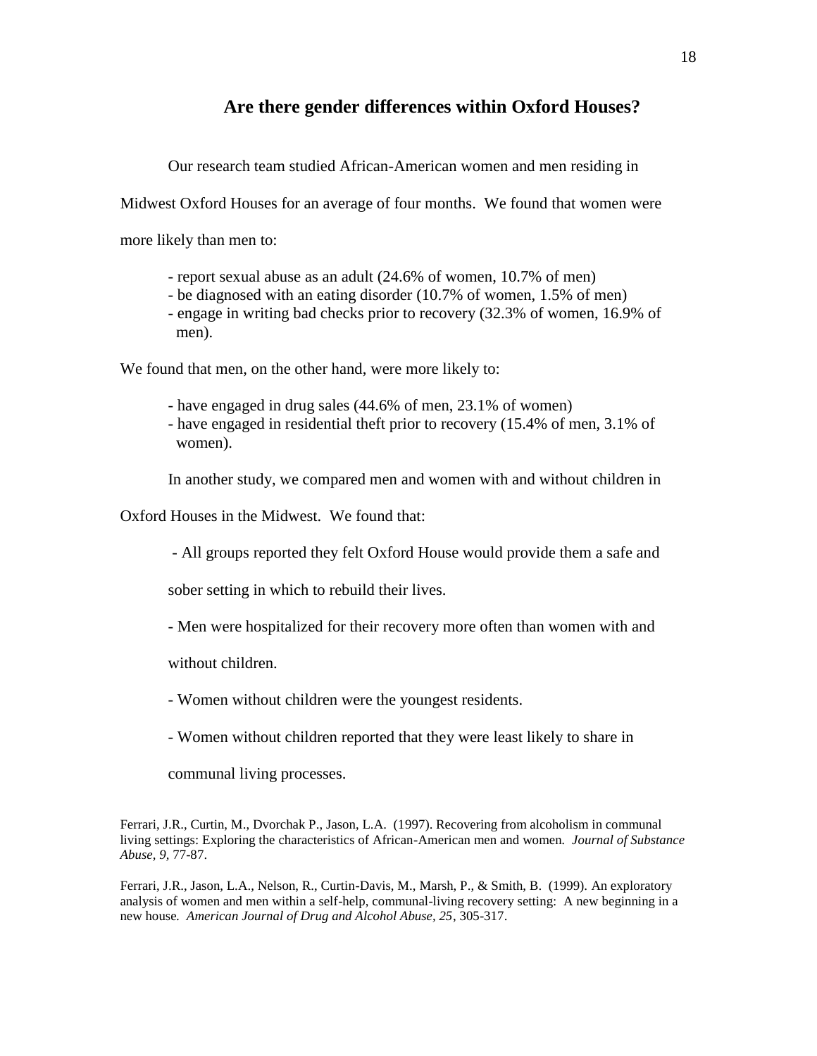## Are there gender differences within Oxford Houses?

Our research team studied African-American women and men residing in Midwest Oxford Houses for an average of four months. We found that women were more likely than men to:

- report sexual abuse as an adult (24.6% of women, 10.7% of men)
- be diagnosed with an eating disorder (10.7% of women, 1.5% of men)
- engage in writing bad checks prior to recovery (32.3% of women, 16.9% of men).

We found that men, on the other hand, were more likely to:

- have engaged in drug sales (44.6% of men, 23.1% of women)
- have engaged in residential theft prior to recovery (15.4% of men, 3.1% of women).

In another study, we compared men and women with and without children in Oxford Houses in the Midwest. We found that:

- All groups reported they felt Oxford House would provide them a safe and sober setting in which to rebuild their lives.
- Men were hospitalized for their recovery more often than women with and without children.
- Women without children were the youngest residents.
- Women without children reported that they were least likely to share in communal living processes.

Ferrari, J.R., Curtin, M., Dvorchak P., Jason, L.A. (1997). Recovering from alcoholism in communal living settings: Exploring the characteristics of African-American men and women. *Journal of Substance Abuse, 9*, 77-87.

Ferrari, J.R., Jason, L.A., Nelson, R., Curtin-Davis, M., Marsh, P., & Smith, B. (1999). An exploratory analysis of women and men within a self-help, communal-living recovery setting: A new beginning in a new house. *American Journal of Drug and Alcohol Abuse, 25*, 305-317.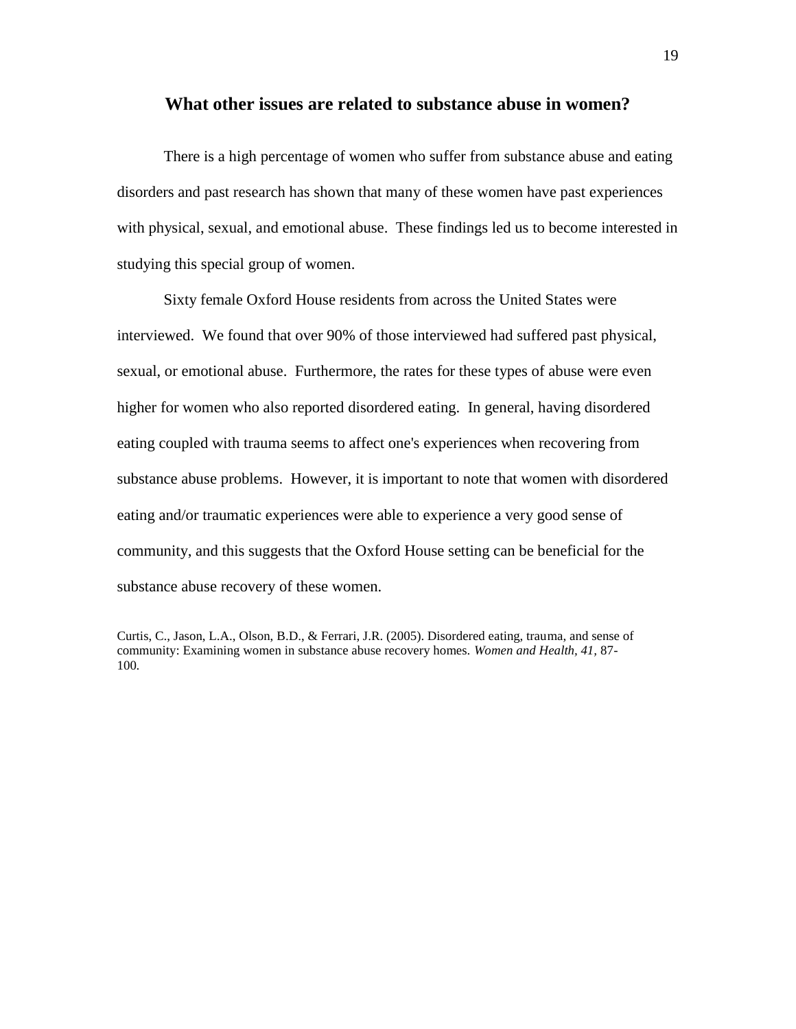## What other issues are related to substance abuse in women?

There is a high percentage of women who suffer from substance abuse and eating disorders and past research has shown that many of these women have past experiences with physical, sexual, and emotional abuse. These findings led us to become interested in studying this special group of women.

Sixty female Oxford House residents from across the United States were interviewed. We found that over 90% of those interviewed had suffered past physical, sexual, or emotional abuse. Furthermore, the rates for these types of abuse were even higher for women who also reported disordered eating. In general, having disordered eating coupled with trauma seems to affect one's experiences when recovering from substance abuse problems. However, it is important to note that women with disordered eating and/or traumatic experiences were able to experience a very good sense of community, and this suggests that the Oxford House setting can be beneficial for the substance abuse recovery of these women.

Curtis, C., Jason, L.A., Olson, B.D., & Ferrari, J.R. (2005). Disordered eating, trauma, and sense of community: Examining women in substance abuse recovery homes. *Women and Health, 41,* 87-100.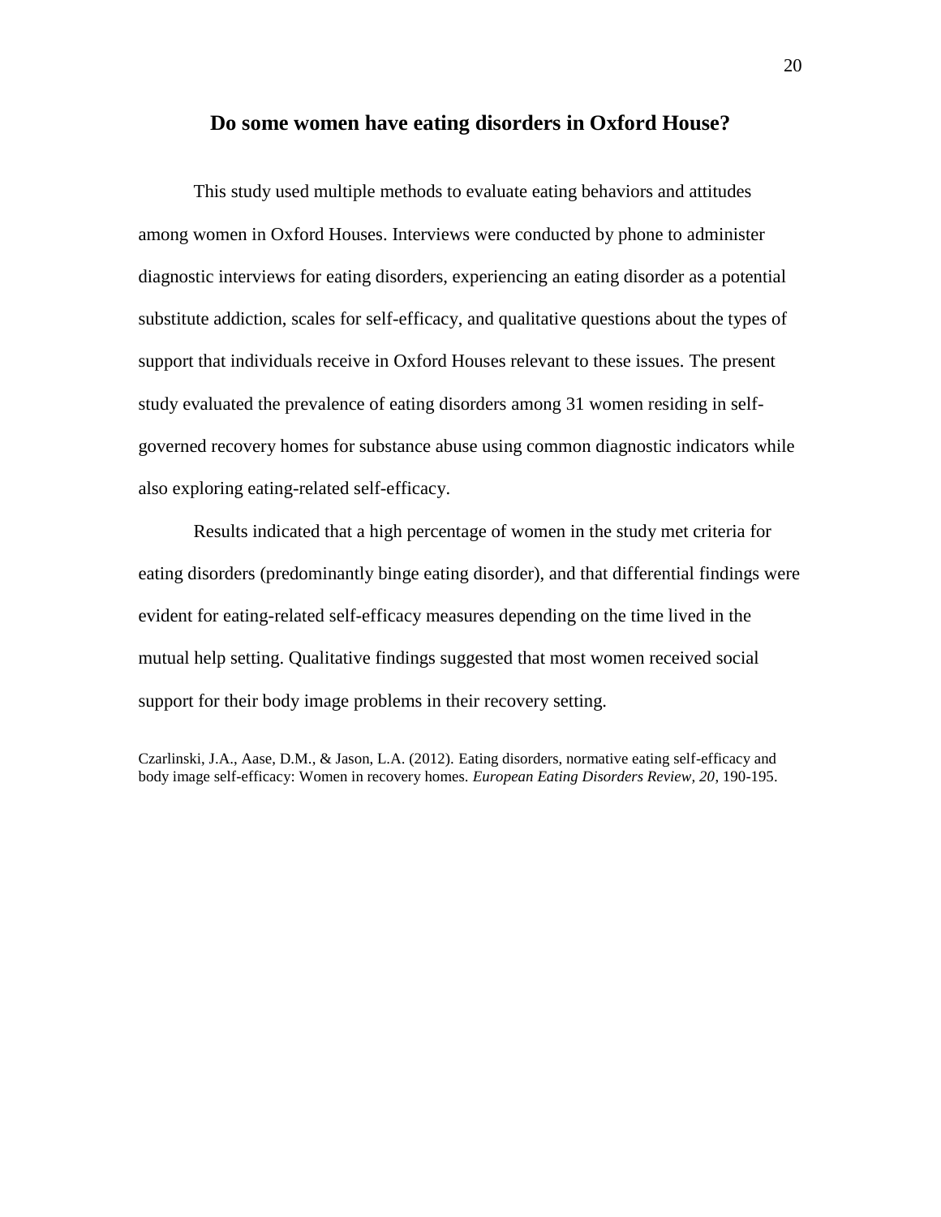## Do some women have eating disorders in Oxford House?

This study used multiple methods to evaluate eating behaviors and attitudes among women in Oxford Houses. Interviews were conducted by phone to administer diagnostic interviews for eating disorders, experiencing an eating disorder as a potential substitute addiction, scales for self-efficacy, and qualitative questions about the types of support that individuals receive in Oxford Houses relevant to these issues. The present study evaluated the prevalence of eating disorders among 31 women residing in self-governed recovery homes for substance abuse using common diagnostic indicators while also exploring eating-related self-efficacy.

Results indicated that a high percentage of women in the study met criteria for eating disorders (predominantly binge eating disorder), and that differential findings were evident for eating-related self-efficacy measures depending on the time lived in the mutual help setting. Qualitative findings suggested that most women received social support for their body image problems in their recovery setting.

Czarlinski, J.A., Aase, D.M., & Jason, L.A. (2012). Eating disorders, normative eating self-efficacy and body image self-efficacy: Women in recovery homes. *European Eating Disorders Review, 20*, 190-195.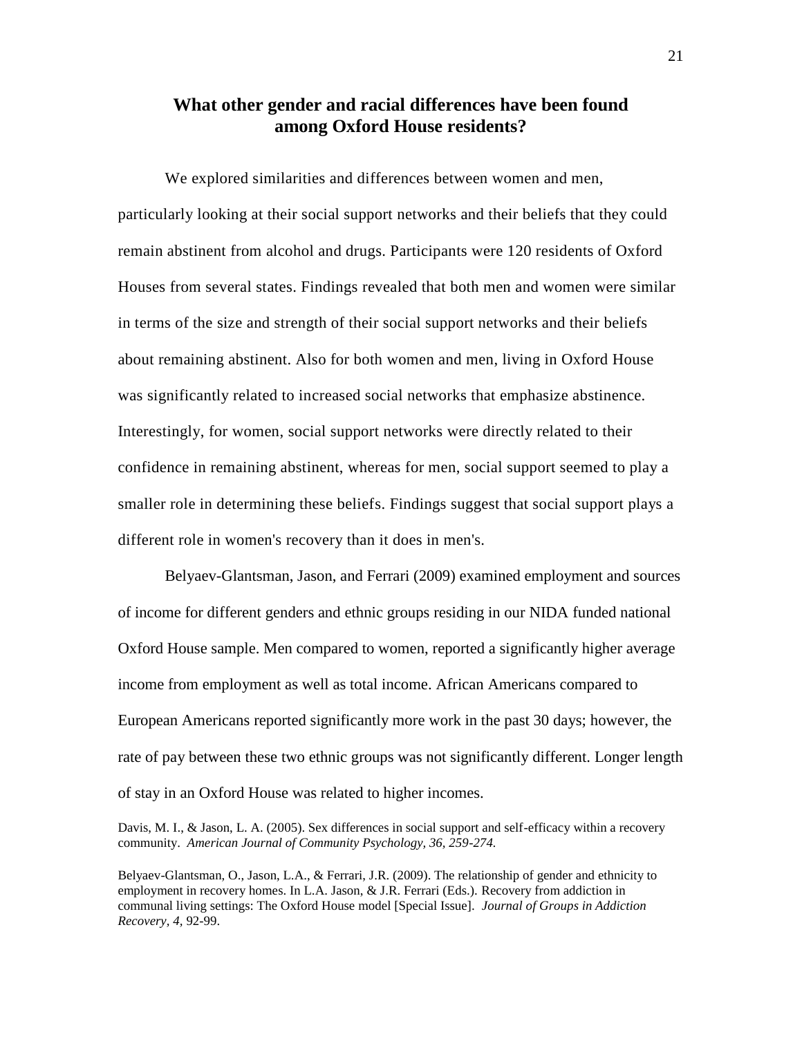## What other gender and racial differences have been found among Oxford House residents?

We explored similarities and differences between women and men, particularly looking at their social support networks and their beliefs that they could remain abstinent from alcohol and drugs. Participants were 120 residents of Oxford Houses from several states. Findings revealed that both men and women were similar in terms of the size and strength of their social support networks and their beliefs about remaining abstinent. Also for both women and men, living in Oxford House was significantly related to increased social networks that emphasize abstinence. Interestingly, for women, social support networks were directly related to their confidence in remaining abstinent, whereas for men, social support seemed to play a smaller role in determining these beliefs. Findings suggest that social support plays a different role in women's recovery than it does in men's.

Belyaev-Glantsman, Jason, and Ferrari (2009) examined employment and sources of income for different genders and ethnic groups residing in our NIDA funded national Oxford House sample. Men compared to women, reported a significantly higher average income from employment as well as total income. African Americans compared to European Americans reported significantly more work in the past 30 days; however, the rate of pay between these two ethnic groups was not significantly different. Longer length of stay in an Oxford House was related to higher incomes.

Davis, M. I., & Jason, L. A. (2005). Sex differences in social support and self-efficacy within a recovery community. *American Journal of Community Psychology, 36, 259-274.*

Belyaev-Glantsman, O., Jason, L.A., & Ferrari, J.R. (2009). The relationship of gender and ethnicity to employment in recovery homes. In L.A. Jason, & J.R. Ferrari (Eds.). Recovery from addiction in communal living settings: The Oxford House model [Special Issue]. *Journal of Groups in Addiction Recovery, 4,* 92-99.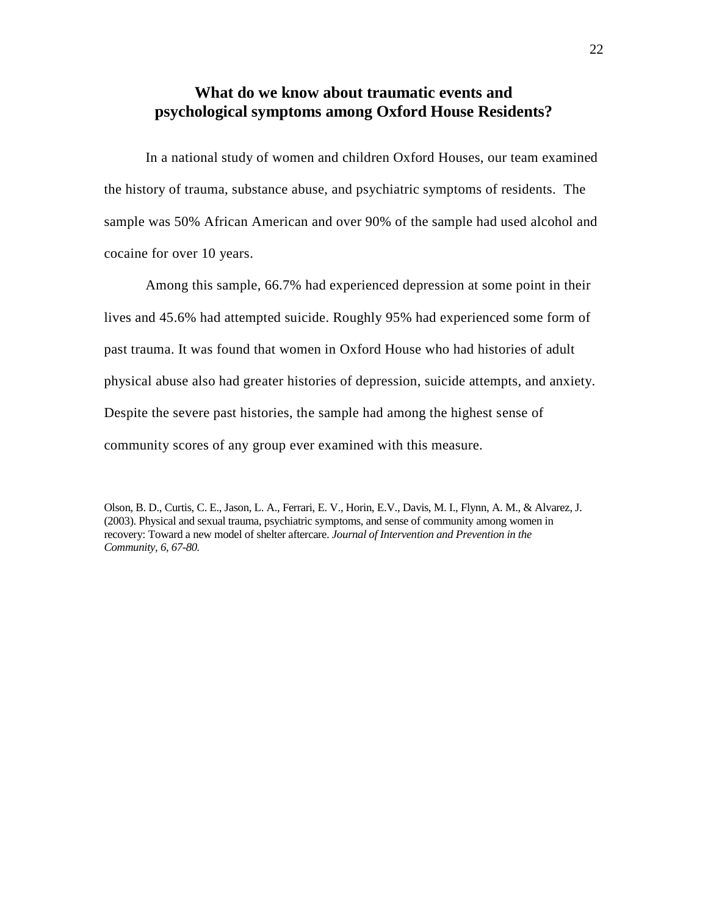## What do we know about traumatic events and psychological symptoms among Oxford House Residents?

In a national study of women and children Oxford Houses, our team examined the history of trauma, substance abuse, and psychiatric symptoms of residents. The sample was 50% African American and over 90% of the sample had used alcohol and cocaine for over 10 years.

Among this sample, 66.7% had experienced depression at some point in their lives and 45.6% had attempted suicide. Roughly 95% had experienced some form of past trauma. It was found that women in Oxford House who had histories of adult physical abuse also had greater histories of depression, suicide attempts, and anxiety. Despite the severe past histories, the sample had among the highest sense of community scores of any group ever examined with this measure.

Olson, B. D., Curtis, C. E., Jason, L. A., Ferrari, E. V., Horin, E.V., Davis, M. I., Flynn, A. M., & Alvarez, J. (2003). Physical and sexual trauma, psychiatric symptoms, and sense of community among women in recovery: Toward a new model of shelter aftercare. *Journal of Intervention and Prevention in the Community, 6, 67-80.*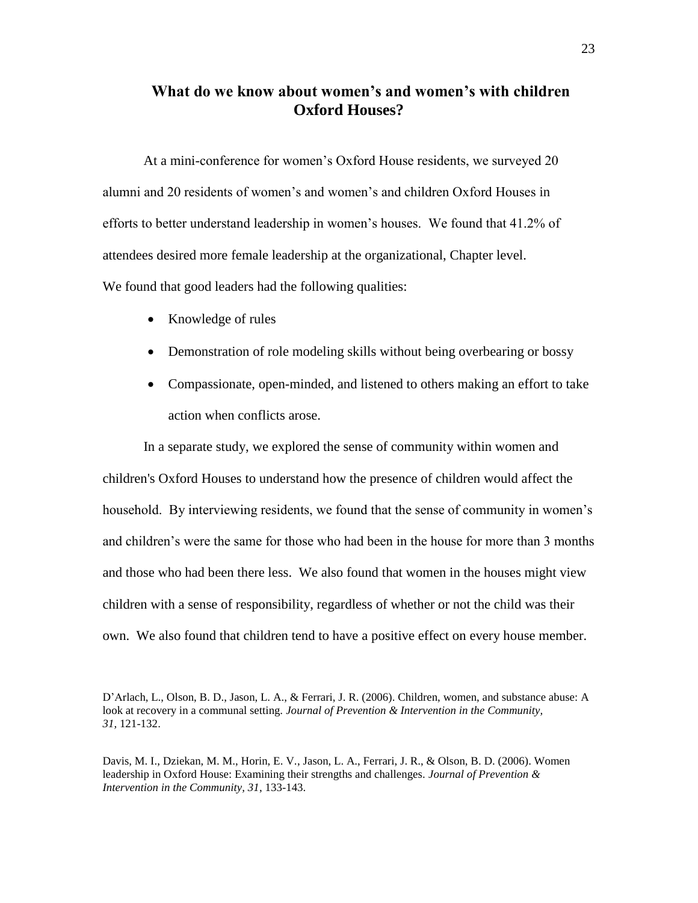## What do we know about women's and women's with children Oxford Houses?

At a mini-conference for women's Oxford House residents, we surveyed 20 alumni and 20 residents of women's and women's and children Oxford Houses in efforts to better understand leadership in women's houses. We found that 41.2% of attendees desired more female leadership at the organizational, Chapter level. We found that good leaders had the following qualities:

- Knowledge of rules
- Demonstration of role modeling skills without being overbearing or bossy
- Compassionate, open-minded, and listened to others making an effort to take action when conflicts arose.

In a separate study, we explored the sense of community within women and children's Oxford Houses to understand how the presence of children would affect the household. By interviewing residents, we found that the sense of community in women's and children's were the same for those who had been in the house for more than 3 months and those who had been there less. We also found that women in the houses might view children with a sense of responsibility, regardless of whether or not the child was their own. We also found that children tend to have a positive effect on every house member.

D'Arlach, L., Olson, B. D., Jason, L. A., & Ferrari, J. R. (2006). Children, women, and substance abuse: A look at recovery in a communal setting. *Journal of Prevention & Intervention in the Community, 31,* 121-132.

Davis, M. I., Dziekan, M. M., Horin, E. V., Jason, L. A., Ferrari, J. R., & Olson, B. D. (2006). Women leadership in Oxford House: Examining their strengths and challenges. *Journal of Prevention & Intervention in the Community, 31*, 133-143.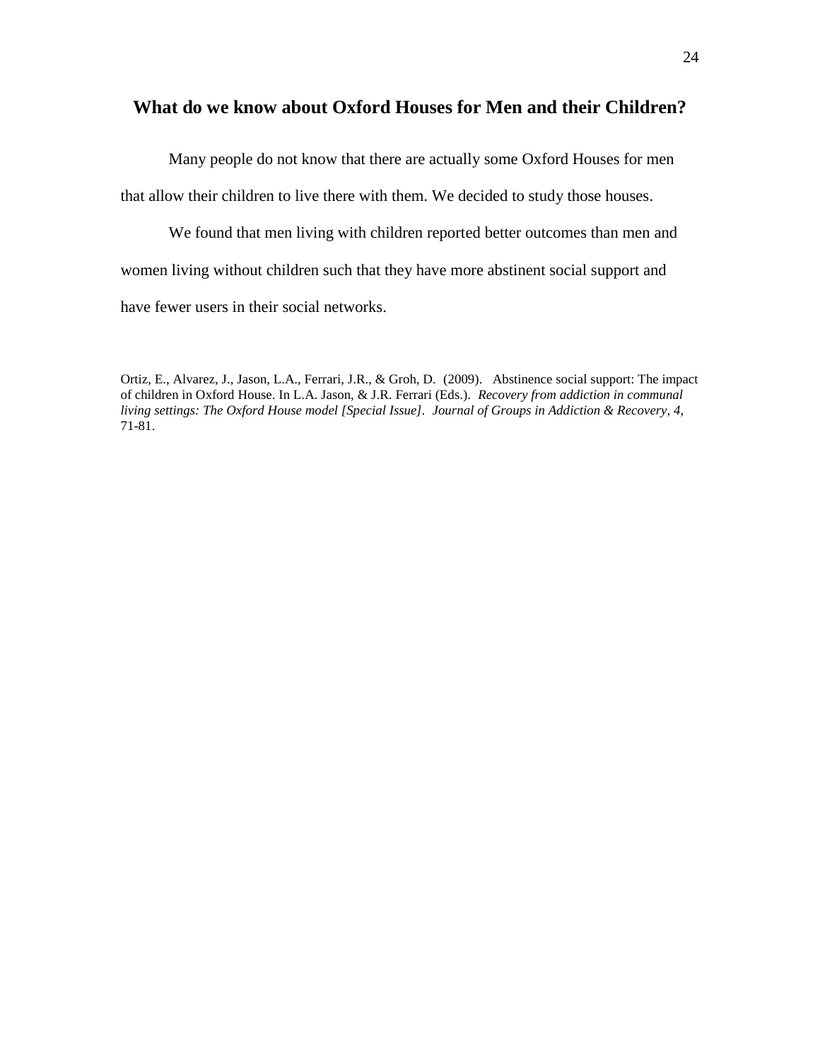## What do we know about Oxford Houses for Men and their Children?

Many people do not know that there are actually some Oxford Houses for men that allow their children to live there with them. We decided to study those houses.

We found that men living with children reported better outcomes than men and women living without children such that they have more abstinent social support and have fewer users in their social networks.

Ortiz, E., Alvarez, J., Jason, L.A., Ferrari, J.R., & Groh, D. (2009). Abstinence social support: The impact of children in Oxford House. In L.A. Jason, & J.R. Ferrari (Eds.). *Recovery from addiction in communal living settings: The Oxford House model [Special Issue]. Journal of Groups in Addiction & Recovery, 4,* 71-81.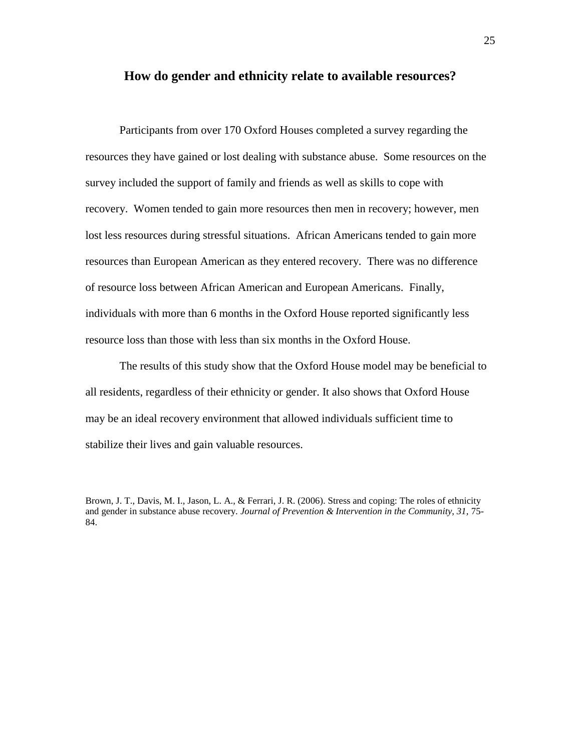## How do gender and ethnicity relate to available resources?

Participants from over 170 Oxford Houses completed a survey regarding the resources they have gained or lost dealing with substance abuse. Some resources on the survey included the support of family and friends as well as skills to cope with recovery. Women tended to gain more resources then men in recovery; however, men lost less resources during stressful situations. African Americans tended to gain more resources than European American as they entered recovery. There was no difference of resource loss between African American and European Americans. Finally, individuals with more than 6 months in the Oxford House reported significantly less resource loss than those with less than six months in the Oxford House.

The results of this study show that the Oxford House model may be beneficial to all residents, regardless of their ethnicity or gender. It also shows that Oxford House may be an ideal recovery environment that allowed individuals sufficient time to stabilize their lives and gain valuable resources.

Brown, J. T., Davis, M. I., Jason, L. A., & Ferrari, J. R. (2006). Stress and coping: The roles of ethnicity and gender in substance abuse recovery. *Journal of Prevention & Intervention in the Community, 31*, 75-84.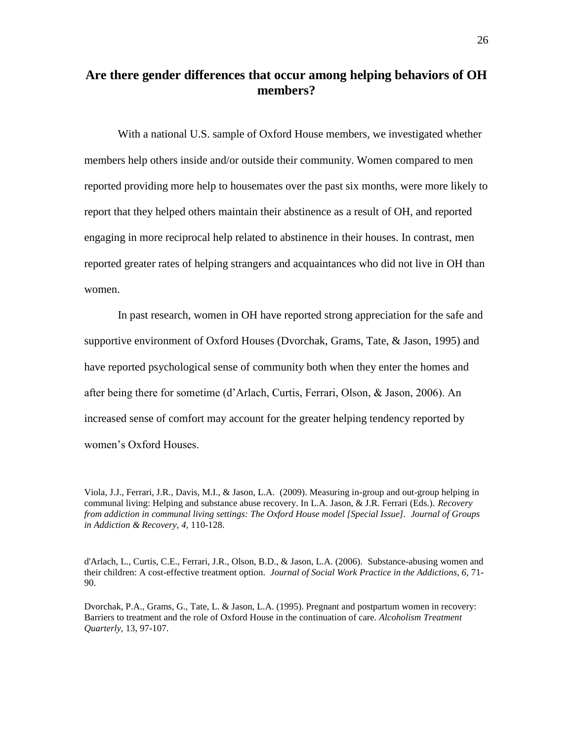## Are there gender differences that occur among helping behaviors of OH members?

With a national U.S. sample of Oxford House members, we investigated whether members help others inside and/or outside their community. Women compared to men reported providing more help to housemates over the past six months, were more likely to report that they helped others maintain their abstinence as a result of OH, and reported engaging in more reciprocal help related to abstinence in their houses. In contrast, men reported greater rates of helping strangers and acquaintances who did not live in OH than women.

In past research, women in OH have reported strong appreciation for the safe and supportive environment of Oxford Houses (Dvorchak, Grams, Tate, & Jason, 1995) and have reported psychological sense of community both when they enter the homes and after being there for sometime (d'Arlach, Curtis, Ferrari, Olson, & Jason, 2006). An increased sense of comfort may account for the greater helping tendency reported by women's Oxford Houses.

Viola, J.J., Ferrari, J.R., Davis, M.I., & Jason, L.A. (2009). Measuring in-group and out-group helping in communal living: Helping and substance abuse recovery. In L.A. Jason, & J.R. Ferrari (Eds.). *Recovery from addiction in communal living settings: The Oxford House model [Special Issue]. Journal of Groups in Addiction & Recovery, 4,* 110-128.

d'Arlach, L., Curtis, C.E., Ferrari, J.R., Olson, B.D., & Jason, L.A. (2006). Substance-abusing women and their children: A cost-effective treatment option. *Journal of Social Work Practice in the Addictions, 6,* 71-90.

Dvorchak, P.A., Grams, G., Tate, L. & Jason, L.A. (1995). Pregnant and postpartum women in recovery: Barriers to treatment and the role of Oxford House in the continuation of care. *Alcoholism Treatment Quarterly,* 13, 97-107.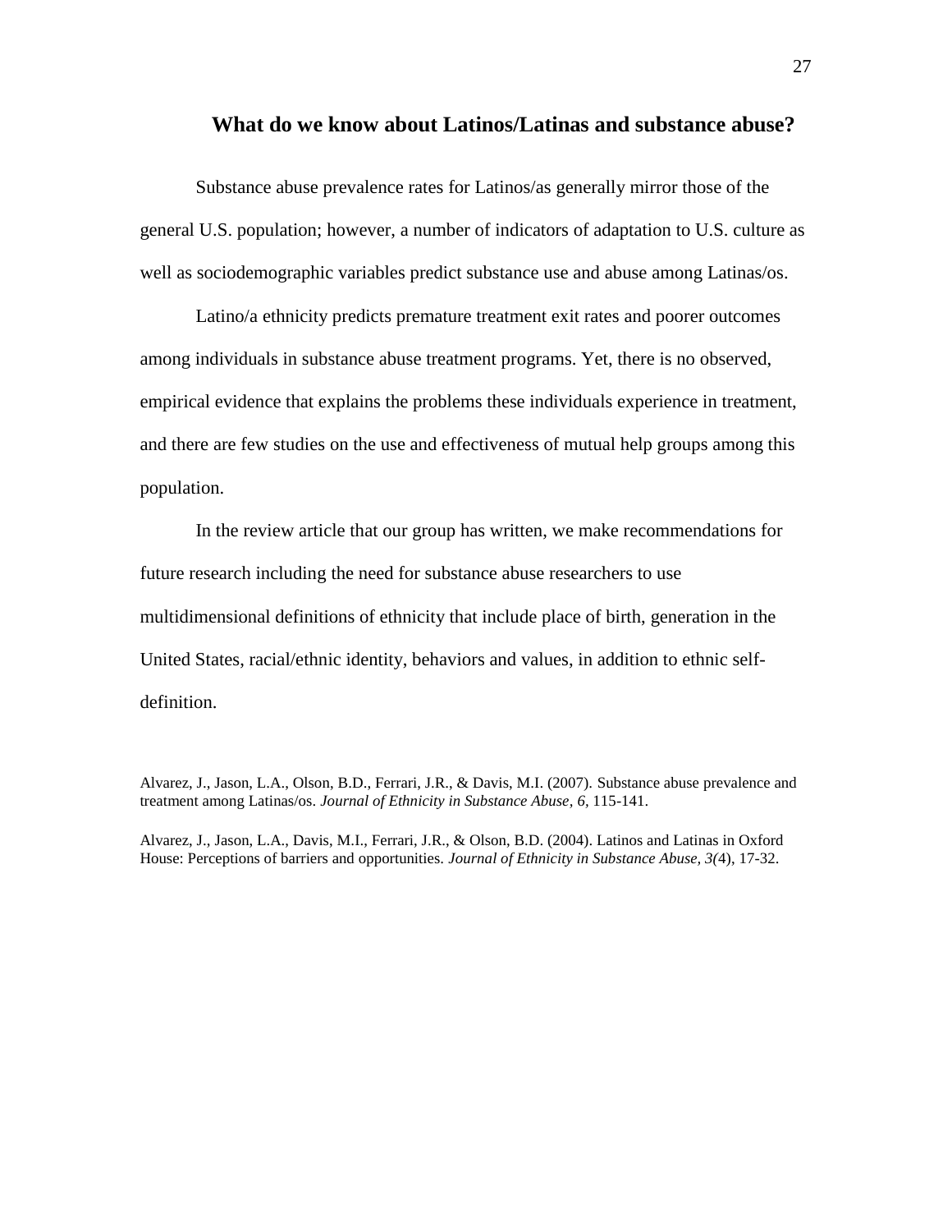## What do we know about Latinos/Latinas and substance abuse?

Substance abuse prevalence rates for Latinos/as generally mirror those of the general U.S. population; however, a number of indicators of adaptation to U.S. culture as well as sociodemographic variables predict substance use and abuse among Latinas/os.

Latino/a ethnicity predicts premature treatment exit rates and poorer outcomes among individuals in substance abuse treatment programs. Yet, there is no observed, empirical evidence that explains the problems these individuals experience in treatment, and there are few studies on the use and effectiveness of mutual help groups among this population.

In the review article that our group has written, we make recommendations for future research including the need for substance abuse researchers to use multidimensional definitions of ethnicity that include place of birth, generation in the United States, racial/ethnic identity, behaviors and values, in addition to ethnic self-definition.

Alvarez, J., Jason, L.A., Olson, B.D., Ferrari, J.R., & Davis, M.I. (2007). Substance abuse prevalence and treatment among Latinas/os. *Journal of Ethnicity in Substance Abuse, 6,* 115-141.

Alvarez, J., Jason, L.A., Davis, M.I., Ferrari, J.R., & Olson, B.D. (2004). Latinos and Latinas in Oxford House: Perceptions of barriers and opportunities. *Journal of Ethnicity in Substance Abuse, 3(*4), 17-32.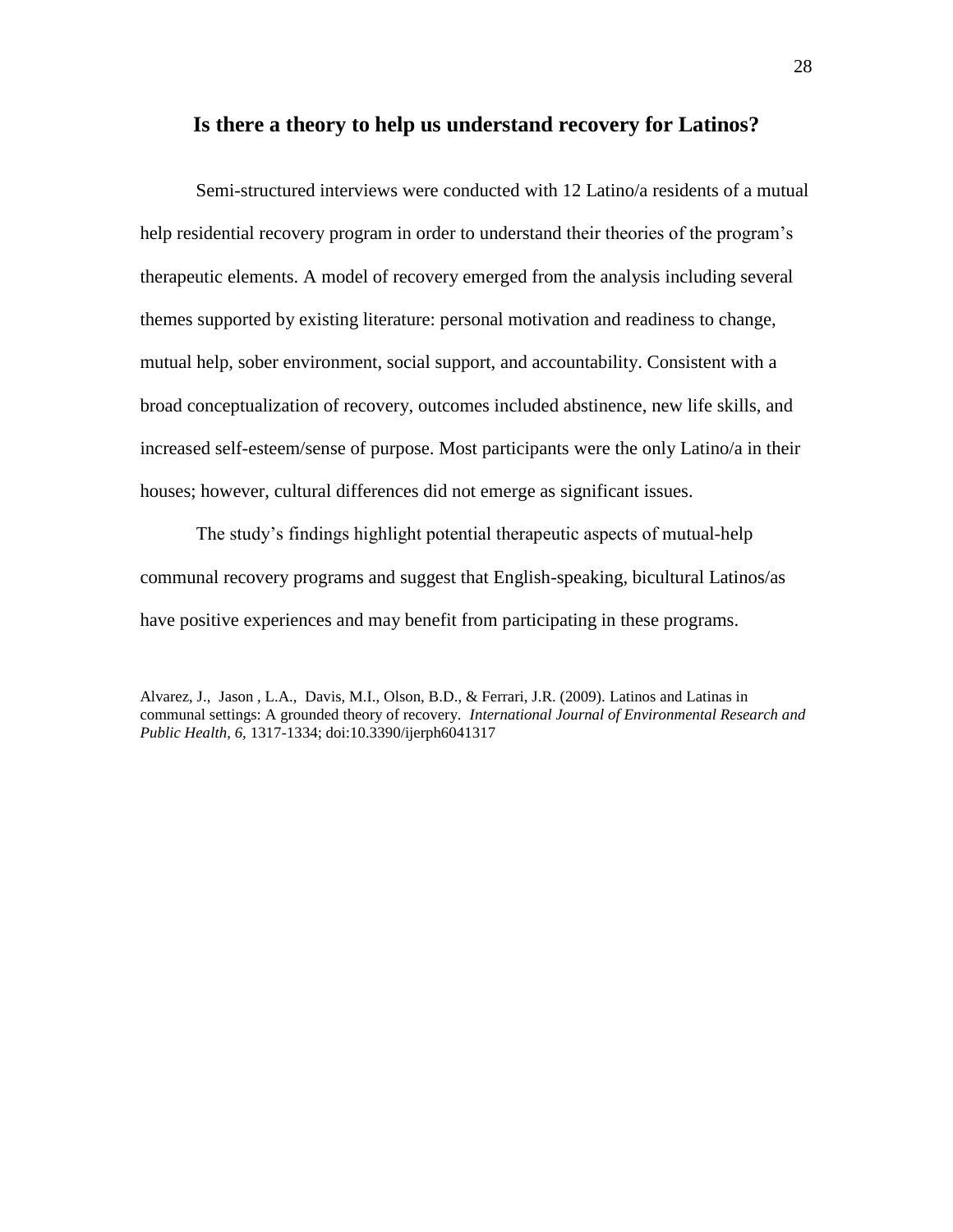## Is there a theory to help us understand recovery for Latinos?

Semi-structured interviews were conducted with 12 Latino/a residents of a mutual help residential recovery program in order to understand their theories of the program's therapeutic elements. A model of recovery emerged from the analysis including several themes supported by existing literature: personal motivation and readiness to change, mutual help, sober environment, social support, and accountability. Consistent with a broad conceptualization of recovery, outcomes included abstinence, new life skills, and increased self-esteem/sense of purpose. Most participants were the only Latino/a in their houses; however, cultural differences did not emerge as significant issues.

The study's findings highlight potential therapeutic aspects of mutual-help communal recovery programs and suggest that English-speaking, bicultural Latinos/as have positive experiences and may benefit from participating in these programs.

Alvarez, J., Jason , L.A., Davis, M.I., Olson, B.D., & Ferrari, J.R. (2009). Latinos and Latinas in communal settings: A grounded theory of recovery. *International Journal of Environmental Research and Public Health, 6,* 1317-1334; doi:10.3390/ijerph6041317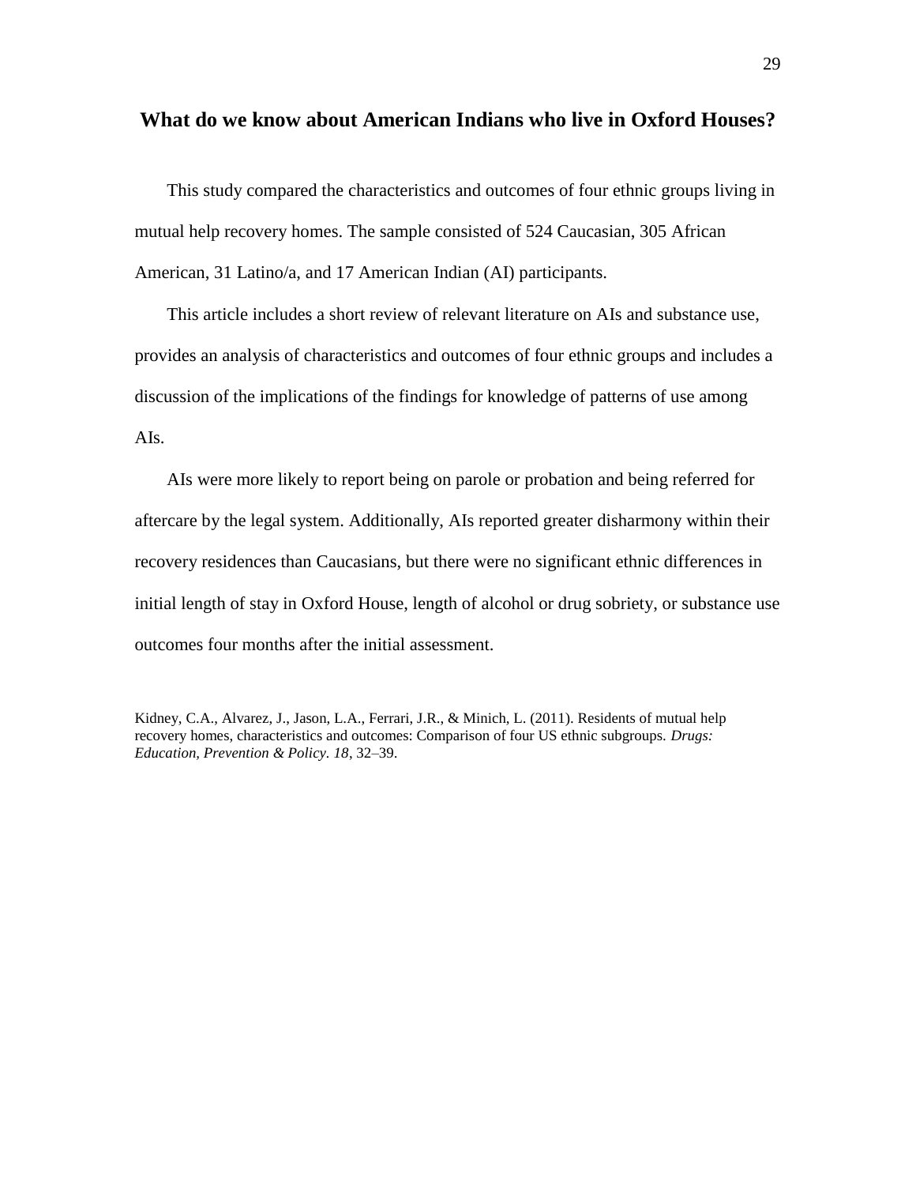## What do we know about American Indians who live in Oxford Houses?

This study compared the characteristics and outcomes of four ethnic groups living in mutual help recovery homes. The sample consisted of 524 Caucasian, 305 African American, 31 Latino/a, and 17 American Indian (AI) participants.

This article includes a short review of relevant literature on AIs and substance use, provides an analysis of characteristics and outcomes of four ethnic groups and includes a discussion of the implications of the findings for knowledge of patterns of use among AIs.

AIs were more likely to report being on parole or probation and being referred for aftercare by the legal system. Additionally, AIs reported greater disharmony within their recovery residences than Caucasians, but there were no significant ethnic differences in initial length of stay in Oxford House, length of alcohol or drug sobriety, or substance use outcomes four months after the initial assessment.

Kidney, C.A., Alvarez, J., Jason, L.A., Ferrari, J.R., & Minich, L. (2011). Residents of mutual help recovery homes, characteristics and outcomes: Comparison of four US ethnic subgroups. *Drugs: Education, Prevention & Policy. 18*, 32–39.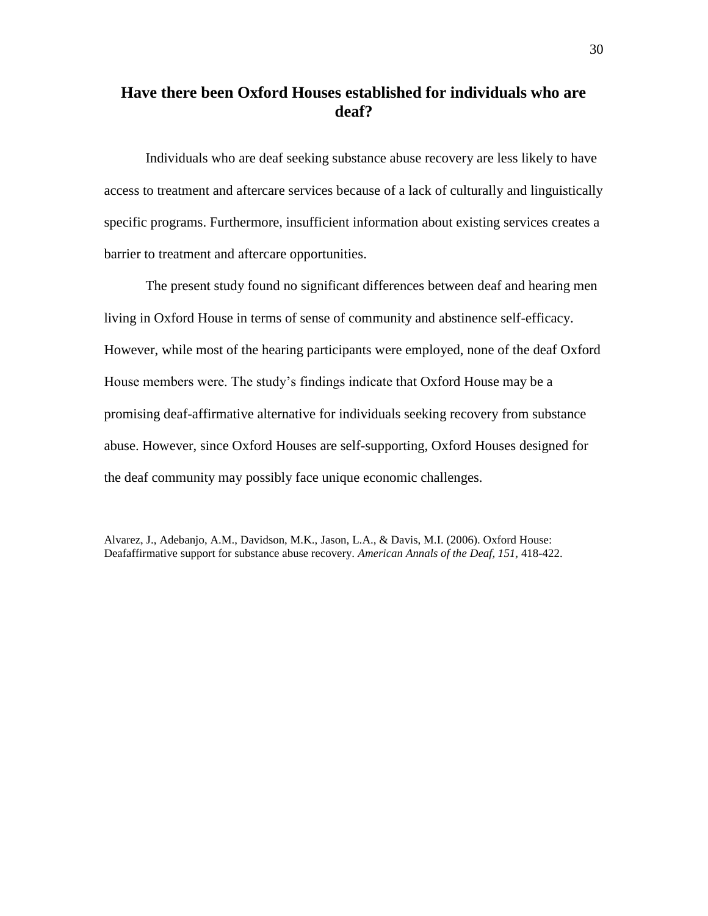## Have there been Oxford Houses established for individuals who are deaf?

Individuals who are deaf seeking substance abuse recovery are less likely to have access to treatment and aftercare services because of a lack of culturally and linguistically specific programs. Furthermore, insufficient information about existing services creates a barrier to treatment and aftercare opportunities.

The present study found no significant differences between deaf and hearing men living in Oxford House in terms of sense of community and abstinence self-efficacy. However, while most of the hearing participants were employed, none of the deaf Oxford House members were. The study's findings indicate that Oxford House may be a promising deaf-affirmative alternative for individuals seeking recovery from substance abuse. However, since Oxford Houses are self-supporting, Oxford Houses designed for the deaf community may possibly face unique economic challenges.

Alvarez, J., Adebanjo, A.M., Davidson, M.K., Jason, L.A., & Davis, M.I. (2006). Oxford House: Deafaffirmative support for substance abuse recovery. *American Annals of the Deaf, 151,* 418-422.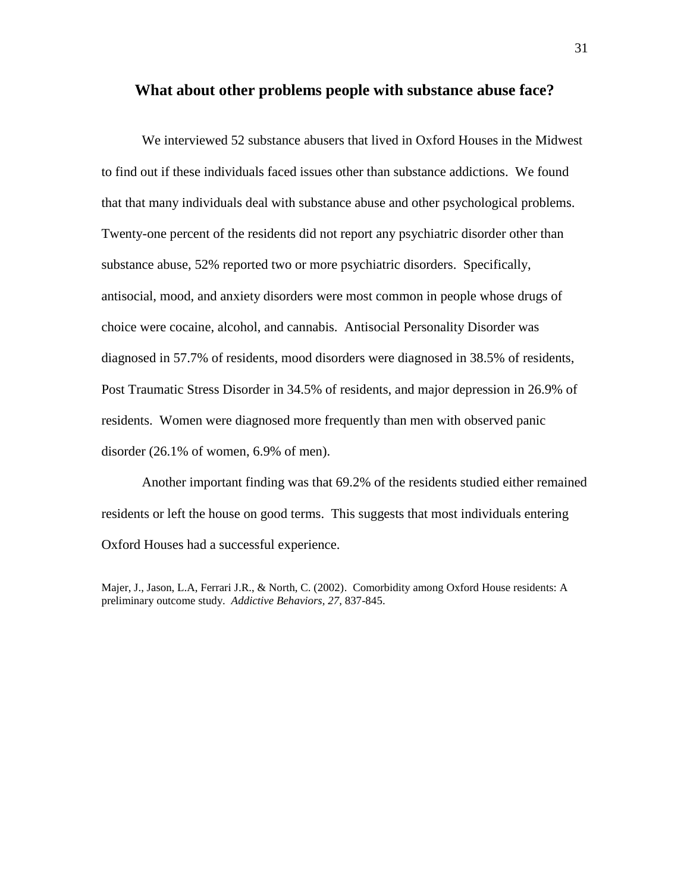## What about other problems people with substance abuse face?

We interviewed 52 substance abusers that lived in Oxford Houses in the Midwest to find out if these individuals faced issues other than substance addictions. We found that that many individuals deal with substance abuse and other psychological problems. Twenty-one percent of the residents did not report any psychiatric disorder other than substance abuse, 52% reported two or more psychiatric disorders. Specifically, antisocial, mood, and anxiety disorders were most common in people whose drugs of choice were cocaine, alcohol, and cannabis. Antisocial Personality Disorder was diagnosed in 57.7% of residents, mood disorders were diagnosed in 38.5% of residents, Post Traumatic Stress Disorder in 34.5% of residents, and major depression in 26.9% of residents. Women were diagnosed more frequently than men with observed panic disorder (26.1% of women, 6.9% of men).

Another important finding was that 69.2% of the residents studied either remained residents or left the house on good terms. This suggests that most individuals entering Oxford Houses had a successful experience.

Majer, J., Jason, L.A, Ferrari J.R., & North, C. (2002). Comorbidity among Oxford House residents: A preliminary outcome study. *Addictive Behaviors, 27*, 837-845.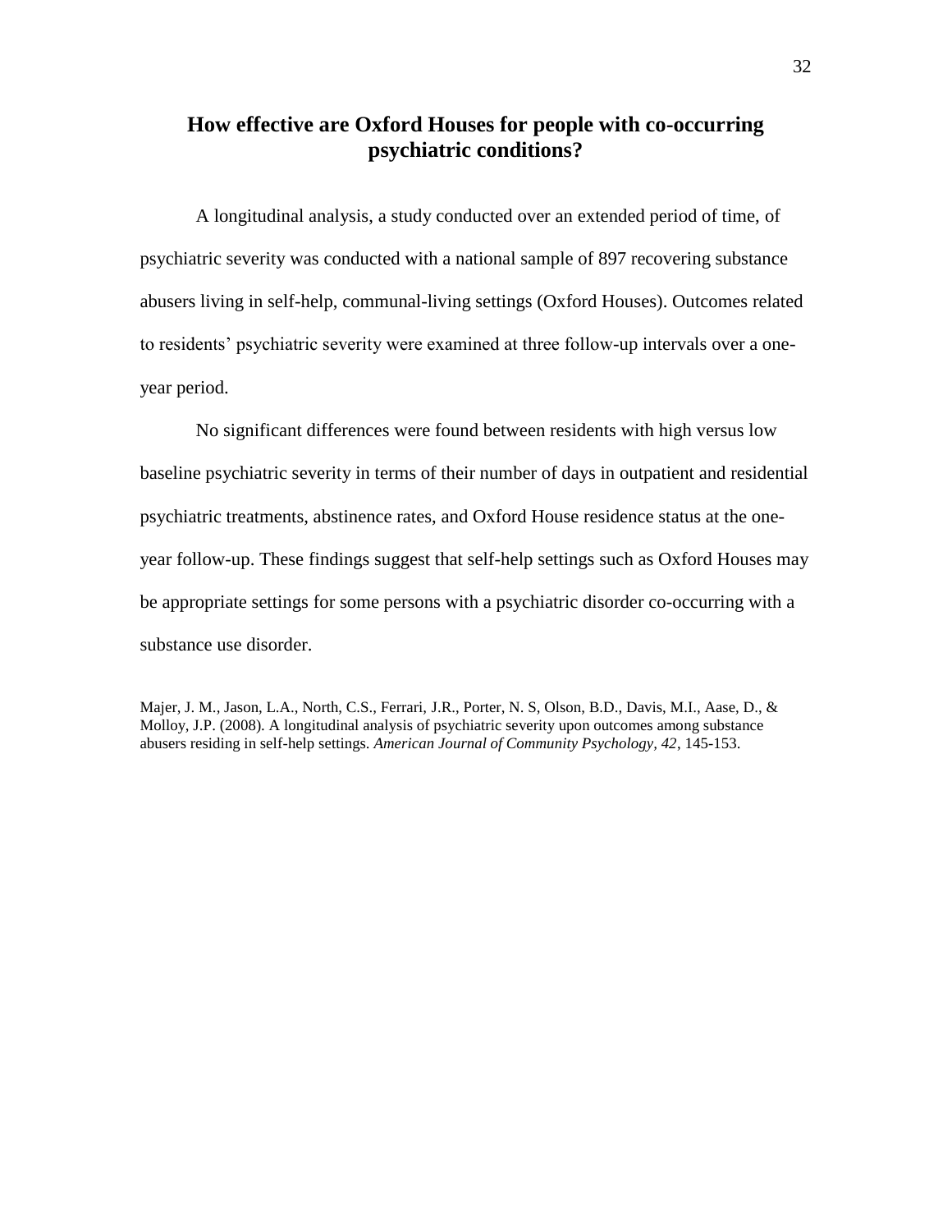## How effective are Oxford Houses for people with co-occurring psychiatric conditions?

A longitudinal analysis, a study conducted over an extended period of time, of psychiatric severity was conducted with a national sample of 897 recovering substance abusers living in self-help, communal-living settings (Oxford Houses). Outcomes related to residents' psychiatric severity were examined at three follow-up intervals over a one-year period.

No significant differences were found between residents with high versus low baseline psychiatric severity in terms of their number of days in outpatient and residential psychiatric treatments, abstinence rates, and Oxford House residence status at the one-year follow-up. These findings suggest that self-help settings such as Oxford Houses may be appropriate settings for some persons with a psychiatric disorder co-occurring with a substance use disorder.

Majer, J. M., Jason, L.A., North, C.S., Ferrari, J.R., Porter, N. S, Olson, B.D., Davis, M.I., Aase, D., & Molloy, J.P. (2008). A longitudinal analysis of psychiatric severity upon outcomes among substance abusers residing in self-help settings. *American Journal of Community Psychology, 42*, 145-153.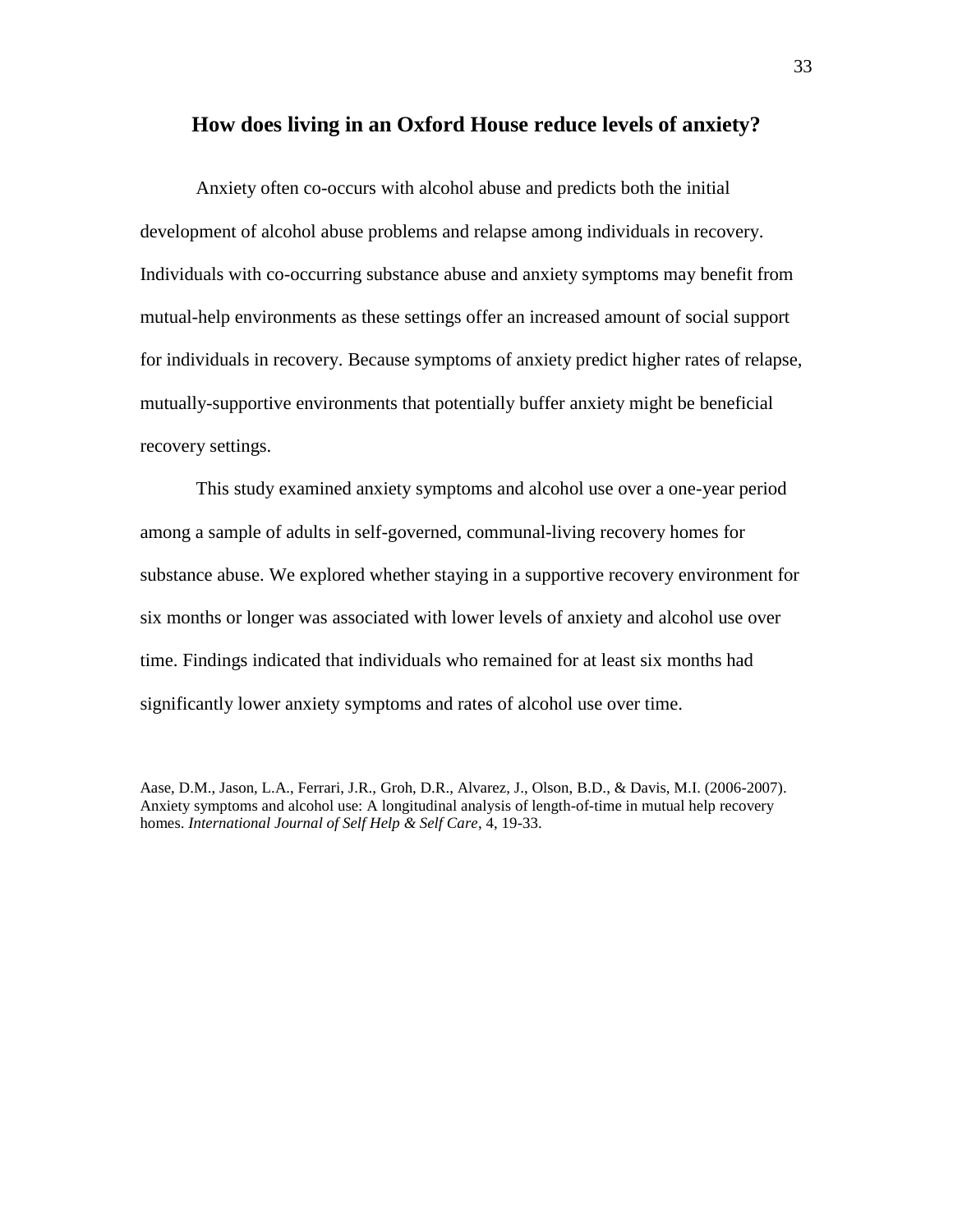## How does living in an Oxford House reduce levels of anxiety?

Anxiety often co-occurs with alcohol abuse and predicts both the initial development of alcohol abuse problems and relapse among individuals in recovery. Individuals with co-occurring substance abuse and anxiety symptoms may benefit from mutual-help environments as these settings offer an increased amount of social support for individuals in recovery. Because symptoms of anxiety predict higher rates of relapse, mutually-supportive environments that potentially buffer anxiety might be beneficial recovery settings.

This study examined anxiety symptoms and alcohol use over a one-year period among a sample of adults in self-governed, communal-living recovery homes for substance abuse. We explored whether staying in a supportive recovery environment for six months or longer was associated with lower levels of anxiety and alcohol use over time. Findings indicated that individuals who remained for at least six months had significantly lower anxiety symptoms and rates of alcohol use over time.

Aase, D.M., Jason, L.A., Ferrari, J.R., Groh, D.R., Alvarez, J., Olson, B.D., & Davis, M.I. (2006-2007). Anxiety symptoms and alcohol use: A longitudinal analysis of length-of-time in mutual help recovery homes. *International Journal of Self Help & Self Care*, 4, 19-33.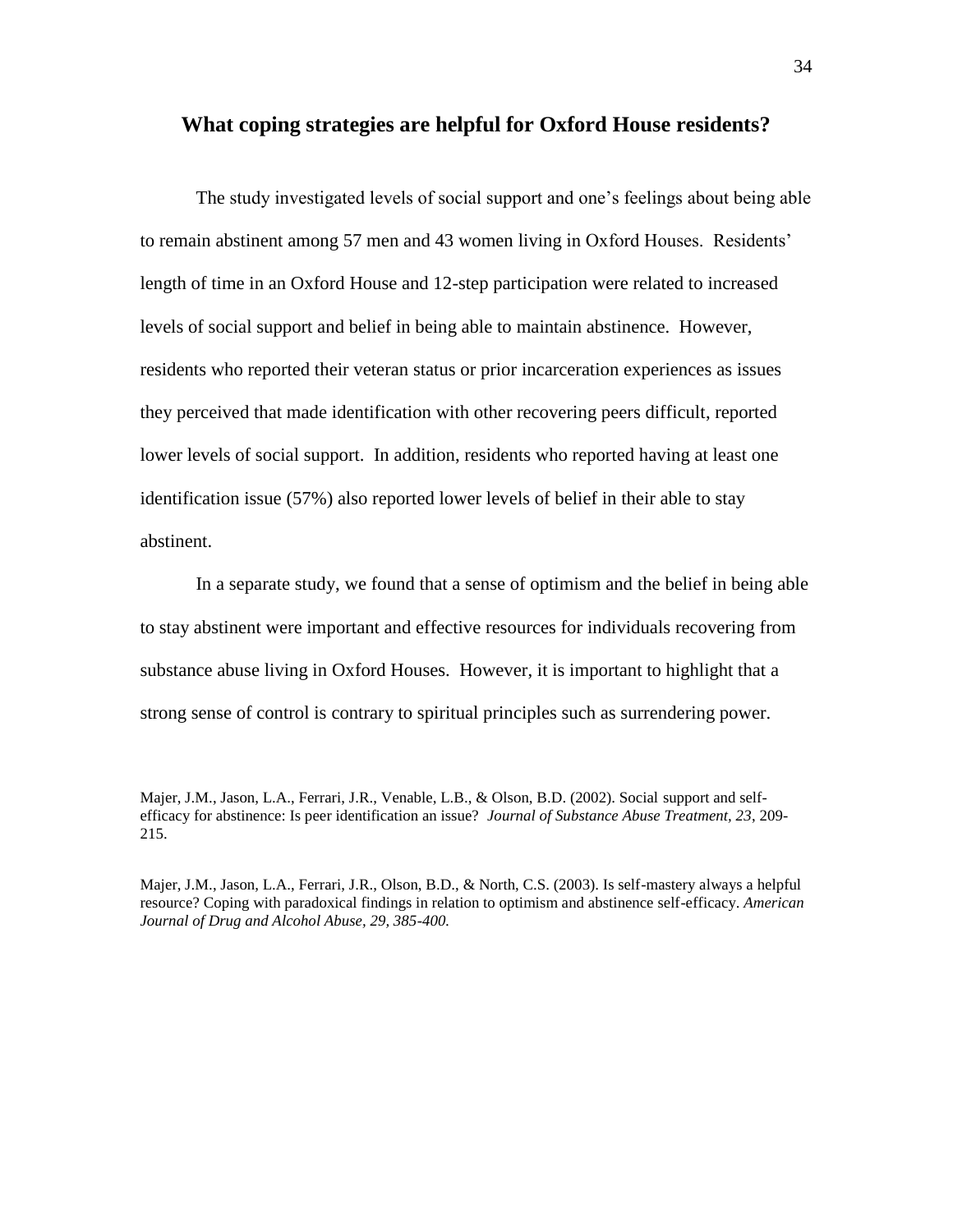## What coping strategies are helpful for Oxford House residents?

The study investigated levels of social support and one's feelings about being able to remain abstinent among 57 men and 43 women living in Oxford Houses. Residents' length of time in an Oxford House and 12-step participation were related to increased levels of social support and belief in being able to maintain abstinence. However, residents who reported their veteran status or prior incarceration experiences as issues they perceived that made identification with other recovering peers difficult, reported lower levels of social support. In addition, residents who reported having at least one identification issue (57%) also reported lower levels of belief in their able to stay abstinent.

In a separate study, we found that a sense of optimism and the belief in being able to stay abstinent were important and effective resources for individuals recovering from substance abuse living in Oxford Houses. However, it is important to highlight that a strong sense of control is contrary to spiritual principles such as surrendering power.

Majer, J.M., Jason, L.A., Ferrari, J.R., Venable, L.B., & Olson, B.D. (2002). Social support and self-efficacy for abstinence: Is peer identification an issue? *Journal of Substance Abuse Treatment, 23*, 209-215.

Majer, J.M., Jason, L.A., Ferrari, J.R., Olson, B.D., & North, C.S. (2003). Is self-mastery always a helpful resource? Coping with paradoxical findings in relation to optimism and abstinence self-efficacy. *American Journal of Drug and Alcohol Abuse, 29, 385-400.*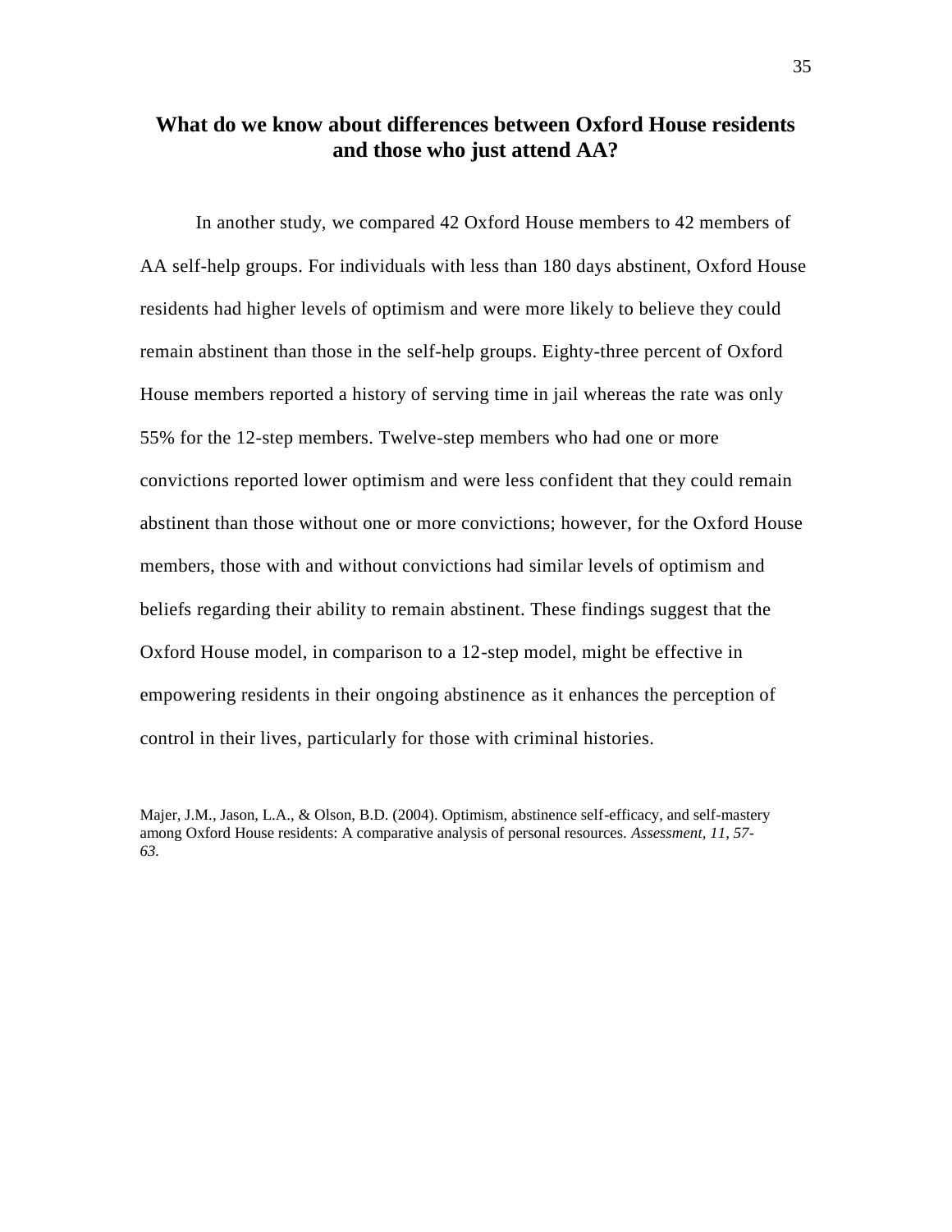## What do we know about differences between Oxford House residents and those who just attend AA?

In another study, we compared 42 Oxford House members to 42 members of AA self-help groups. For individuals with less than 180 days abstinent, Oxford House residents had higher levels of optimism and were more likely to believe they could remain abstinent than those in the self-help groups. Eighty-three percent of Oxford House members reported a history of serving time in jail whereas the rate was only 55% for the 12-step members. Twelve-step members who had one or more convictions reported lower optimism and were less confident that they could remain abstinent than those without one or more convictions; however, for the Oxford House members, those with and without convictions had similar levels of optimism and beliefs regarding their ability to remain abstinent. These findings suggest that the Oxford House model, in comparison to a 12-step model, might be effective in empowering residents in their ongoing abstinence as it enhances the perception of control in their lives, particularly for those with criminal histories.

Majer, J.M., Jason, L.A., & Olson, B.D. (2004). Optimism, abstinence self-efficacy, and self-mastery among Oxford House residents: A comparative analysis of personal resources. *Assessment, 11, 57-63.*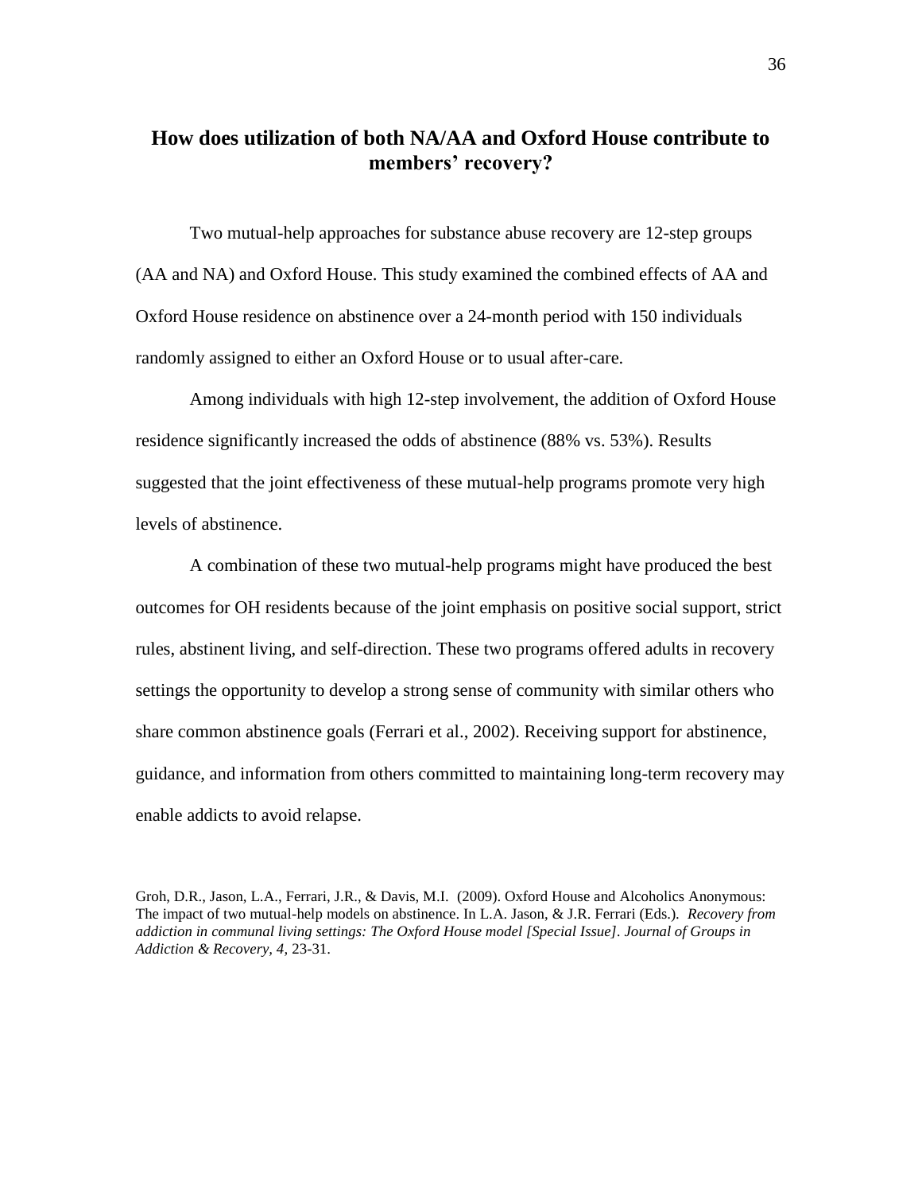## How does utilization of both NA/AA and Oxford House contribute to members' recovery?

Two mutual-help approaches for substance abuse recovery are 12-step groups (AA and NA) and Oxford House. This study examined the combined effects of AA and Oxford House residence on abstinence over a 24-month period with 150 individuals randomly assigned to either an Oxford House or to usual after-care.

Among individuals with high 12-step involvement, the addition of Oxford House residence significantly increased the odds of abstinence (88% vs. 53%). Results suggested that the joint effectiveness of these mutual-help programs promote very high levels of abstinence.

A combination of these two mutual-help programs might have produced the best outcomes for OH residents because of the joint emphasis on positive social support, strict rules, abstinent living, and self-direction. These two programs offered adults in recovery settings the opportunity to develop a strong sense of community with similar others who share common abstinence goals (Ferrari et al., 2002). Receiving support for abstinence, guidance, and information from others committed to maintaining long-term recovery may enable addicts to avoid relapse.

Groh, D.R., Jason, L.A., Ferrari, J.R., & Davis, M.I. (2009). Oxford House and Alcoholics Anonymous: The impact of two mutual-help models on abstinence. In L.A. Jason, & J.R. Ferrari (Eds.). *Recovery from addiction in communal living settings: The Oxford House model [Special Issue]. Journal of Groups in Addiction & Recovery, 4*, 23-31.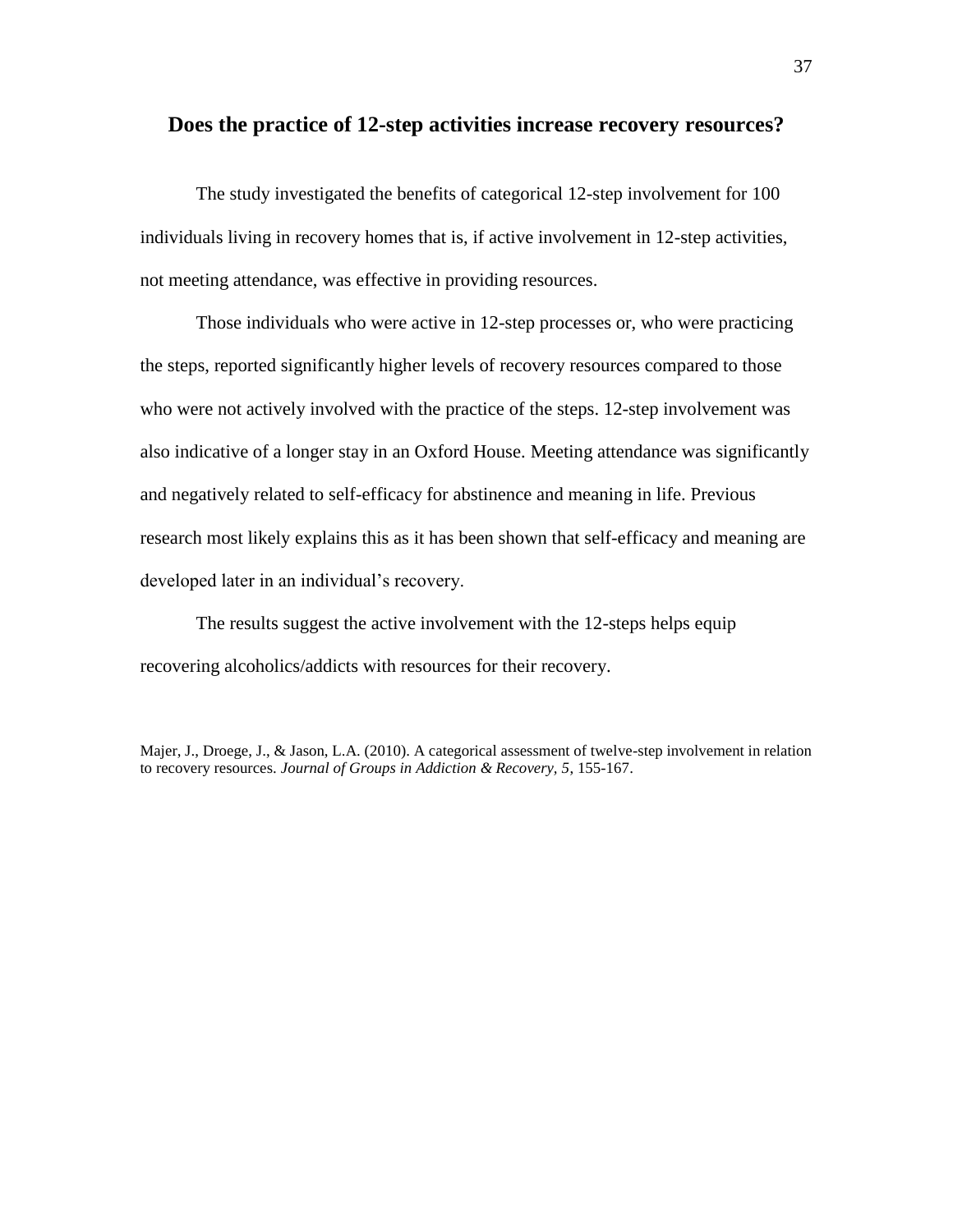## Does the practice of 12-step activities increase recovery resources?

The study investigated the benefits of categorical 12-step involvement for 100 individuals living in recovery homes that is, if active involvement in 12-step activities, not meeting attendance, was effective in providing resources.

Those individuals who were active in 12-step processes or, who were practicing the steps, reported significantly higher levels of recovery resources compared to those who were not actively involved with the practice of the steps. 12-step involvement was also indicative of a longer stay in an Oxford House. Meeting attendance was significantly and negatively related to self-efficacy for abstinence and meaning in life. Previous research most likely explains this as it has been shown that self-efficacy and meaning are developed later in an individual's recovery.

The results suggest the active involvement with the 12-steps helps equip recovering alcoholics/addicts with resources for their recovery.

Majer, J., Droege, J., & Jason, L.A. (2010). A categorical assessment of twelve-step involvement in relation to recovery resources. *Journal of Groups in Addiction & Recovery, 5*, 155-167.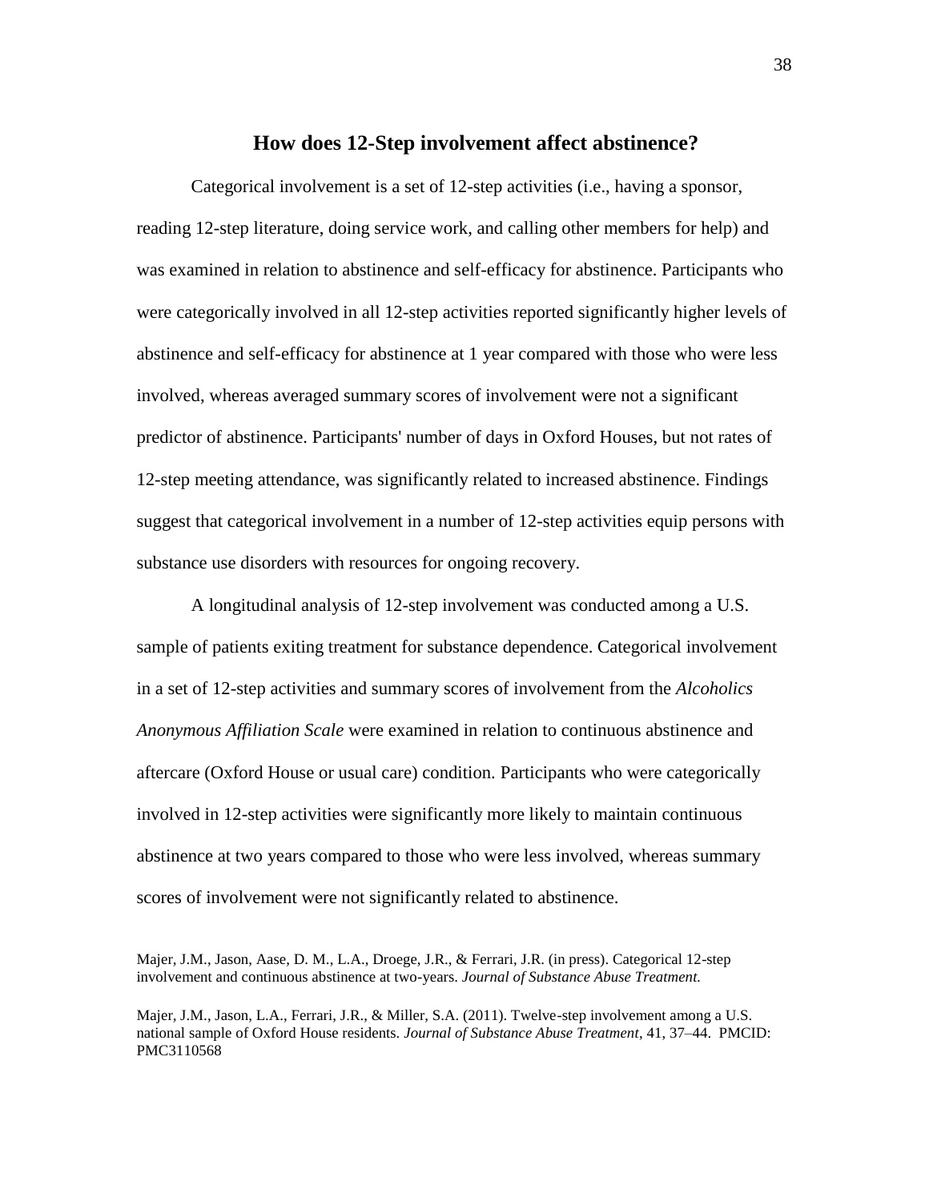## How does 12-Step involvement affect abstinence?

Categorical involvement is a set of 12-step activities (i.e., having a sponsor, reading 12-step literature, doing service work, and calling other members for help) and was examined in relation to abstinence and self-efficacy for abstinence. Participants who were categorically involved in all 12-step activities reported significantly higher levels of abstinence and self-efficacy for abstinence at 1 year compared with those who were less involved, whereas averaged summary scores of involvement were not a significant predictor of abstinence. Participants' number of days in Oxford Houses, but not rates of 12-step meeting attendance, was significantly related to increased abstinence. Findings suggest that categorical involvement in a number of 12-step activities equip persons with substance use disorders with resources for ongoing recovery.

A longitudinal analysis of 12-step involvement was conducted among a U.S. sample of patients exiting treatment for substance dependence. Categorical involvement in a set of 12-step activities and summary scores of involvement from the *Alcoholics Anonymous Affiliation Scale* were examined in relation to continuous abstinence and aftercare (Oxford House or usual care) condition. Participants who were categorically involved in 12-step activities were significantly more likely to maintain continuous abstinence at two years compared to those who were less involved, whereas summary scores of involvement were not significantly related to abstinence.

Majer, J.M., Jason, Aase, D. M., L.A., Droege, J.R., & Ferrari, J.R. (in press). Categorical 12-step involvement and continuous abstinence at two-years. *Journal of Substance Abuse Treatment.*

Majer, J.M., Jason, L.A., Ferrari, J.R., & Miller, S.A. (2011). Twelve-step involvement among a U.S. national sample of Oxford House residents. *Journal of Substance Abuse Treatment*, 41, 37–44. PMCID: PMC3110568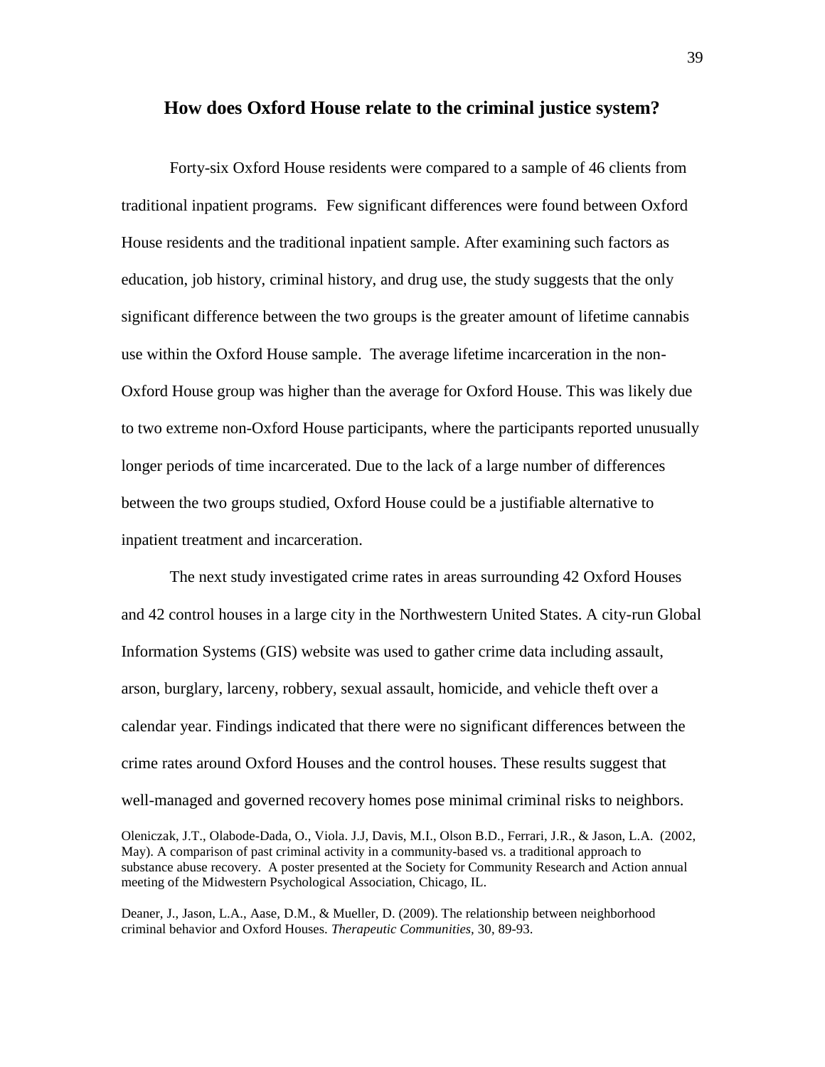## How does Oxford House relate to the criminal justice system?

Forty-six Oxford House residents were compared to a sample of 46 clients from traditional inpatient programs. Few significant differences were found between Oxford House residents and the traditional inpatient sample. After examining such factors as education, job history, criminal history, and drug use, the study suggests that the only significant difference between the two groups is the greater amount of lifetime cannabis use within the Oxford House sample. The average lifetime incarceration in the non-Oxford House group was higher than the average for Oxford House. This was likely due to two extreme non-Oxford House participants, where the participants reported unusually longer periods of time incarcerated. Due to the lack of a large number of differences between the two groups studied, Oxford House could be a justifiable alternative to inpatient treatment and incarceration.

The next study investigated crime rates in areas surrounding 42 Oxford Houses and 42 control houses in a large city in the Northwestern United States. A city-run Global Information Systems (GIS) website was used to gather crime data including assault, arson, burglary, larceny, robbery, sexual assault, homicide, and vehicle theft over a calendar year. Findings indicated that there were no significant differences between the crime rates around Oxford Houses and the control houses. These results suggest that well-managed and governed recovery homes pose minimal criminal risks to neighbors.

Oleniczak, J.T., Olabode-Dada, O., Viola. J.J, Davis, M.I., Olson B.D., Ferrari, J.R., & Jason, L.A. (2002, May). A comparison of past criminal activity in a community-based vs. a traditional approach to substance abuse recovery. A poster presented at the Society for Community Research and Action annual meeting of the Midwestern Psychological Association, Chicago, IL.

Deaner, J., Jason, L.A., Aase, D.M., & Mueller, D. (2009). The relationship between neighborhood criminal behavior and Oxford Houses. *Therapeutic Communities,* 30, 89-93.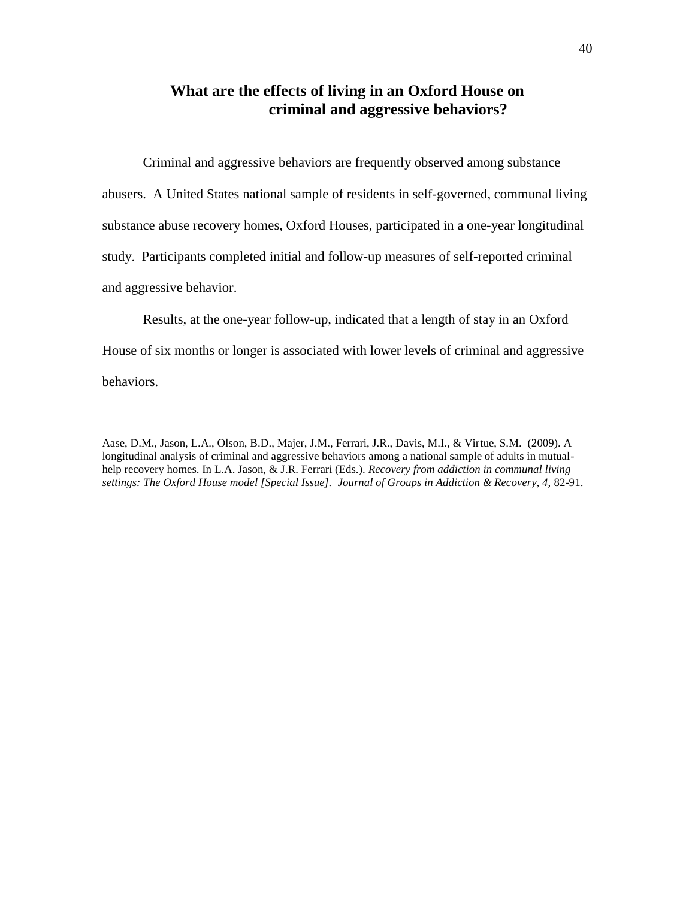## What are the effects of living in an Oxford House on criminal and aggressive behaviors?

Criminal and aggressive behaviors are frequently observed among substance abusers. A United States national sample of residents in self-governed, communal living substance abuse recovery homes, Oxford Houses, participated in a one-year longitudinal study. Participants completed initial and follow-up measures of self-reported criminal and aggressive behavior.

Results, at the one-year follow-up, indicated that a length of stay in an Oxford House of six months or longer is associated with lower levels of criminal and aggressive behaviors.

Aase, D.M., Jason, L.A., Olson, B.D., Majer, J.M., Ferrari, J.R., Davis, M.I., & Virtue, S.M. (2009). A longitudinal analysis of criminal and aggressive behaviors among a national sample of adults in mutual-help recovery homes. In L.A. Jason, & J.R. Ferrari (Eds.). *Recovery from addiction in communal living settings: The Oxford House model [Special Issue]. Journal of Groups in Addiction & Recovery, 4,* 82-91.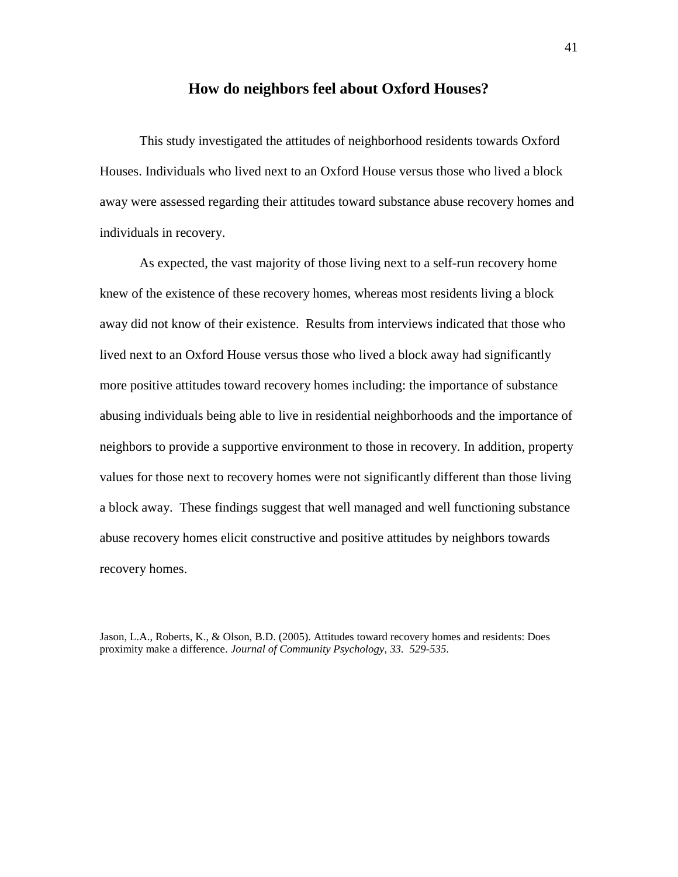## How do neighbors feel about Oxford Houses?

This study investigated the attitudes of neighborhood residents towards Oxford Houses. Individuals who lived next to an Oxford House versus those who lived a block away were assessed regarding their attitudes toward substance abuse recovery homes and individuals in recovery.

As expected, the vast majority of those living next to a self-run recovery home knew of the existence of these recovery homes, whereas most residents living a block away did not know of their existence. Results from interviews indicated that those who lived next to an Oxford House versus those who lived a block away had significantly more positive attitudes toward recovery homes including: the importance of substance abusing individuals being able to live in residential neighborhoods and the importance of neighbors to provide a supportive environment to those in recovery. In addition, property values for those next to recovery homes were not significantly different than those living a block away. These findings suggest that well managed and well functioning substance abuse recovery homes elicit constructive and positive attitudes by neighbors towards recovery homes.

Jason, L.A., Roberts, K., & Olson, B.D. (2005). Attitudes toward recovery homes and residents: Does proximity make a difference. *Journal of Community Psychology, 33. 529-535*.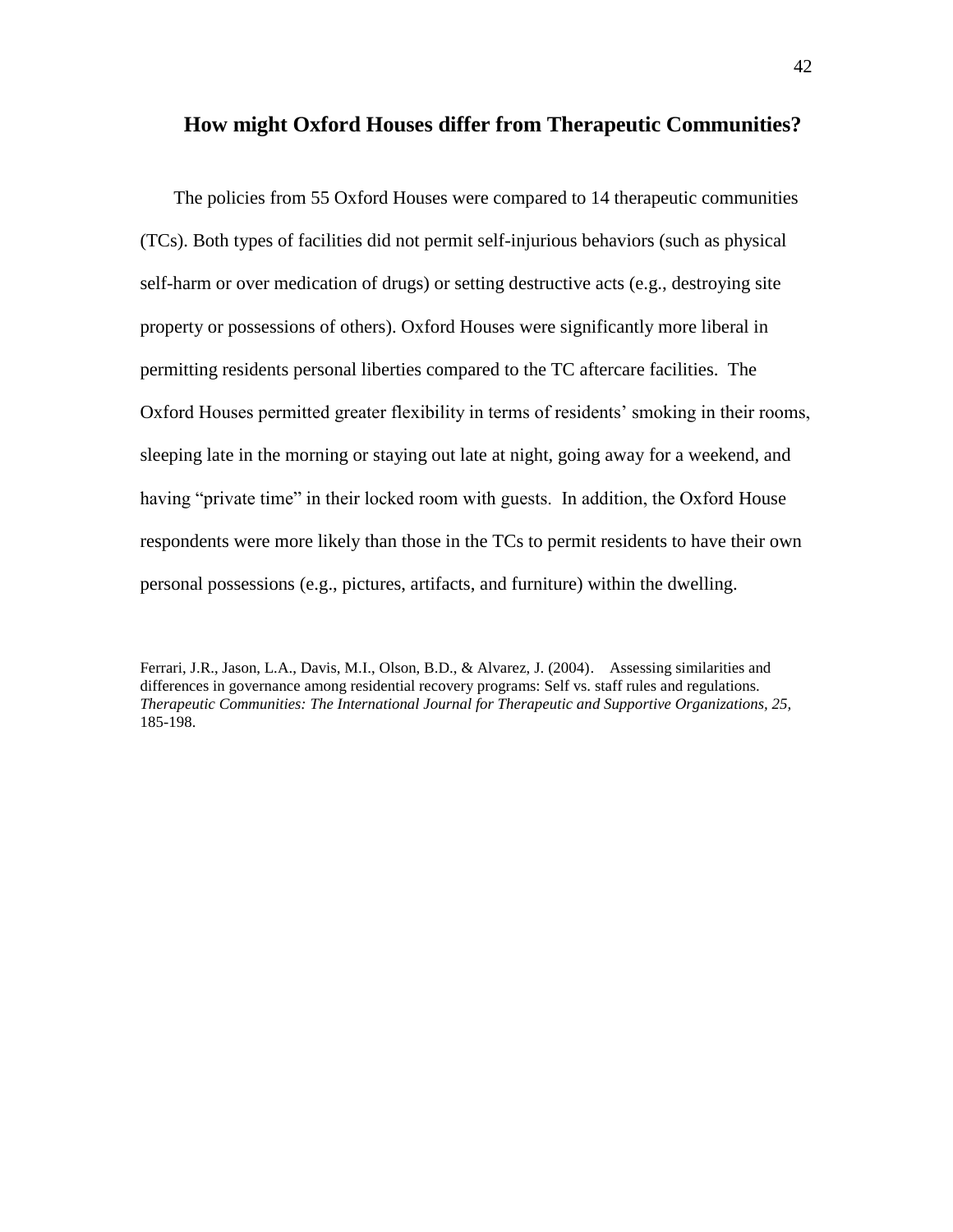## How might Oxford Houses differ from Therapeutic Communities?

The policies from 55 Oxford Houses were compared to 14 therapeutic communities (TCs). Both types of facilities did not permit self-injurious behaviors (such as physical self-harm or over medication of drugs) or setting destructive acts (e.g., destroying site property or possessions of others). Oxford Houses were significantly more liberal in permitting residents personal liberties compared to the TC aftercare facilities. The Oxford Houses permitted greater flexibility in terms of residents' smoking in their rooms, sleeping late in the morning or staying out late at night, going away for a weekend, and having "private time" in their locked room with guests. In addition, the Oxford House respondents were more likely than those in the TCs to permit residents to have their own personal possessions (e.g., pictures, artifacts, and furniture) within the dwelling.

Ferrari, J.R., Jason, L.A., Davis, M.I., Olson, B.D., & Alvarez, J. (2004). Assessing similarities and differences in governance among residential recovery programs: Self vs. staff rules and regulations. *Therapeutic Communities: The International Journal for Therapeutic and Supportive Organizations, 25,* 185-198.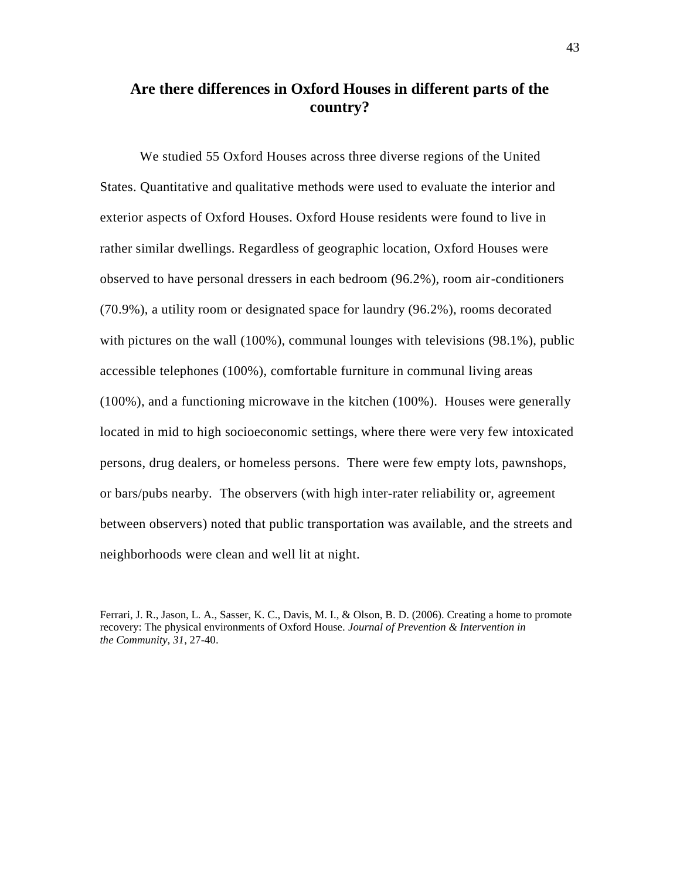## Are there differences in Oxford Houses in different parts of the country?

We studied 55 Oxford Houses across three diverse regions of the United States. Quantitative and qualitative methods were used to evaluate the interior and exterior aspects of Oxford Houses. Oxford House residents were found to live in rather similar dwellings. Regardless of geographic location, Oxford Houses were observed to have personal dressers in each bedroom (96.2%), room air-conditioners (70.9%), a utility room or designated space for laundry (96.2%), rooms decorated with pictures on the wall (100%), communal lounges with televisions (98.1%), public accessible telephones (100%), comfortable furniture in communal living areas (100%), and a functioning microwave in the kitchen (100%). Houses were generally located in mid to high socioeconomic settings, where there were very few intoxicated persons, drug dealers, or homeless persons. There were few empty lots, pawnshops, or bars/pubs nearby. The observers (with high inter-rater reliability or, agreement between observers) noted that public transportation was available, and the streets and neighborhoods were clean and well lit at night.

Ferrari, J. R., Jason, L. A., Sasser, K. C., Davis, M. I., & Olson, B. D. (2006). Creating a home to promote recovery: The physical environments of Oxford House. *Journal of Prevention & Intervention in the Community, 31*, 27-40.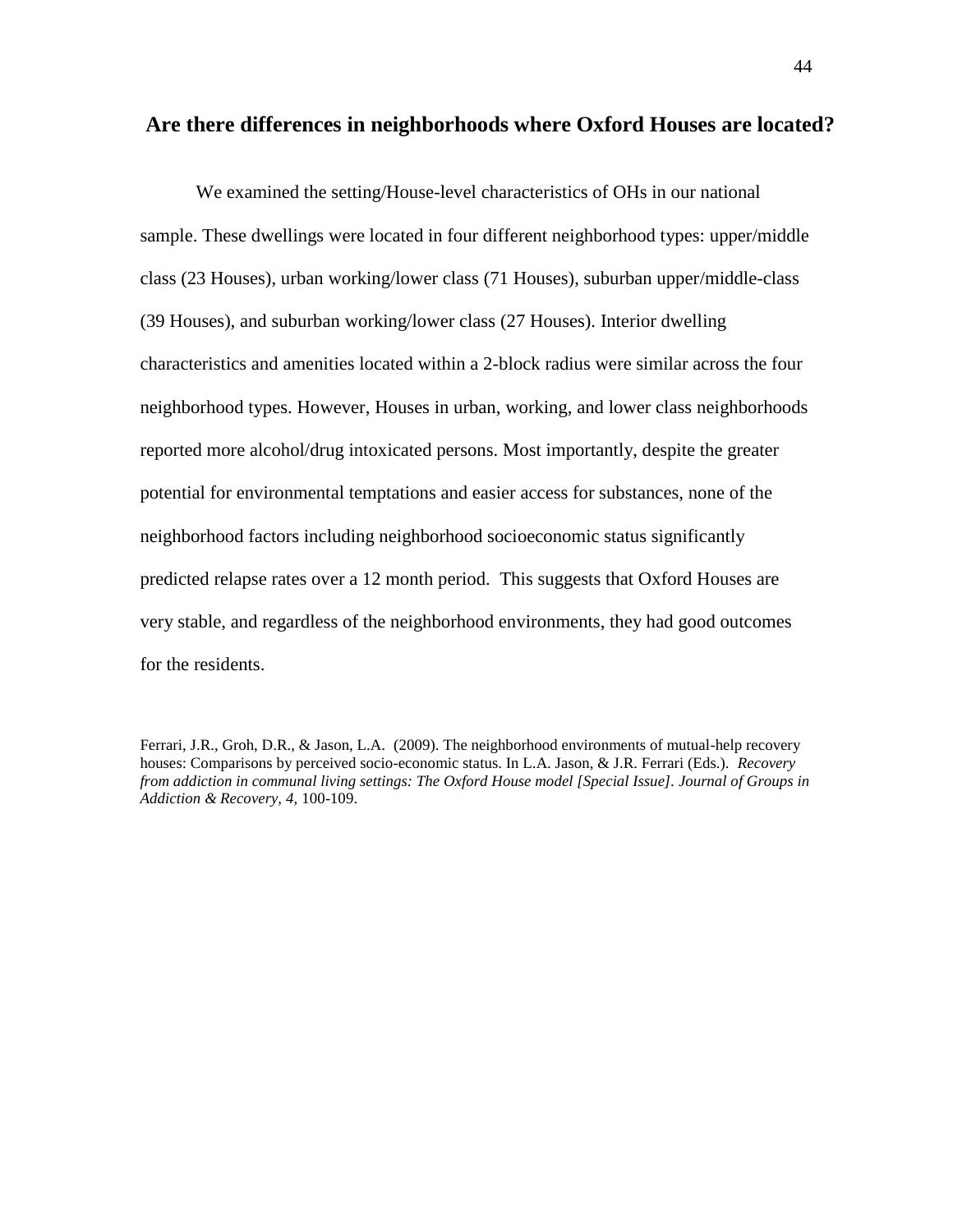## Are there differences in neighborhoods where Oxford Houses are located?

We examined the setting/House-level characteristics of OHs in our national sample. These dwellings were located in four different neighborhood types: upper/middle class (23 Houses), urban working/lower class (71 Houses), suburban upper/middle-class (39 Houses), and suburban working/lower class (27 Houses). Interior dwelling characteristics and amenities located within a 2-block radius were similar across the four neighborhood types. However, Houses in urban, working, and lower class neighborhoods reported more alcohol/drug intoxicated persons. Most importantly, despite the greater potential for environmental temptations and easier access for substances, none of the neighborhood factors including neighborhood socioeconomic status significantly predicted relapse rates over a 12 month period. This suggests that Oxford Houses are very stable, and regardless of the neighborhood environments, they had good outcomes for the residents.

Ferrari, J.R., Groh, D.R., & Jason, L.A. (2009). The neighborhood environments of mutual-help recovery houses: Comparisons by perceived socio-economic status. In L.A. Jason, & J.R. Ferrari (Eds.). *Recovery from addiction in communal living settings: The Oxford House model [Special Issue]. Journal of Groups in Addiction & Recovery, 4,* 100-109.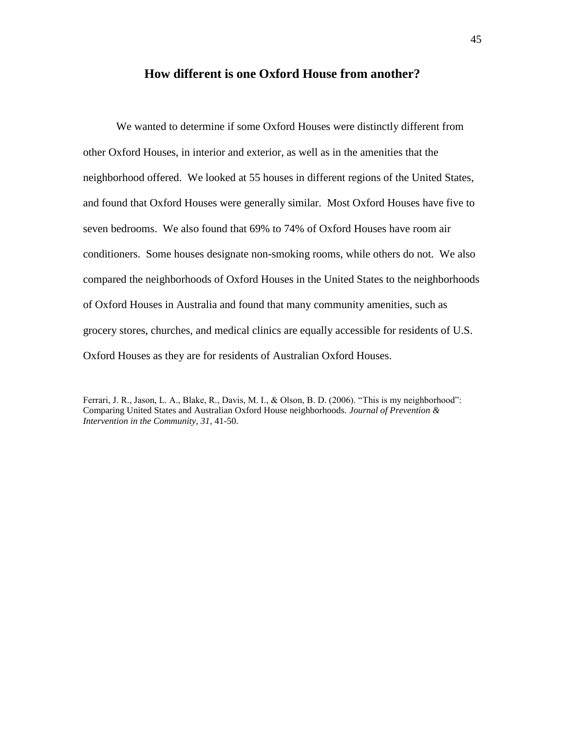## How different is one Oxford House from another?

We wanted to determine if some Oxford Houses were distinctly different from other Oxford Houses, in interior and exterior, as well as in the amenities that the neighborhood offered. We looked at 55 houses in different regions of the United States, and found that Oxford Houses were generally similar. Most Oxford Houses have five to seven bedrooms. We also found that 69% to 74% of Oxford Houses have room air conditioners. Some houses designate non-smoking rooms, while others do not. We also compared the neighborhoods of Oxford Houses in the United States to the neighborhoods of Oxford Houses in Australia and found that many community amenities, such as grocery stores, churches, and medical clinics are equally accessible for residents of U.S. Oxford Houses as they are for residents of Australian Oxford Houses.

Ferrari, J. R., Jason, L. A., Blake, R., Davis, M. I., & Olson, B. D. (2006). "This is my neighborhood": Comparing United States and Australian Oxford House neighborhoods. *Journal of Prevention & Intervention in the Community, 31*, 41-50.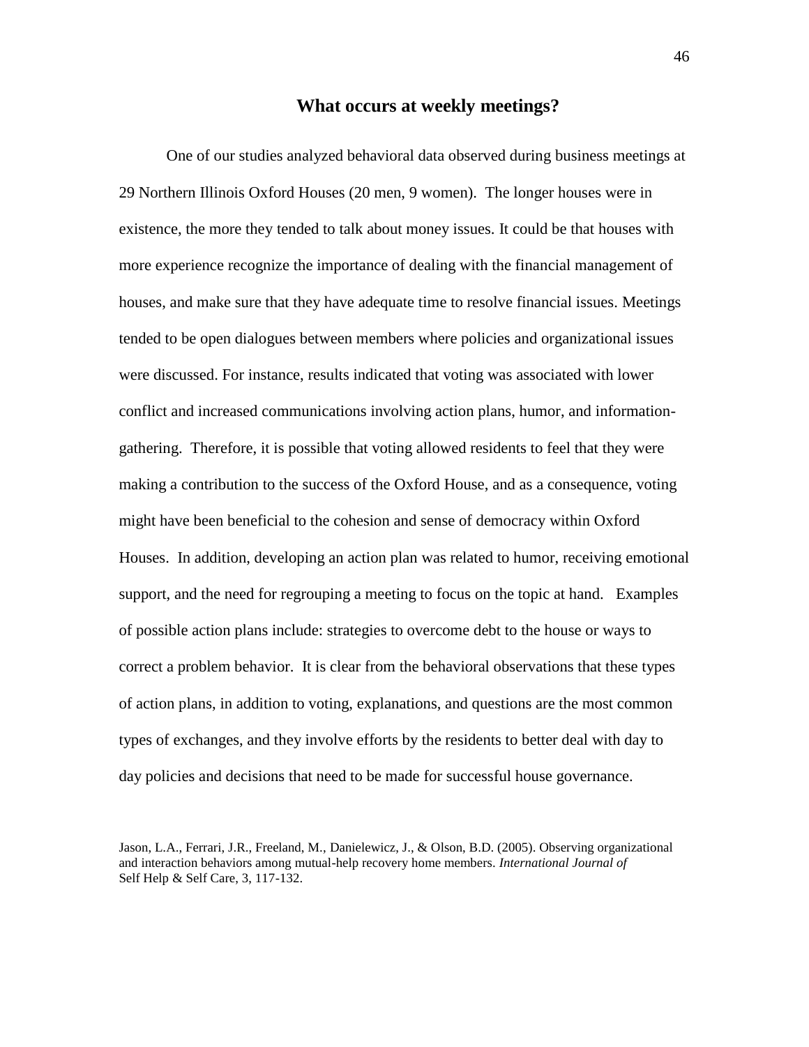## What occurs at weekly meetings?

One of our studies analyzed behavioral data observed during business meetings at 29 Northern Illinois Oxford Houses (20 men, 9 women). The longer houses were in existence, the more they tended to talk about money issues. It could be that houses with more experience recognize the importance of dealing with the financial management of houses, and make sure that they have adequate time to resolve financial issues. Meetings tended to be open dialogues between members where policies and organizational issues were discussed. For instance, results indicated that voting was associated with lower conflict and increased communications involving action plans, humor, and information-gathering. Therefore, it is possible that voting allowed residents to feel that they were making a contribution to the success of the Oxford House, and as a consequence, voting might have been beneficial to the cohesion and sense of democracy within Oxford Houses. In addition, developing an action plan was related to humor, receiving emotional support, and the need for regrouping a meeting to focus on the topic at hand. Examples of possible action plans include: strategies to overcome debt to the house or ways to correct a problem behavior. It is clear from the behavioral observations that these types of action plans, in addition to voting, explanations, and questions are the most common types of exchanges, and they involve efforts by the residents to better deal with day to day policies and decisions that need to be made for successful house governance.

Jason, L.A., Ferrari, J.R., Freeland, M., Danielewicz, J., & Olson, B.D. (2005). Observing organizational and interaction behaviors among mutual-help recovery home members. *International Journal of* Self Help & Self Care, 3, 117-132.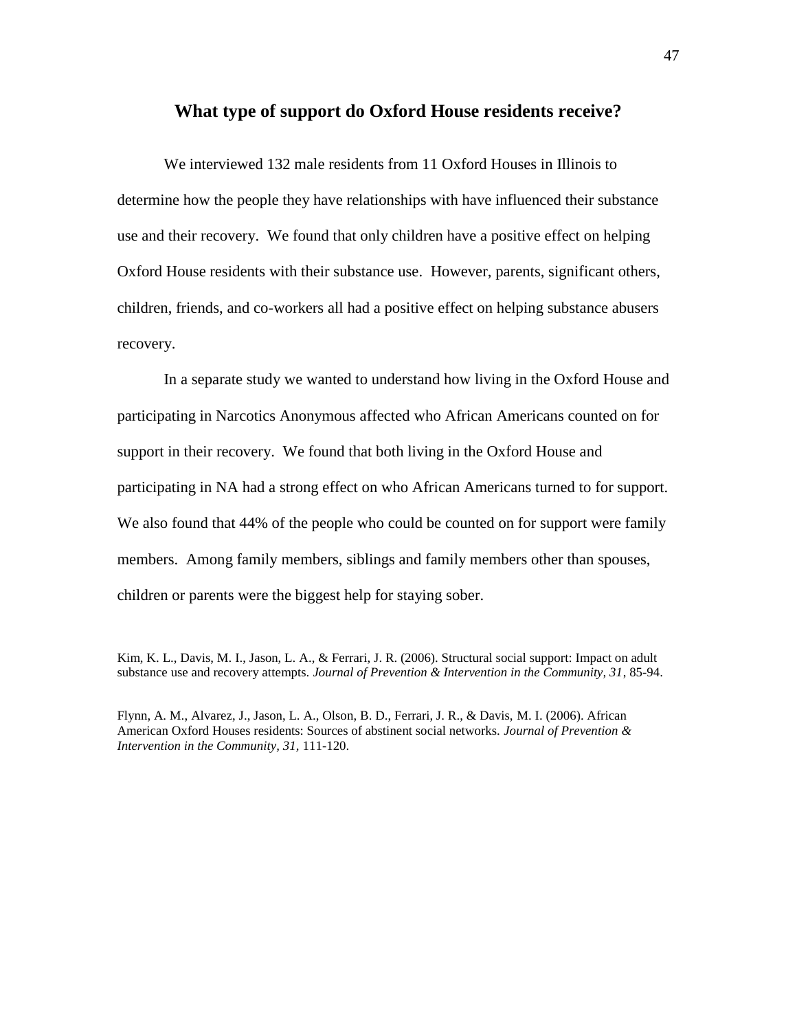## What type of support do Oxford House residents receive?

We interviewed 132 male residents from 11 Oxford Houses in Illinois to determine how the people they have relationships with have influenced their substance use and their recovery. We found that only children have a positive effect on helping Oxford House residents with their substance use. However, parents, significant others, children, friends, and co-workers all had a positive effect on helping substance abusers recovery.

In a separate study we wanted to understand how living in the Oxford House and participating in Narcotics Anonymous affected who African Americans counted on for support in their recovery. We found that both living in the Oxford House and participating in NA had a strong effect on who African Americans turned to for support. We also found that 44% of the people who could be counted on for support were family members. Among family members, siblings and family members other than spouses, children or parents were the biggest help for staying sober.

Kim, K. L., Davis, M. I., Jason, L. A., & Ferrari, J. R. (2006). Structural social support: Impact on adult substance use and recovery attempts. *Journal of Prevention & Intervention in the Community, 31*, 85-94.

Flynn, A. M., Alvarez, J., Jason, L. A., Olson, B. D., Ferrari, J. R., & Davis, M. I. (2006). African American Oxford Houses residents: Sources of abstinent social networks. *Journal of Prevention & Intervention in the Community, 31*, 111-120.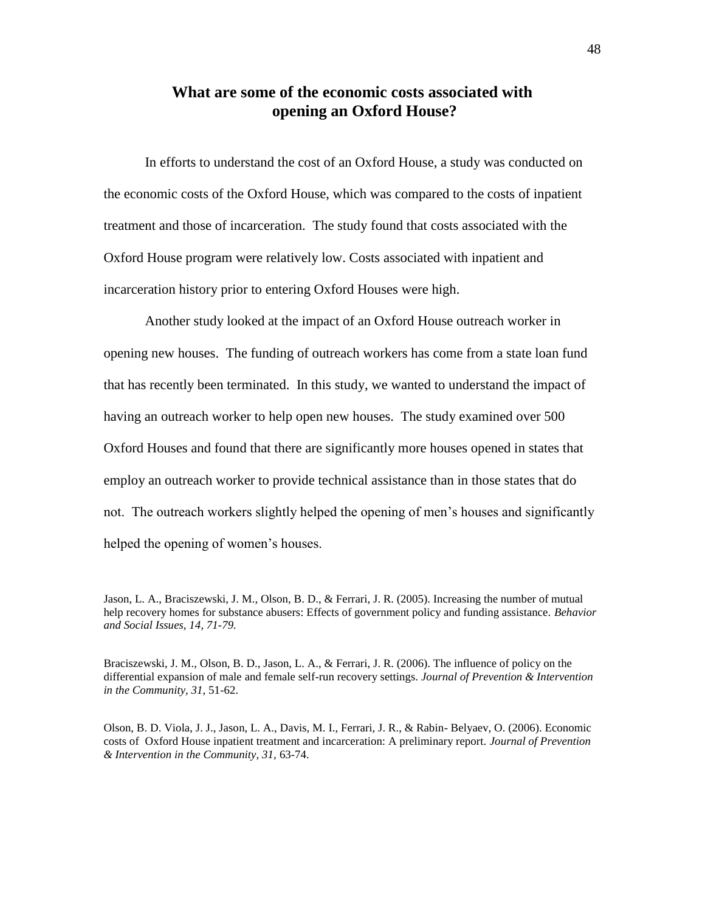## What are some of the economic costs associated with opening an Oxford House?

In efforts to understand the cost of an Oxford House, a study was conducted on the economic costs of the Oxford House, which was compared to the costs of inpatient treatment and those of incarceration. The study found that costs associated with the Oxford House program were relatively low. Costs associated with inpatient and incarceration history prior to entering Oxford Houses were high.

Another study looked at the impact of an Oxford House outreach worker in opening new houses. The funding of outreach workers has come from a state loan fund that has recently been terminated. In this study, we wanted to understand the impact of having an outreach worker to help open new houses. The study examined over 500 Oxford Houses and found that there are significantly more houses opened in states that employ an outreach worker to provide technical assistance than in those states that do not. The outreach workers slightly helped the opening of men's houses and significantly helped the opening of women's houses.

Jason, L. A., Braciszewski, J. M., Olson, B. D., & Ferrari, J. R. (2005). Increasing the number of mutual help recovery homes for substance abusers: Effects of government policy and funding assistance. *Behavior and Social Issues, 14, 71-79.*

Braciszewski, J. M., Olson, B. D., Jason, L. A., & Ferrari, J. R. (2006). The influence of policy on the differential expansion of male and female self-run recovery settings. *Journal of Prevention & Intervention in the Community, 31,* 51-62.

Olson, B. D. Viola, J. J., Jason, L. A., Davis, M. I., Ferrari, J. R., & Rabin- Belyaev, O. (2006). Economic costs of Oxford House inpatient treatment and incarceration: A preliminary report. *Journal of Prevention & Intervention in the Community, 31,* 63-74.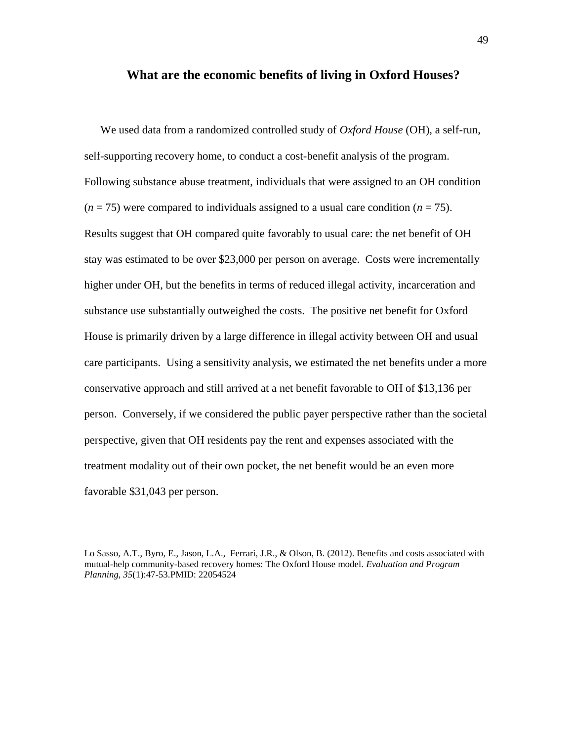## What are the economic benefits of living in Oxford Houses?

We used data from a randomized controlled study of *Oxford House* (OH), a self-run, self-supporting recovery home, to conduct a cost-benefit analysis of the program. Following substance abuse treatment, individuals that were assigned to an OH condition ($n$ = 75) were compared to individuals assigned to a usual care condition ($n$ = 75). Results suggest that OH compared quite favorably to usual care: the net benefit of OH stay was estimated to be over $23,000 per person on average. Costs were incrementally higher under OH, but the benefits in terms of reduced illegal activity, incarceration and substance use substantially outweighed the costs. The positive net benefit for Oxford House is primarily driven by a large difference in illegal activity between OH and usual care participants. Using a sensitivity analysis, we estimated the net benefits under a more conservative approach and still arrived at a net benefit favorable to OH of $13,136 per person. Conversely, if we considered the public payer perspective rather than the societal perspective, given that OH residents pay the rent and expenses associated with the treatment modality out of their own pocket, the net benefit would be an even more favorable $31,043 per person.

Lo Sasso, A.T., Byro, E., Jason, L.A., Ferrari, J.R., & Olson, B. (2012). Benefits and costs associated with mutual-help community-based recovery homes: The Oxford House model. *Evaluation and Program Planning, 35*(1):47-53.PMID: 22054524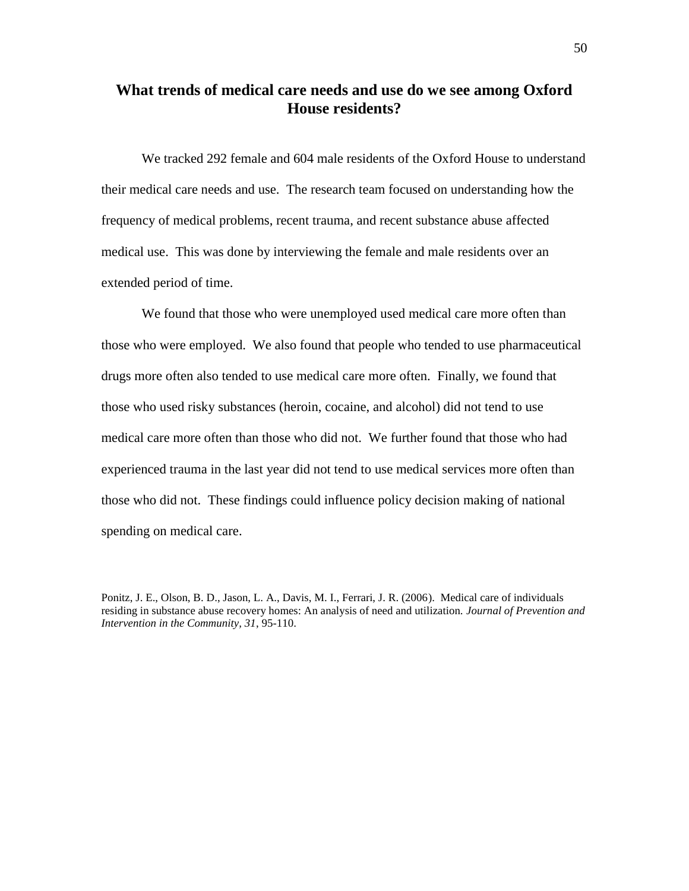## What trends of medical care needs and use do we see among Oxford House residents?

We tracked 292 female and 604 male residents of the Oxford House to understand their medical care needs and use. The research team focused on understanding how the frequency of medical problems, recent trauma, and recent substance abuse affected medical use. This was done by interviewing the female and male residents over an extended period of time.

We found that those who were unemployed used medical care more often than those who were employed. We also found that people who tended to use pharmaceutical drugs more often also tended to use medical care more often. Finally, we found that those who used risky substances (heroin, cocaine, and alcohol) did not tend to use medical care more often than those who did not. We further found that those who had experienced trauma in the last year did not tend to use medical services more often than those who did not. These findings could influence policy decision making of national spending on medical care.

Ponitz, J. E., Olson, B. D., Jason, L. A., Davis, M. I., Ferrari, J. R. (2006). Medical care of individuals residing in substance abuse recovery homes: An analysis of need and utilization. *Journal of Prevention and Intervention in the Community, 31*, 95-110.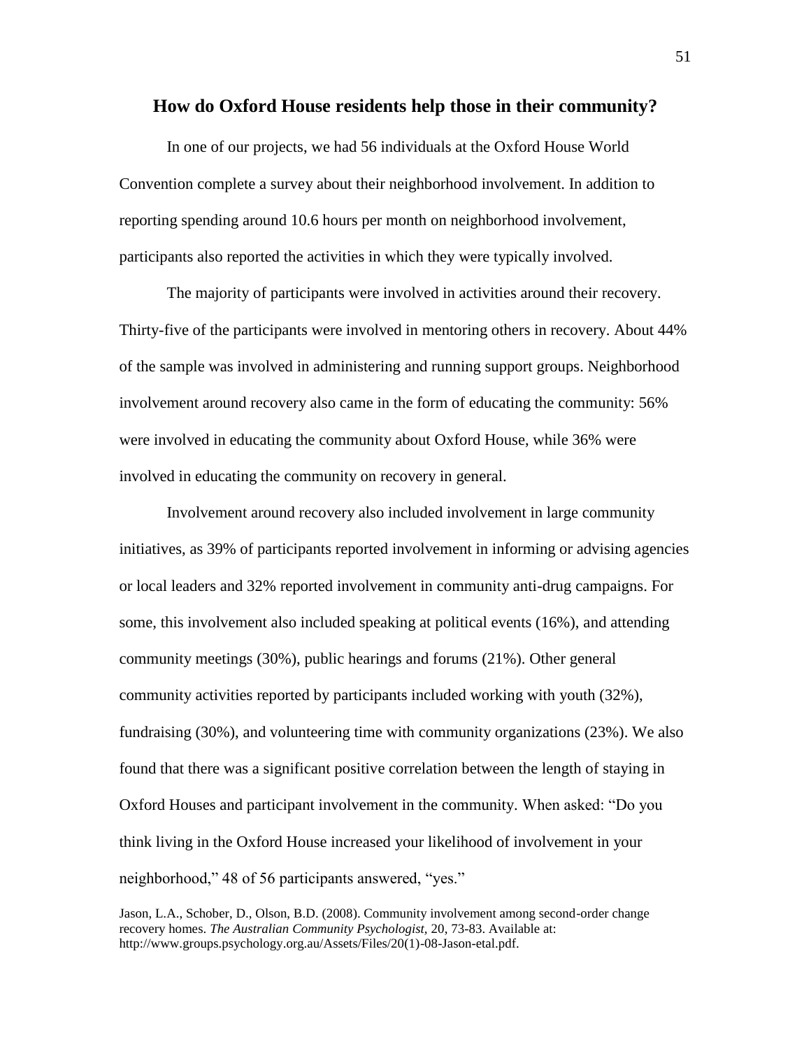## How do Oxford House residents help those in their community?

In one of our projects, we had 56 individuals at the Oxford House World Convention complete a survey about their neighborhood involvement. In addition to reporting spending around 10.6 hours per month on neighborhood involvement, participants also reported the activities in which they were typically involved.

The majority of participants were involved in activities around their recovery. Thirty-five of the participants were involved in mentoring others in recovery. About 44% of the sample was involved in administering and running support groups. Neighborhood involvement around recovery also came in the form of educating the community: 56% were involved in educating the community about Oxford House, while 36% were involved in educating the community on recovery in general.

Involvement around recovery also included involvement in large community initiatives, as 39% of participants reported involvement in informing or advising agencies or local leaders and 32% reported involvement in community anti-drug campaigns. For some, this involvement also included speaking at political events (16%), and attending community meetings (30%), public hearings and forums (21%). Other general community activities reported by participants included working with youth (32%), fundraising (30%), and volunteering time with community organizations (23%). We also found that there was a significant positive correlation between the length of staying in Oxford Houses and participant involvement in the community. When asked: "Do you think living in the Oxford House increased your likelihood of involvement in your neighborhood," 48 of 56 participants answered, "yes."

Jason, L.A., Schober, D., Olson, B.D. (2008). Community involvement among second-order change recovery homes. *The Australian Community Psychologist,* 20, 73-83. Available at: http://www.groups.psychology.org.au/Assets/Files/20(1)-08-Jason-etal.pdf.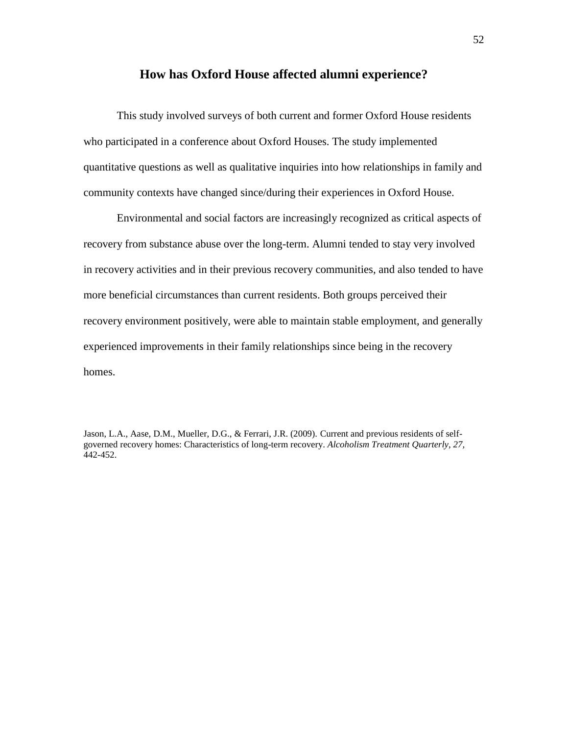## How has Oxford House affected alumni experience?

This study involved surveys of both current and former Oxford House residents who participated in a conference about Oxford Houses. The study implemented quantitative questions as well as qualitative inquiries into how relationships in family and community contexts have changed since/during their experiences in Oxford House.

Environmental and social factors are increasingly recognized as critical aspects of recovery from substance abuse over the long-term. Alumni tended to stay very involved in recovery activities and in their previous recovery communities, and also tended to have more beneficial circumstances than current residents. Both groups perceived their recovery environment positively, were able to maintain stable employment, and generally experienced improvements in their family relationships since being in the recovery homes.

Jason, L.A., Aase, D.M., Mueller, D.G., & Ferrari, J.R. (2009). Current and previous residents of self-governed recovery homes: Characteristics of long-term recovery. *Alcoholism Treatment Quarterly, 27,* 442-452.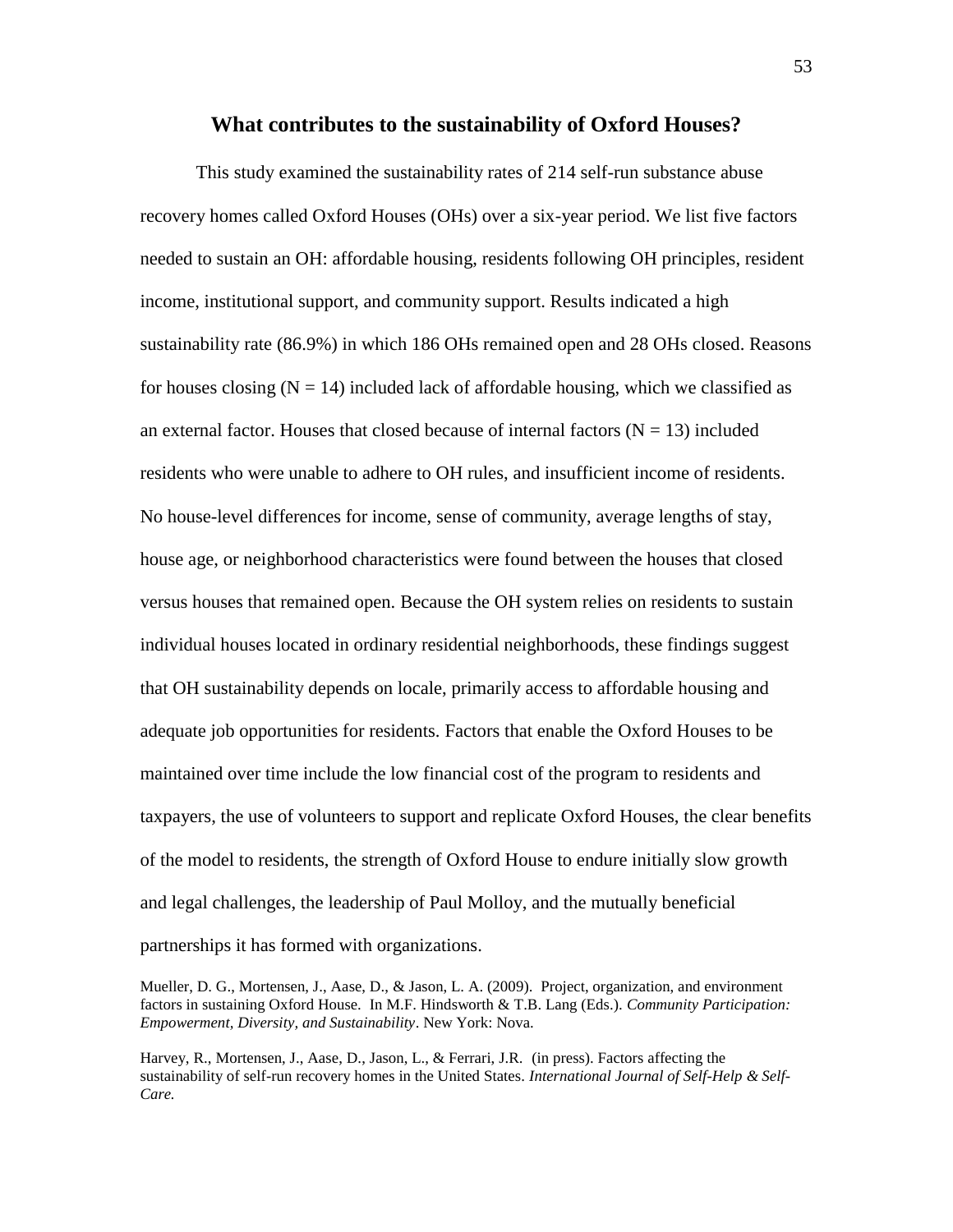## What contributes to the sustainability of Oxford Houses?

This study examined the sustainability rates of 214 self-run substance abuse recovery homes called Oxford Houses (OHs) over a six-year period. We list five factors needed to sustain an OH: affordable housing, residents following OH principles, resident income, institutional support, and community support. Results indicated a high sustainability rate (86.9%) in which 186 OHs remained open and 28 OHs closed. Reasons for houses closing ($N = 14$) included lack of affordable housing, which we classified as an external factor. Houses that closed because of internal factors ($N = 13$) included residents who were unable to adhere to OH rules, and insufficient income of residents. No house-level differences for income, sense of community, average lengths of stay, house age, or neighborhood characteristics were found between the houses that closed versus houses that remained open. Because the OH system relies on residents to sustain individual houses located in ordinary residential neighborhoods, these findings suggest that OH sustainability depends on locale, primarily access to affordable housing and adequate job opportunities for residents. Factors that enable the Oxford Houses to be maintained over time include the low financial cost of the program to residents and taxpayers, the use of volunteers to support and replicate Oxford Houses, the clear benefits of the model to residents, the strength of Oxford House to endure initially slow growth and legal challenges, the leadership of Paul Molloy, and the mutually beneficial partnerships it has formed with organizations.

Mueller, D. G., Mortensen, J., Aase, D., & Jason, L. A. (2009). Project, organization, and environment factors in sustaining Oxford House. In M.F. Hindsworth & T.B. Lang (Eds.). *Community Participation: Empowerment, Diversity, and Sustainability*. New York: Nova.

Harvey, R., Mortensen, J., Aase, D., Jason, L., & Ferrari, J.R. (in press). Factors affecting the sustainability of self-run recovery homes in the United States. *International Journal of Self-Help & Self-Care.*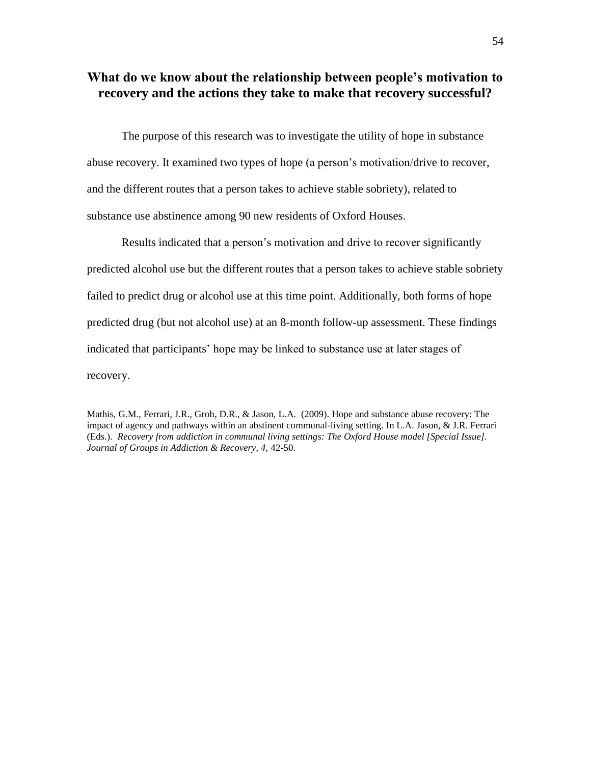## What do we know about the relationship between people's motivation to recovery and the actions they take to make that recovery successful?

The purpose of this research was to investigate the utility of hope in substance abuse recovery. It examined two types of hope (a person's motivation/drive to recover, and the different routes that a person takes to achieve stable sobriety), related to substance use abstinence among 90 new residents of Oxford Houses.

Results indicated that a person's motivation and drive to recover significantly predicted alcohol use but the different routes that a person takes to achieve stable sobriety failed to predict drug or alcohol use at this time point. Additionally, both forms of hope predicted drug (but not alcohol use) at an 8-month follow-up assessment. These findings indicated that participants' hope may be linked to substance use at later stages of recovery.

Mathis, G.M., Ferrari, J.R., Groh, D.R., & Jason, L.A. (2009). Hope and substance abuse recovery: The impact of agency and pathways within an abstinent communal-living setting. In L.A. Jason, & J.R. Ferrari (Eds.). *Recovery from addiction in communal living settings: The Oxford House model [Special Issue]. Journal of Groups in Addiction & Recovery, 4,* 42-50.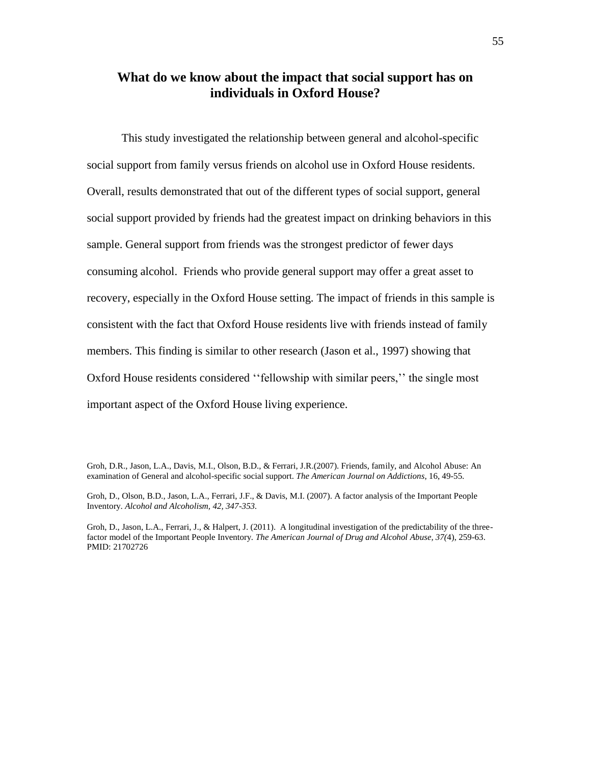# What do we know about the impact that social support has on individuals in Oxford House?

This study investigated the relationship between general and alcohol-specific social support from family versus friends on alcohol use in Oxford House residents. Overall, results demonstrated that out of the different types of social support, general social support provided by friends had the greatest impact on drinking behaviors in this sample. General support from friends was the strongest predictor of fewer days consuming alcohol. Friends who provide general support may offer a great asset to recovery, especially in the Oxford House setting. The impact of friends in this sample is consistent with the fact that Oxford House residents live with friends instead of family members. This finding is similar to other research (Jason et al., 1997) showing that Oxford House residents considered ''fellowship with similar peers,'' the single most important aspect of the Oxford House living experience.

Groh, D.R., Jason, L.A., Davis, M.I., Olson, B.D., & Ferrari, J.R.(2007). Friends, family, and Alcohol Abuse: An examination of General and alcohol-specific social support. *The American Journal on Addictions*, 16, 49-55.

Groh, D., Olson, B.D., Jason, L.A., Ferrari, J.F., & Davis, M.I. (2007). A factor analysis of the Important People Inventory. *Alcohol and Alcoholism, 42, 347-353.*

Groh, D., Jason, L.A., Ferrari, J., & Halpert, J. (2011). A longitudinal investigation of the predictability of the three-factor model of the Important People Inventory. *The American Journal of Drug and Alcohol Abuse, 37(*4), 259-63. PMID: 21702726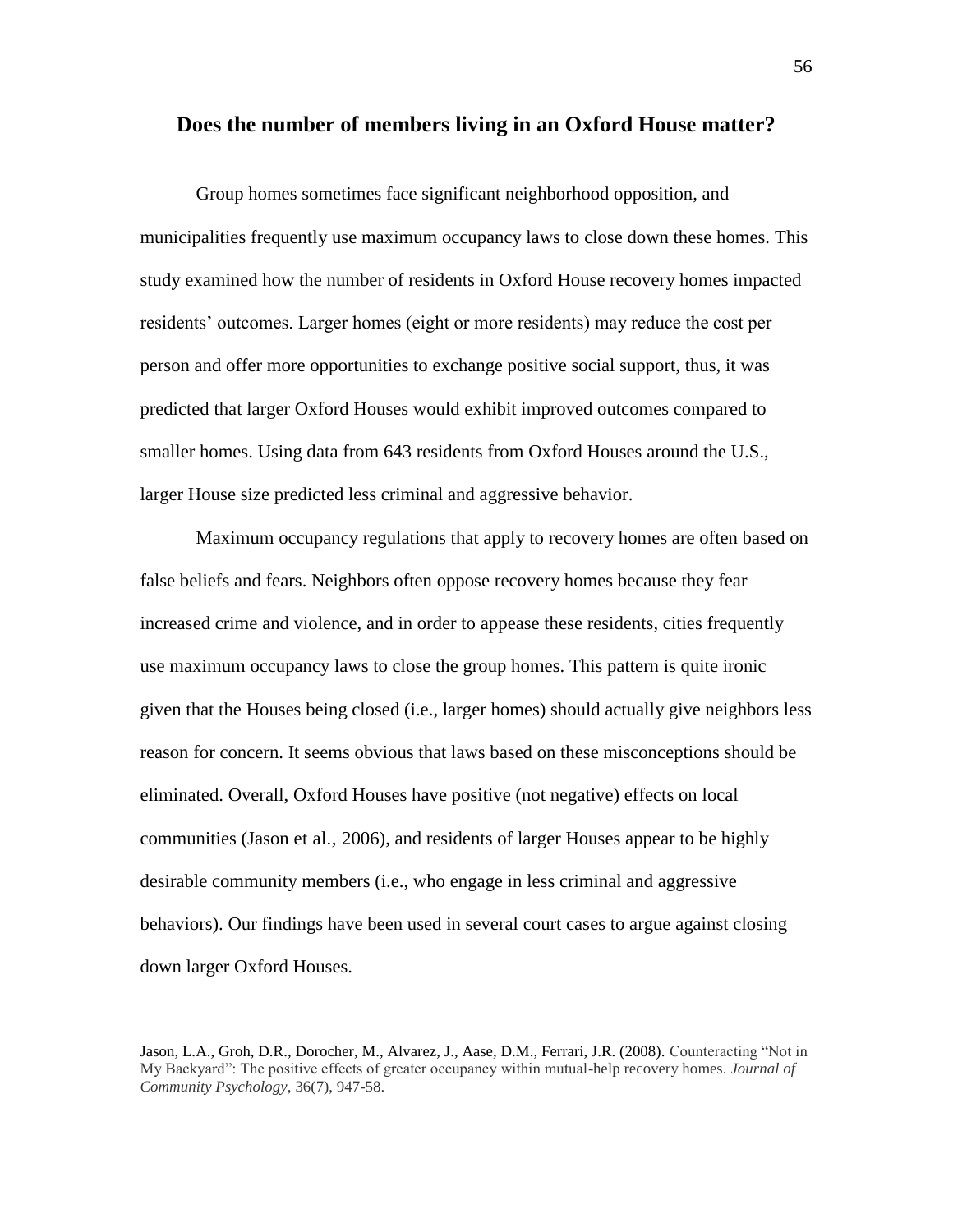## Does the number of members living in an Oxford House matter?

Group homes sometimes face significant neighborhood opposition, and municipalities frequently use maximum occupancy laws to close down these homes. This study examined how the number of residents in Oxford House recovery homes impacted residents' outcomes. Larger homes (eight or more residents) may reduce the cost per person and offer more opportunities to exchange positive social support, thus, it was predicted that larger Oxford Houses would exhibit improved outcomes compared to smaller homes. Using data from 643 residents from Oxford Houses around the U.S., larger House size predicted less criminal and aggressive behavior.

Maximum occupancy regulations that apply to recovery homes are often based on false beliefs and fears. Neighbors often oppose recovery homes because they fear increased crime and violence, and in order to appease these residents, cities frequently use maximum occupancy laws to close the group homes. This pattern is quite ironic given that the Houses being closed (i.e., larger homes) should actually give neighbors less reason for concern. It seems obvious that laws based on these misconceptions should be eliminated. Overall, Oxford Houses have positive (not negative) effects on local communities (Jason et al., 2006), and residents of larger Houses appear to be highly desirable community members (i.e., who engage in less criminal and aggressive behaviors). Our findings have been used in several court cases to argue against closing down larger Oxford Houses.

Jason, L.A., Groh, D.R., Dorocher, M., Alvarez, J., Aase, D.M., Ferrari, J.R. (2008). Counteracting "Not in My Backyard": The positive effects of greater occupancy within mutual-help recovery homes. *Journal of Community Psychology*, 36(7), 947-58.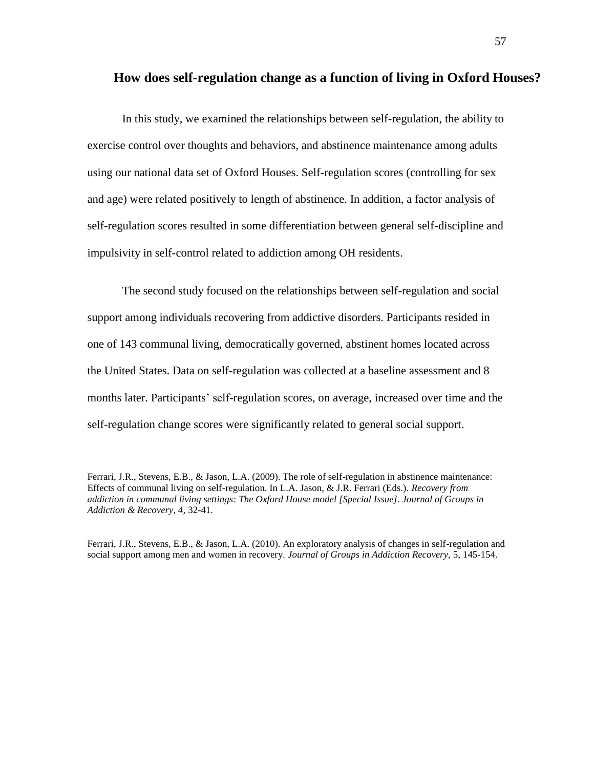## How does self-regulation change as a function of living in Oxford Houses?

In this study, we examined the relationships between self-regulation, the ability to exercise control over thoughts and behaviors, and abstinence maintenance among adults using our national data set of Oxford Houses. Self-regulation scores (controlling for sex and age) were related positively to length of abstinence. In addition, a factor analysis of self-regulation scores resulted in some differentiation between general self-discipline and impulsivity in self-control related to addiction among OH residents.

The second study focused on the relationships between self-regulation and social support among individuals recovering from addictive disorders. Participants resided in one of 143 communal living, democratically governed, abstinent homes located across the United States. Data on self-regulation was collected at a baseline assessment and 8 months later. Participants' self-regulation scores, on average, increased over time and the self-regulation change scores were significantly related to general social support.

Ferrari, J.R., Stevens, E.B., & Jason, L.A. (2009). The role of self-regulation in abstinence maintenance: Effects of communal living on self-regulation. In L.A. Jason, & J.R. Ferrari (Eds.). *Recovery from addiction in communal living settings: The Oxford House model [Special Issue]. Journal of Groups in Addiction & Recovery, 4,* 32-41.

Ferrari, J.R., Stevens, E.B., & Jason, L.A. (2010). An exploratory analysis of changes in self-regulation and social support among men and women in recovery. *Journal of Groups in Addiction Recovery,* 5, 145-154.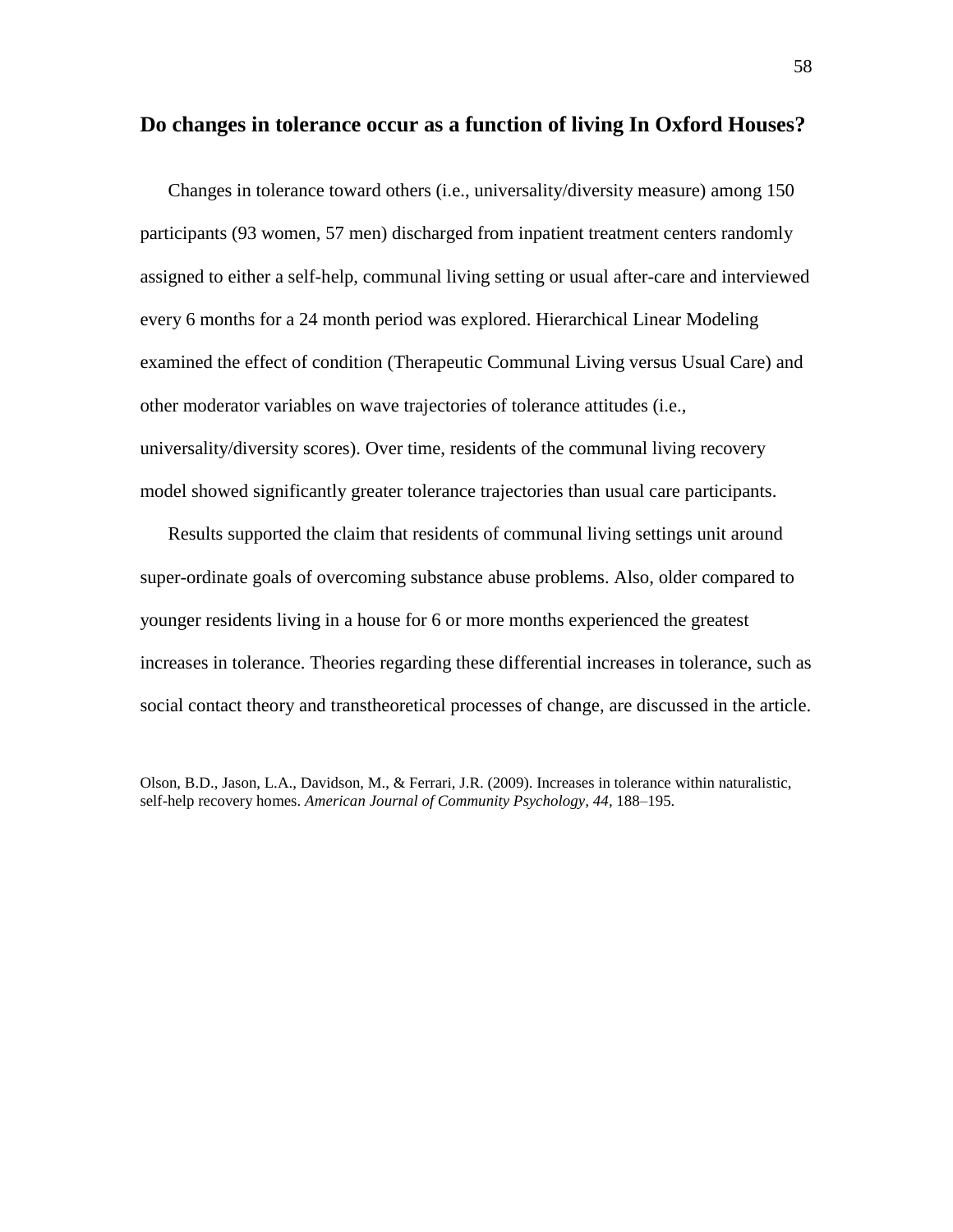## Do changes in tolerance occur as a function of living In Oxford Houses?

Changes in tolerance toward others (i.e., universality/diversity measure) among 150 participants (93 women, 57 men) discharged from inpatient treatment centers randomly assigned to either a self-help, communal living setting or usual after-care and interviewed every 6 months for a 24 month period was explored. Hierarchical Linear Modeling examined the effect of condition (Therapeutic Communal Living versus Usual Care) and other moderator variables on wave trajectories of tolerance attitudes (i.e., universality/diversity scores). Over time, residents of the communal living recovery model showed significantly greater tolerance trajectories than usual care participants.

Results supported the claim that residents of communal living settings unit around super-ordinate goals of overcoming substance abuse problems. Also, older compared to younger residents living in a house for 6 or more months experienced the greatest increases in tolerance. Theories regarding these differential increases in tolerance, such as social contact theory and transtheoretical processes of change, are discussed in the article.

Olson, B.D., Jason, L.A., Davidson, M., & Ferrari, J.R. (2009). Increases in tolerance within naturalistic, self-help recovery homes. *American Journal of Community Psychology, 44*, 188–195.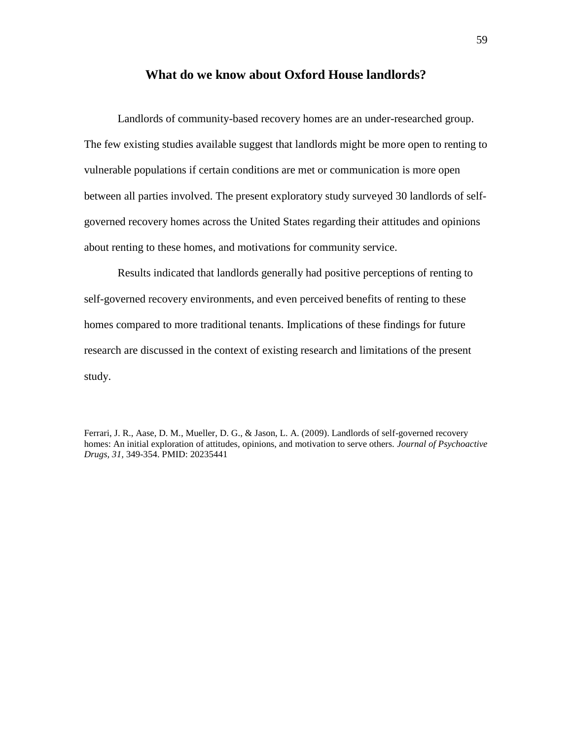## What do we know about Oxford House landlords?

Landlords of community-based recovery homes are an under-researched group. The few existing studies available suggest that landlords might be more open to renting to vulnerable populations if certain conditions are met or communication is more open between all parties involved. The present exploratory study surveyed 30 landlords of self-governed recovery homes across the United States regarding their attitudes and opinions about renting to these homes, and motivations for community service.

Results indicated that landlords generally had positive perceptions of renting to self-governed recovery environments, and even perceived benefits of renting to these homes compared to more traditional tenants. Implications of these findings for future research are discussed in the context of existing research and limitations of the present study.

Ferrari, J. R., Aase, D. M., Mueller, D. G., & Jason, L. A. (2009). Landlords of self-governed recovery homes: An initial exploration of attitudes, opinions, and motivation to serve others. *Journal of Psychoactive Drugs, 31,* 349-354. PMID: 20235441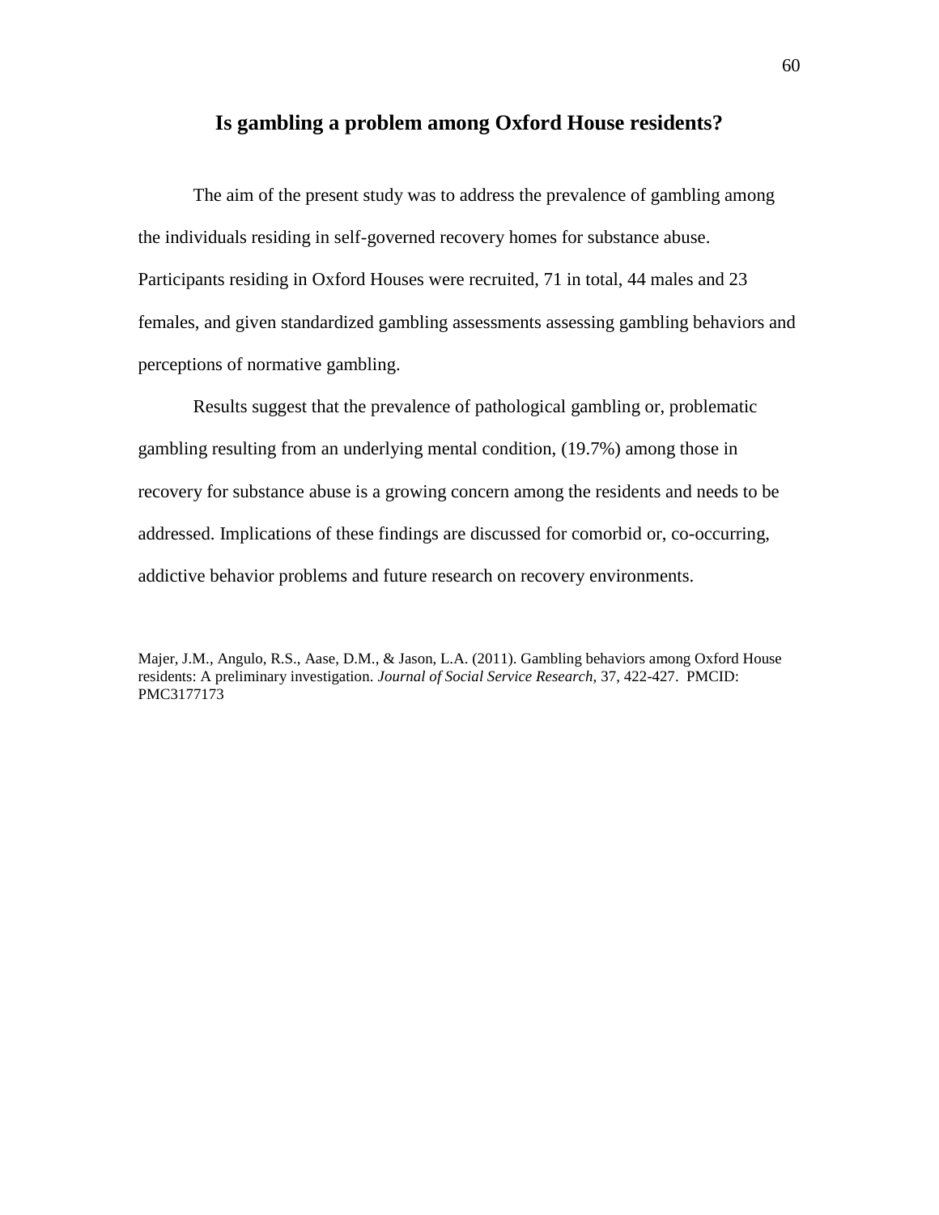## Is gambling a problem among Oxford House residents?

The aim of the present study was to address the prevalence of gambling among the individuals residing in self-governed recovery homes for substance abuse. Participants residing in Oxford Houses were recruited, 71 in total, 44 males and 23 females, and given standardized gambling assessments assessing gambling behaviors and perceptions of normative gambling.

Results suggest that the prevalence of pathological gambling or, problematic gambling resulting from an underlying mental condition, (19.7%) among those in recovery for substance abuse is a growing concern among the residents and needs to be addressed. Implications of these findings are discussed for comorbid or, co-occurring, addictive behavior problems and future research on recovery environments.

Majer, J.M., Angulo, R.S., Aase, D.M., & Jason, L.A. (2011). Gambling behaviors among Oxford House residents: A preliminary investigation. *Journal of Social Service Research,* 37, 422-427. PMCID: PMC3177173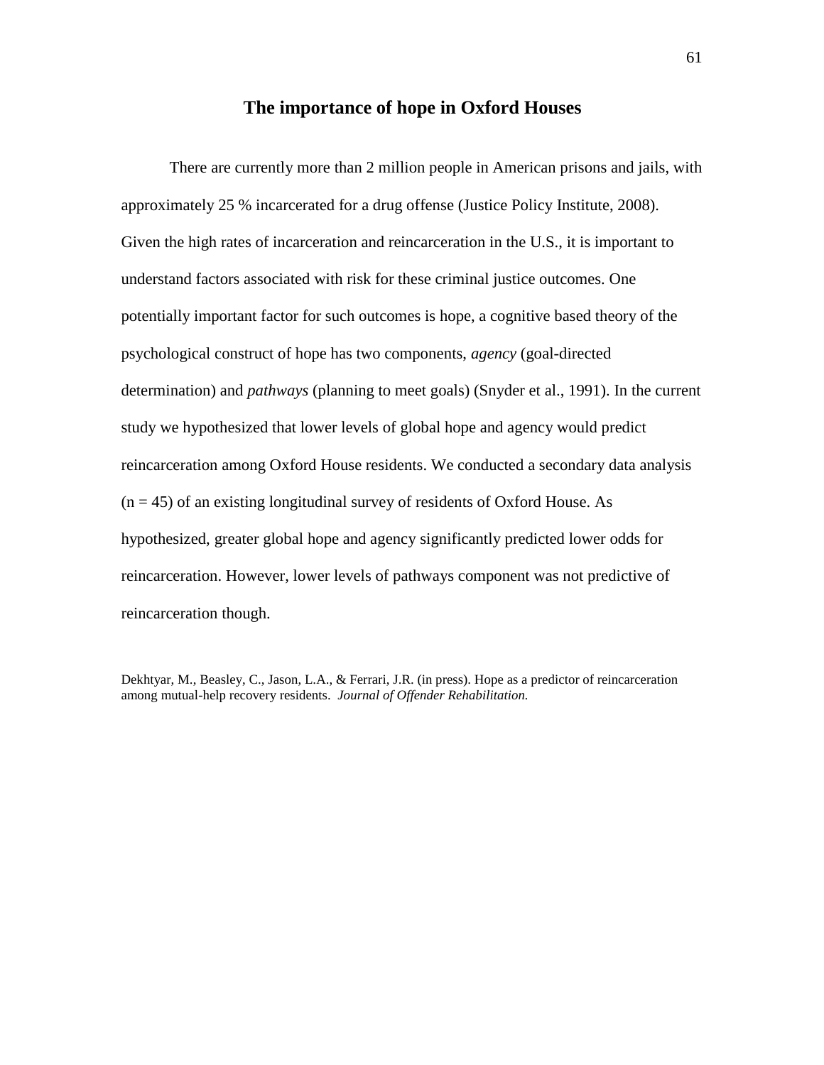# The importance of hope in Oxford Houses

There are currently more than 2 million people in American prisons and jails, with approximately 25 % incarcerated for a drug offense (Justice Policy Institute, 2008). Given the high rates of incarceration and reincarceration in the U.S., it is important to understand factors associated with risk for these criminal justice outcomes. One potentially important factor for such outcomes is hope, a cognitive based theory of the psychological construct of hope has two components, *agency* (goal-directed determination) and *pathways* (planning to meet goals) (Snyder et al., 1991). In the current study we hypothesized that lower levels of global hope and agency would predict reincarceration among Oxford House residents. We conducted a secondary data analysis ($n = 45$) of an existing longitudinal survey of residents of Oxford House. As hypothesized, greater global hope and agency significantly predicted lower odds for reincarceration. However, lower levels of pathways component was not predictive of reincarceration though.

Dekhtyar, M., Beasley, C., Jason, L.A., & Ferrari, J.R. (in press). Hope as a predictor of reincarceration among mutual-help recovery residents. *Journal of Offender Rehabilitation.*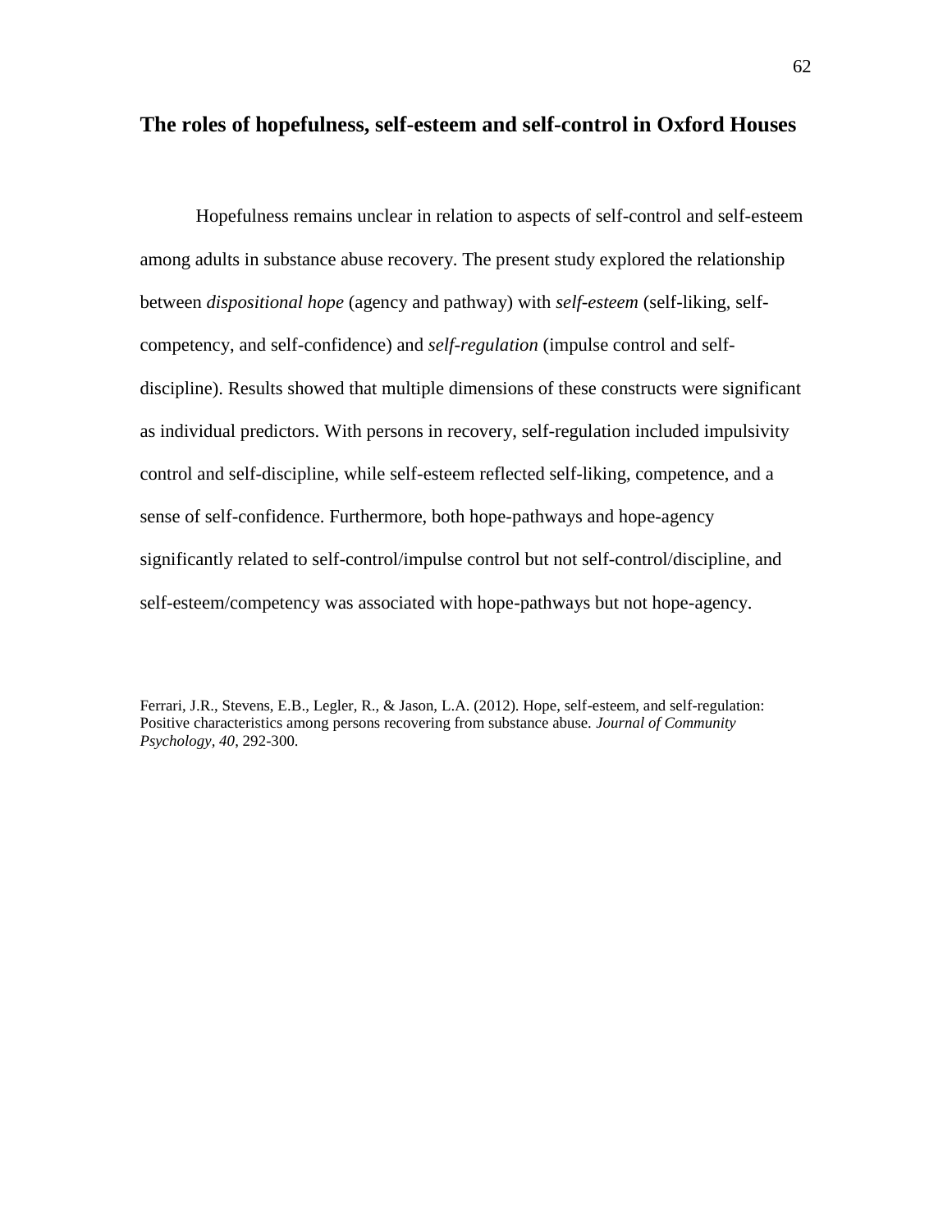## The roles of hopefulness, self-esteem and self-control in Oxford Houses

Hopefulness remains unclear in relation to aspects of self-control and self-esteem among adults in substance abuse recovery. The present study explored the relationship between *dispositional hope* (agency and pathway) with *self-esteem* (self-liking, self-competency, and self-confidence) and *self-regulation* (impulse control and self-discipline). Results showed that multiple dimensions of these constructs were significant as individual predictors. With persons in recovery, self-regulation included impulsivity control and self-discipline, while self-esteem reflected self-liking, competence, and a sense of self-confidence. Furthermore, both hope-pathways and hope-agency significantly related to self-control/impulse control but not self-control/discipline, and self-esteem/competency was associated with hope-pathways but not hope-agency.

Ferrari, J.R., Stevens, E.B., Legler, R., & Jason, L.A. (2012). Hope, self-esteem, and self-regulation: Positive characteristics among persons recovering from substance abuse. *Journal of Community Psychology, 40*, 292-300.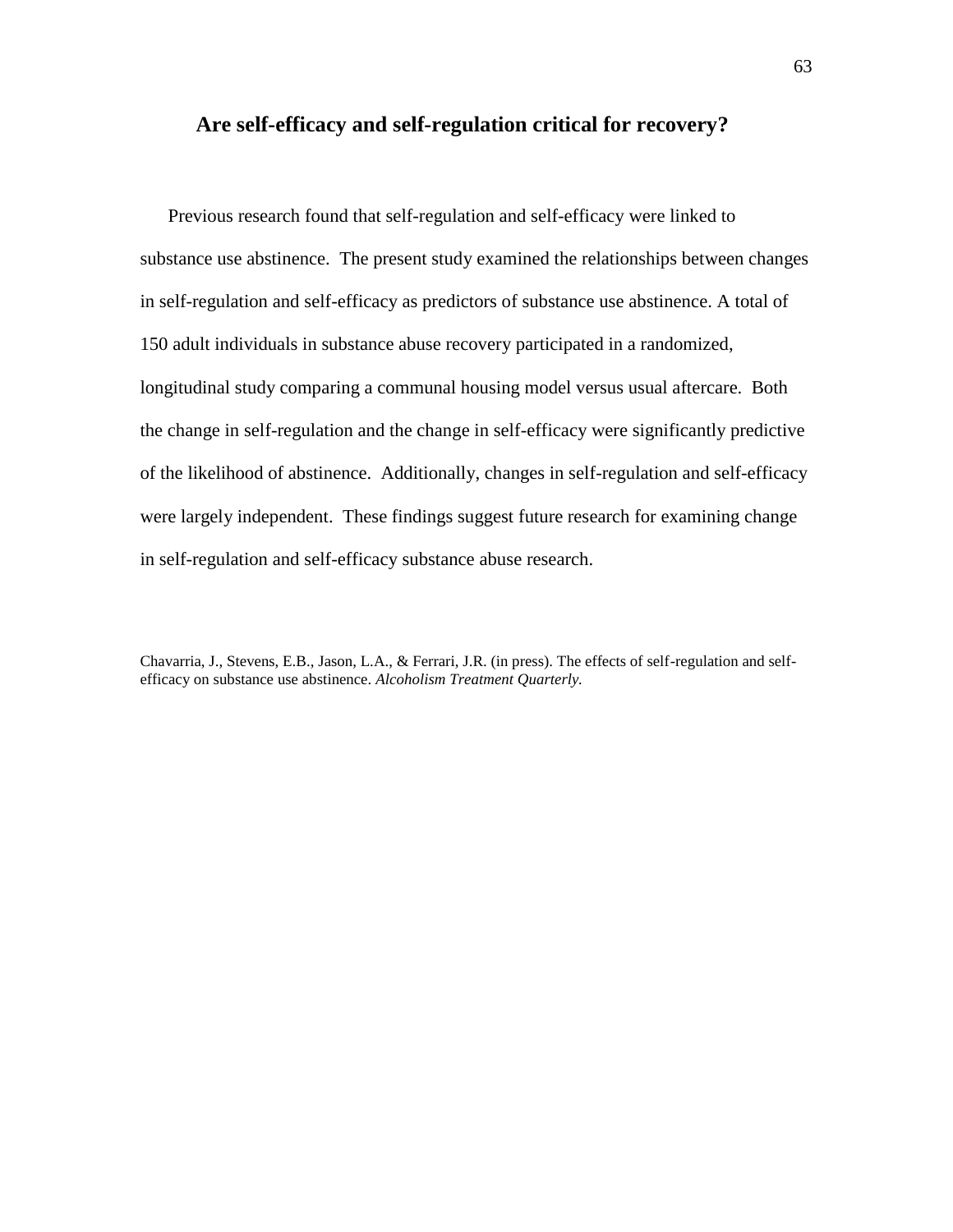## Are self-efficacy and self-regulation critical for recovery?

Previous research found that self-regulation and self-efficacy were linked to substance use abstinence. The present study examined the relationships between changes in self-regulation and self-efficacy as predictors of substance use abstinence. A total of 150 adult individuals in substance abuse recovery participated in a randomized, longitudinal study comparing a communal housing model versus usual aftercare. Both the change in self-regulation and the change in self-efficacy were significantly predictive of the likelihood of abstinence. Additionally, changes in self-regulation and self-efficacy were largely independent. These findings suggest future research for examining change in self-regulation and self-efficacy substance abuse research.

Chavarria, J., Stevens, E.B., Jason, L.A., & Ferrari, J.R. (in press). The effects of self-regulation and self-efficacy on substance use abstinence. *Alcoholism Treatment Quarterly.*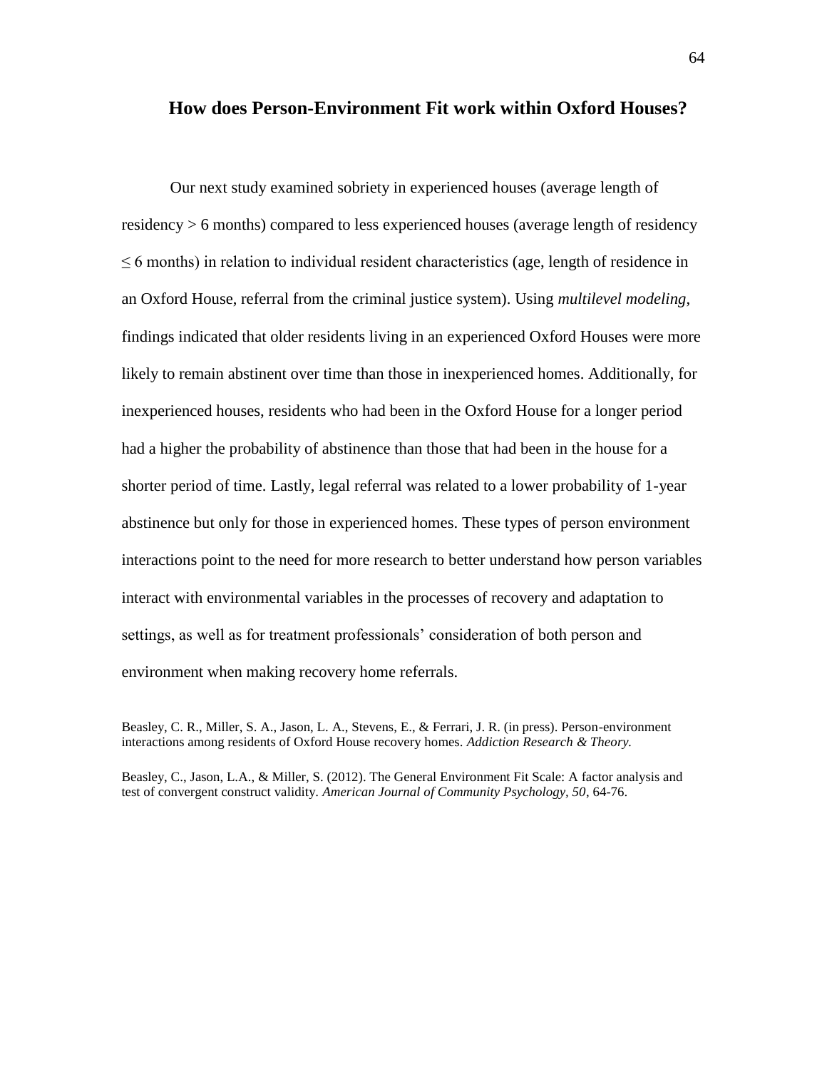## How does Person-Environment Fit work within Oxford Houses?

Our next study examined sobriety in experienced houses (average length of residency > 6 months) compared to less experienced houses (average length of residency ≤ 6 months) in relation to individual resident characteristics (age, length of residence in an Oxford House, referral from the criminal justice system). Using *multilevel modeling,* findings indicated that older residents living in an experienced Oxford Houses were more likely to remain abstinent over time than those in inexperienced homes. Additionally, for inexperienced houses, residents who had been in the Oxford House for a longer period had a higher the probability of abstinence than those that had been in the house for a shorter period of time. Lastly, legal referral was related to a lower probability of 1-year abstinence but only for those in experienced homes. These types of person environment interactions point to the need for more research to better understand how person variables interact with environmental variables in the processes of recovery and adaptation to settings, as well as for treatment professionals' consideration of both person and environment when making recovery home referrals.

Beasley, C. R., Miller, S. A., Jason, L. A., Stevens, E., & Ferrari, J. R. (in press). Person-environment interactions among residents of Oxford House recovery homes. *Addiction Research & Theory.*

Beasley, C., Jason, L.A., & Miller, S. (2012). The General Environment Fit Scale: A factor analysis and test of convergent construct validity. *American Journal of Community Psychology, 50*, 64-76.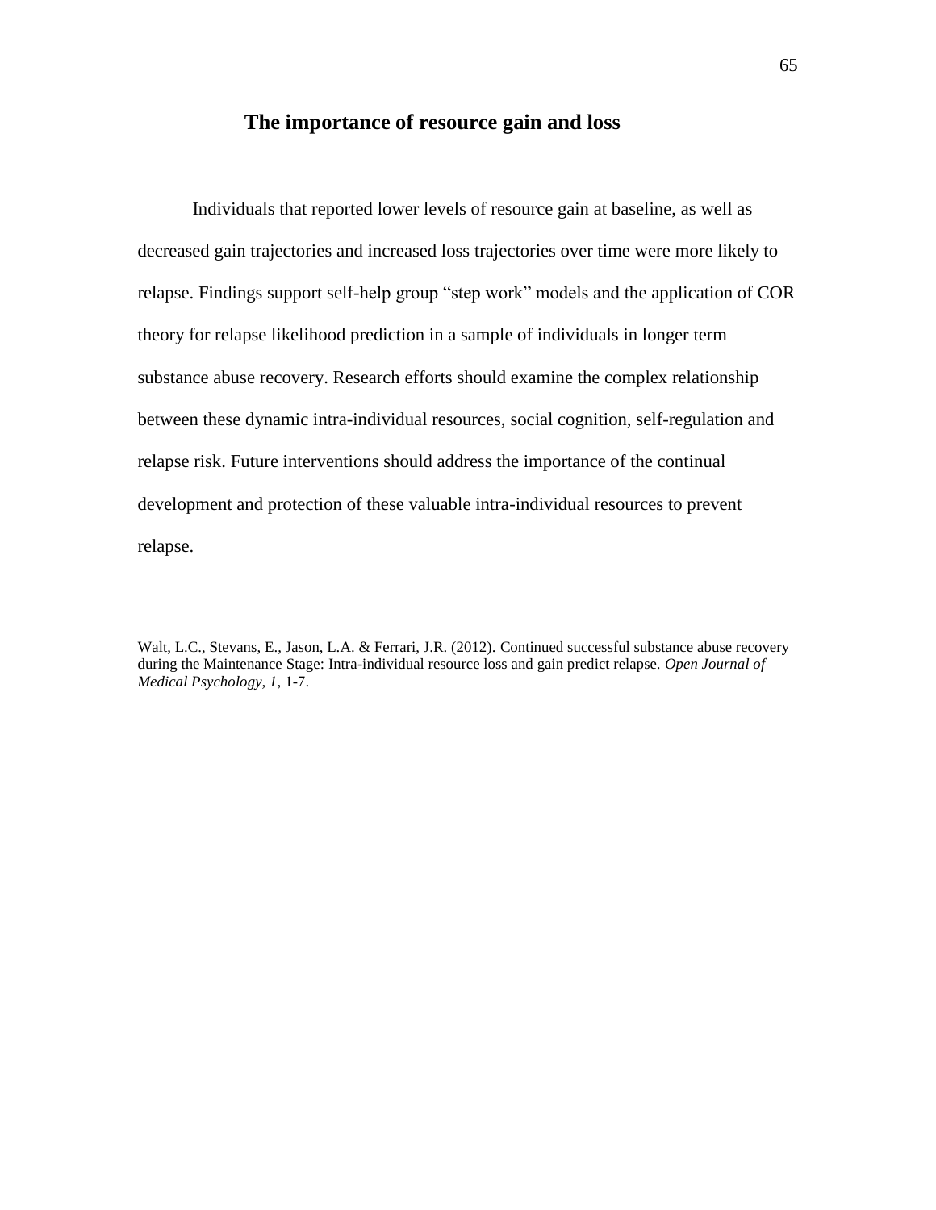## The importance of resource gain and loss

Individuals that reported lower levels of resource gain at baseline, as well as decreased gain trajectories and increased loss trajectories over time were more likely to relapse. Findings support self-help group "step work" models and the application of COR theory for relapse likelihood prediction in a sample of individuals in longer term substance abuse recovery. Research efforts should examine the complex relationship between these dynamic intra-individual resources, social cognition, self-regulation and relapse risk. Future interventions should address the importance of the continual development and protection of these valuable intra-individual resources to prevent relapse.

Walt, L.C., Stevans, E., Jason, L.A. & Ferrari, J.R. (2012). Continued successful substance abuse recovery during the Maintenance Stage: Intra-individual resource loss and gain predict relapse. *Open Journal of Medical Psychology, 1*, 1-7.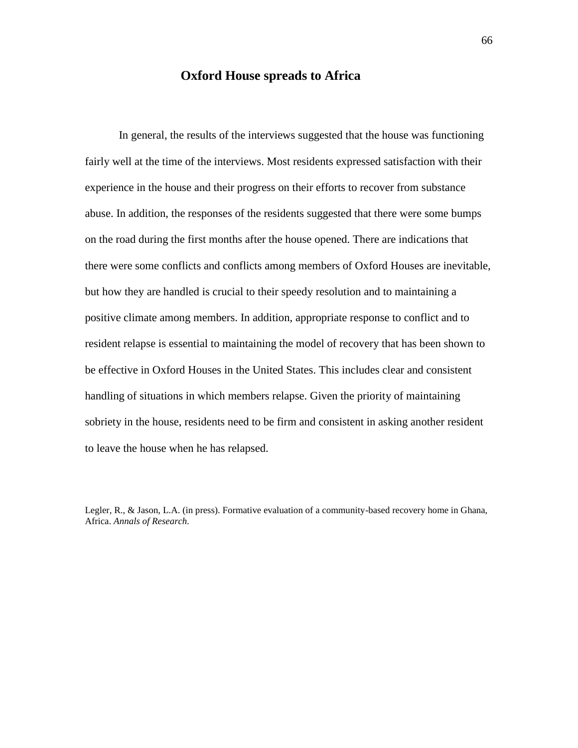# Oxford House spreads to Africa

In general, the results of the interviews suggested that the house was functioning fairly well at the time of the interviews. Most residents expressed satisfaction with their experience in the house and their progress on their efforts to recover from substance abuse. In addition, the responses of the residents suggested that there were some bumps on the road during the first months after the house opened. There are indications that there were some conflicts and conflicts among members of Oxford Houses are inevitable, but how they are handled is crucial to their speedy resolution and to maintaining a positive climate among members. In addition, appropriate response to conflict and to resident relapse is essential to maintaining the model of recovery that has been shown to be effective in Oxford Houses in the United States. This includes clear and consistent handling of situations in which members relapse. Given the priority of maintaining sobriety in the house, residents need to be firm and consistent in asking another resident to leave the house when he has relapsed.

Legler, R., & Jason, L.A. (in press). Formative evaluation of a community-based recovery home in Ghana, Africa. *Annals of Research*.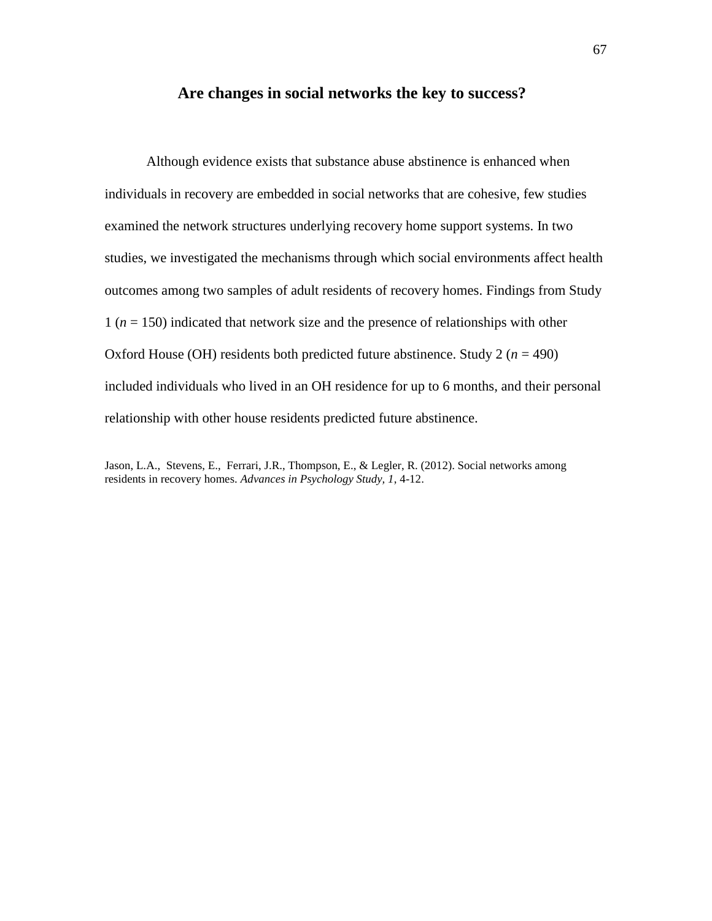## Are changes in social networks the key to success?

Although evidence exists that substance abuse abstinence is enhanced when individuals in recovery are embedded in social networks that are cohesive, few studies examined the network structures underlying recovery home support systems. In two studies, we investigated the mechanisms through which social environments affect health outcomes among two samples of adult residents of recovery homes. Findings from Study 1 ($n$ = 150) indicated that network size and the presence of relationships with other Oxford House (OH) residents both predicted future abstinence. Study 2 ($n$ = 490) included individuals who lived in an OH residence for up to 6 months, and their personal relationship with other house residents predicted future abstinence.

Jason, L.A., Stevens, E., Ferrari, J.R., Thompson, E., & Legler, R. (2012). Social networks among residents in recovery homes. *Advances in Psychology Study, 1*, 4-12.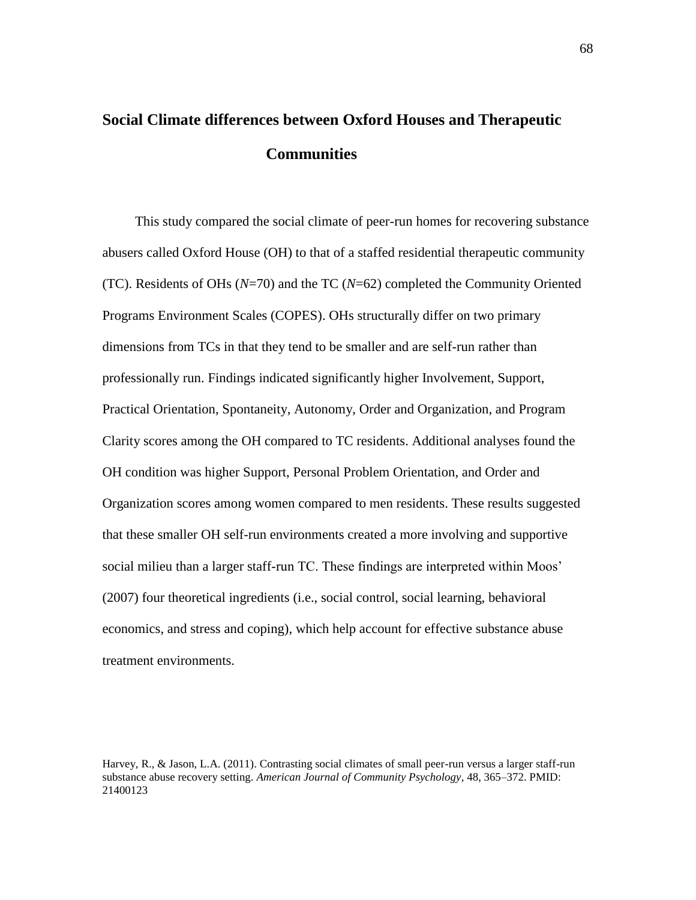## Social Climate differences between Oxford Houses and Therapeutic Communities

This study compared the social climate of peer-run homes for recovering substance abusers called Oxford House (OH) to that of a staffed residential therapeutic community (TC). Residents of OHs (*N*=70) and the TC (*N*=62) completed the Community Oriented Programs Environment Scales (COPES). OHs structurally differ on two primary dimensions from TCs in that they tend to be smaller and are self-run rather than professionally run. Findings indicated significantly higher Involvement, Support, Practical Orientation, Spontaneity, Autonomy, Order and Organization, and Program Clarity scores among the OH compared to TC residents. Additional analyses found the OH condition was higher Support, Personal Problem Orientation, and Order and Organization scores among women compared to men residents. These results suggested that these smaller OH self-run environments created a more involving and supportive social milieu than a larger staff-run TC. These findings are interpreted within Moos' (2007) four theoretical ingredients (i.e., social control, social learning, behavioral economics, and stress and coping), which help account for effective substance abuse treatment environments.

Harvey, R., & Jason, L.A. (2011). Contrasting social climates of small peer-run versus a larger staff-run substance abuse recovery setting. *American Journal of Community Psychology*, 48, 365–372. PMID: 21400123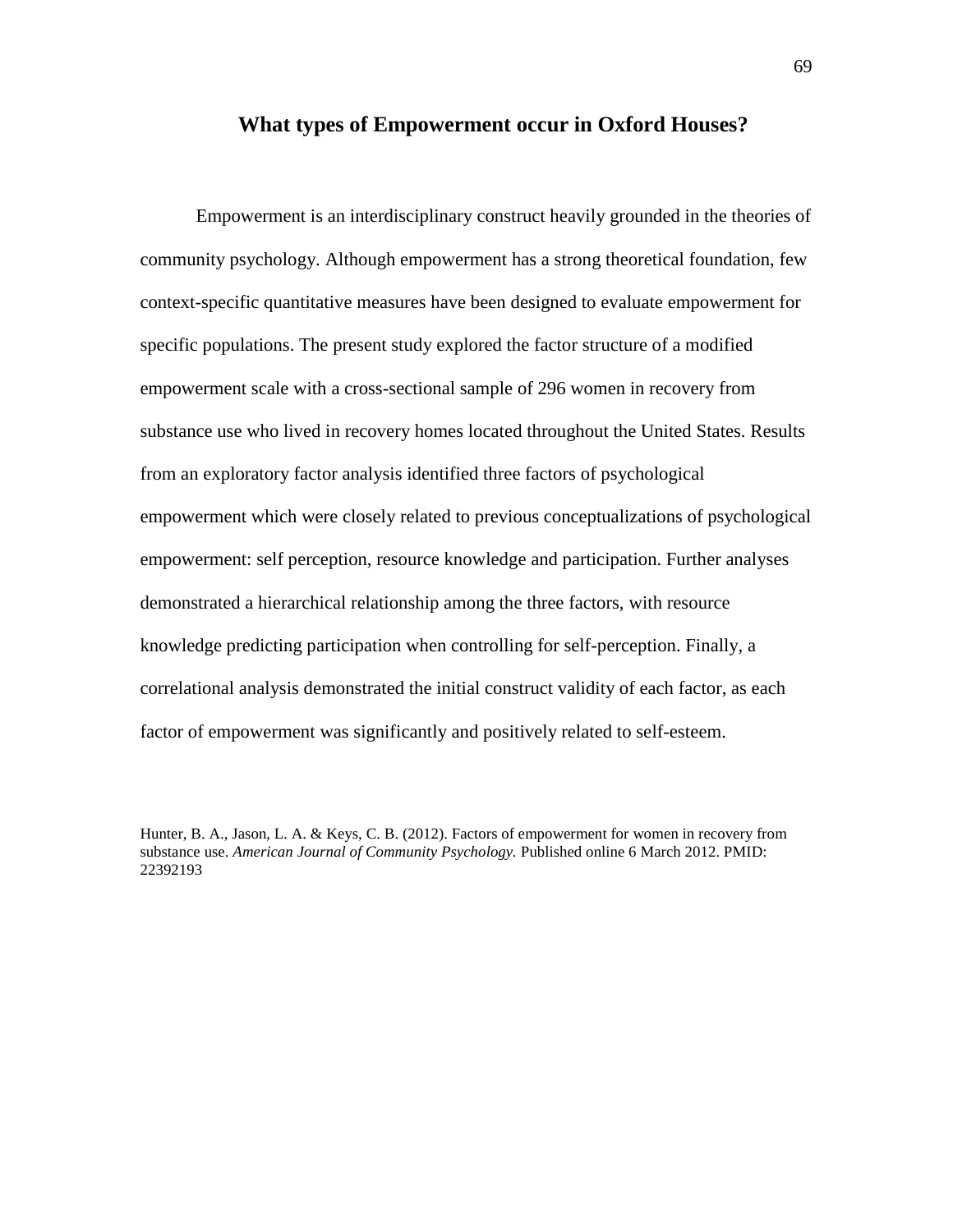## What types of Empowerment occur in Oxford Houses?

Empowerment is an interdisciplinary construct heavily grounded in the theories of community psychology. Although empowerment has a strong theoretical foundation, few context-specific quantitative measures have been designed to evaluate empowerment for specific populations. The present study explored the factor structure of a modified empowerment scale with a cross-sectional sample of 296 women in recovery from substance use who lived in recovery homes located throughout the United States. Results from an exploratory factor analysis identified three factors of psychological empowerment which were closely related to previous conceptualizations of psychological empowerment: self perception, resource knowledge and participation. Further analyses demonstrated a hierarchical relationship among the three factors, with resource knowledge predicting participation when controlling for self-perception. Finally, a correlational analysis demonstrated the initial construct validity of each factor, as each factor of empowerment was significantly and positively related to self-esteem.

Hunter, B. A., Jason, L. A. & Keys, C. B. (2012). Factors of empowerment for women in recovery from substance use. *American Journal of Community Psychology.* Published online 6 March 2012. PMID: 22392193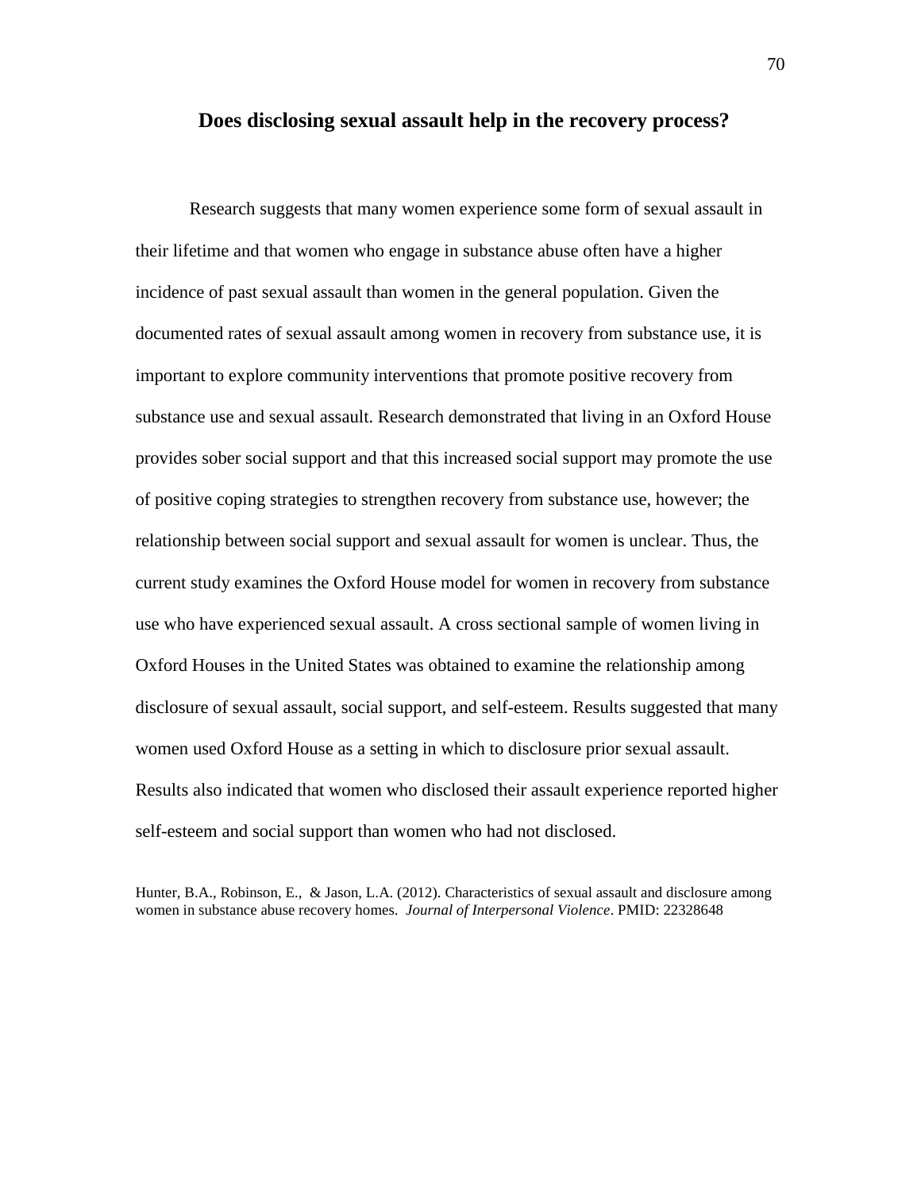## Does disclosing sexual assault help in the recovery process?

Research suggests that many women experience some form of sexual assault in their lifetime and that women who engage in substance abuse often have a higher incidence of past sexual assault than women in the general population. Given the documented rates of sexual assault among women in recovery from substance use, it is important to explore community interventions that promote positive recovery from substance use and sexual assault. Research demonstrated that living in an Oxford House provides sober social support and that this increased social support may promote the use of positive coping strategies to strengthen recovery from substance use, however; the relationship between social support and sexual assault for women is unclear. Thus, the current study examines the Oxford House model for women in recovery from substance use who have experienced sexual assault. A cross sectional sample of women living in Oxford Houses in the United States was obtained to examine the relationship among disclosure of sexual assault, social support, and self-esteem. Results suggested that many women used Oxford House as a setting in which to disclosure prior sexual assault. Results also indicated that women who disclosed their assault experience reported higher self-esteem and social support than women who had not disclosed.

Hunter, B.A., Robinson, E., & Jason, L.A. (2012). Characteristics of sexual assault and disclosure among women in substance abuse recovery homes. *Journal of Interpersonal Violence*. PMID: 22328648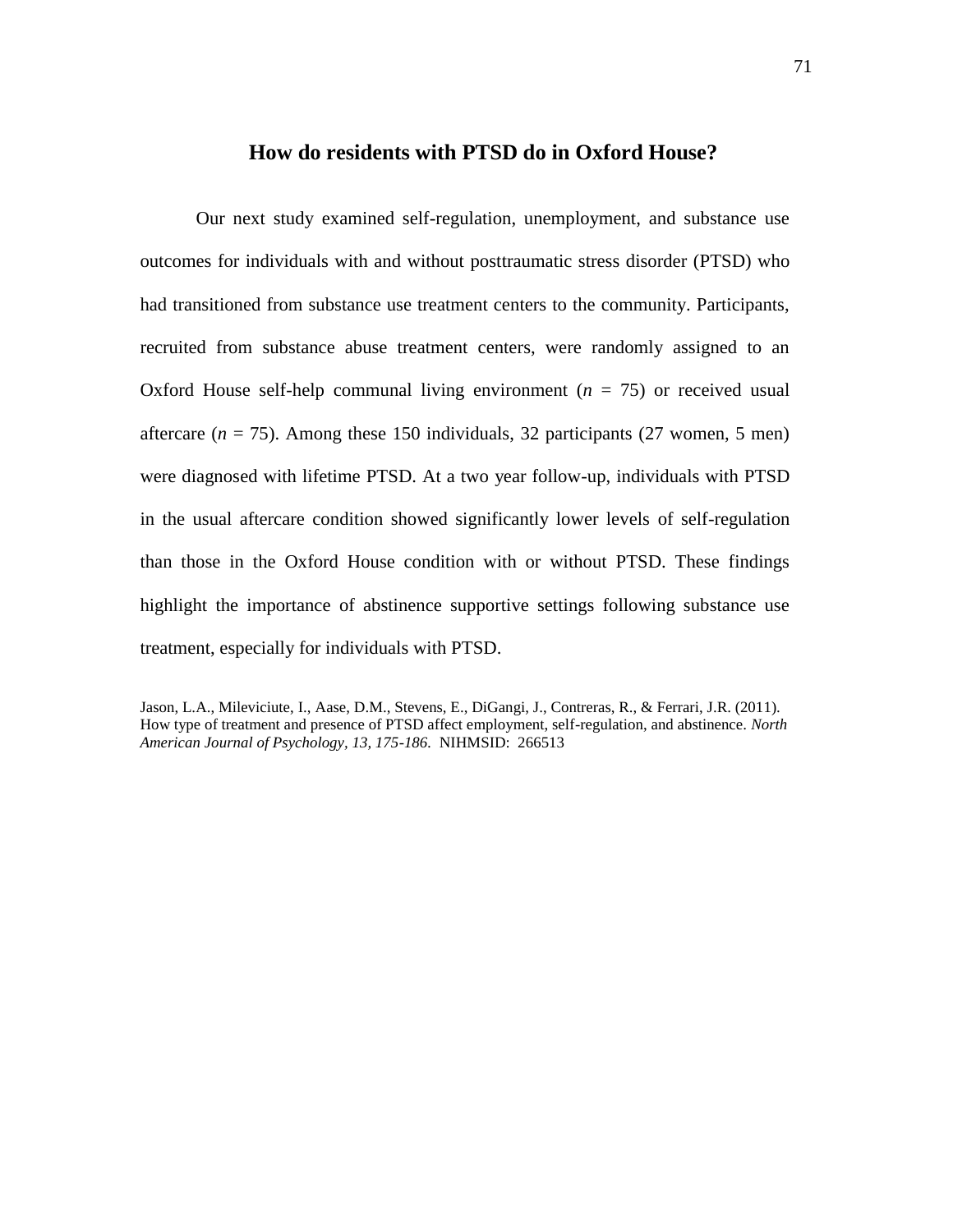## How do residents with PTSD do in Oxford House?

Our next study examined self-regulation, unemployment, and substance use outcomes for individuals with and without posttraumatic stress disorder (PTSD) who had transitioned from substance use treatment centers to the community. Participants, recruited from substance abuse treatment centers, were randomly assigned to an Oxford House self-help communal living environment ($n$ = 75) or received usual aftercare ($n$ = 75). Among these 150 individuals, 32 participants (27 women, 5 men) were diagnosed with lifetime PTSD. At a two year follow-up, individuals with PTSD in the usual aftercare condition showed significantly lower levels of self-regulation than those in the Oxford House condition with or without PTSD. These findings highlight the importance of abstinence supportive settings following substance use treatment, especially for individuals with PTSD.

Jason, L.A., Mileviciute, I., Aase, D.M., Stevens, E., DiGangi, J., Contreras, R., & Ferrari, J.R. (2011). How type of treatment and presence of PTSD affect employment, self-regulation, and abstinence. *North American Journal of Psychology, 13, 175-186.* NIHMSID: 266513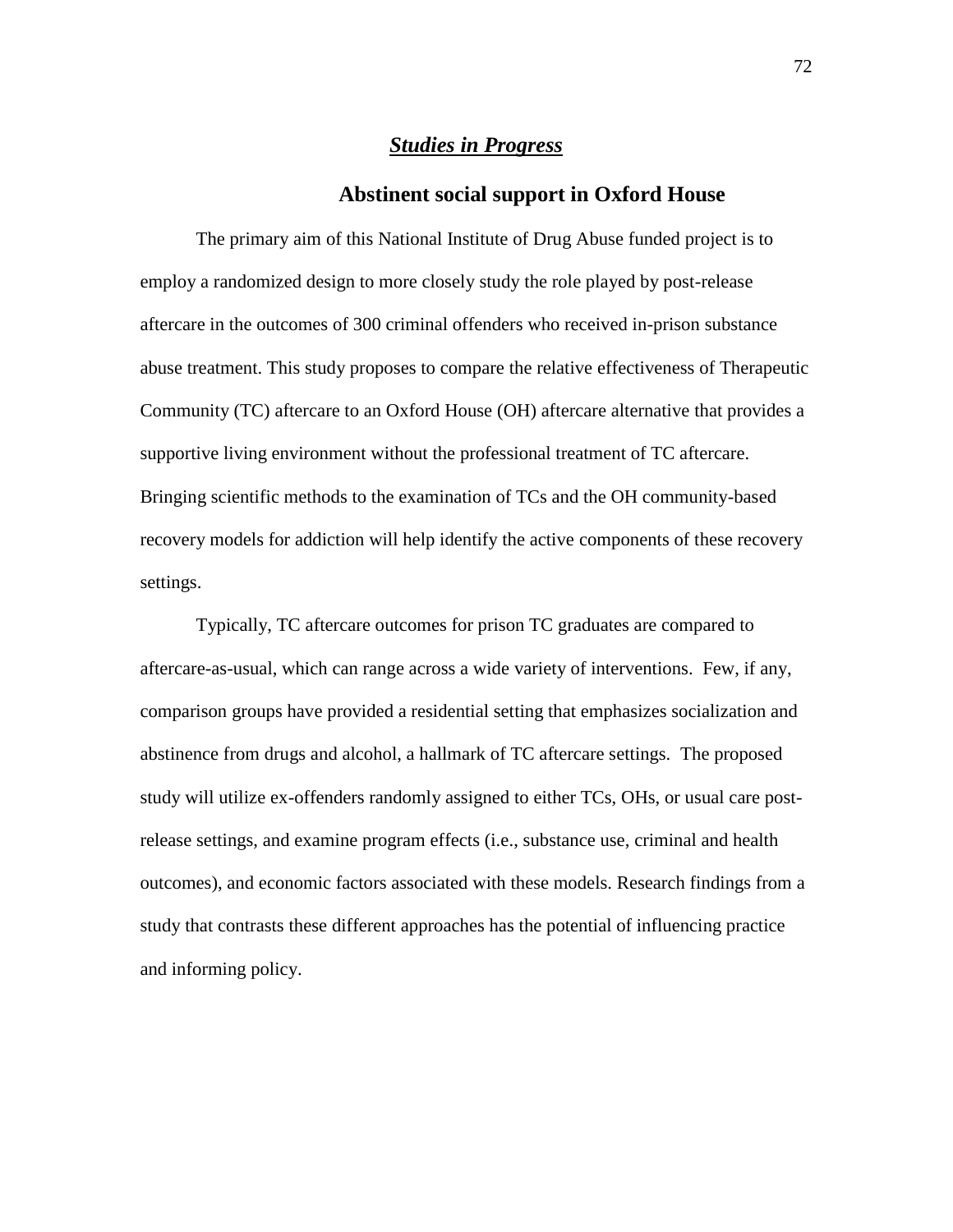## ***Studies in Progress***

### Abstinent social support in Oxford House

The primary aim of this National Institute of Drug Abuse funded project is to employ a randomized design to more closely study the role played by post-release aftercare in the outcomes of 300 criminal offenders who received in-prison substance abuse treatment. This study proposes to compare the relative effectiveness of Therapeutic Community (TC) aftercare to an Oxford House (OH) aftercare alternative that provides a supportive living environment without the professional treatment of TC aftercare. Bringing scientific methods to the examination of TCs and the OH community-based recovery models for addiction will help identify the active components of these recovery settings.

Typically, TC aftercare outcomes for prison TC graduates are compared to aftercare-as-usual, which can range across a wide variety of interventions. Few, if any, comparison groups have provided a residential setting that emphasizes socialization and abstinence from drugs and alcohol, a hallmark of TC aftercare settings. The proposed study will utilize ex-offenders randomly assigned to either TCs, OHs, or usual care post-release settings, and examine program effects (i.e., substance use, criminal and health outcomes), and economic factors associated with these models. Research findings from a study that contrasts these different approaches has the potential of influencing practice and informing policy.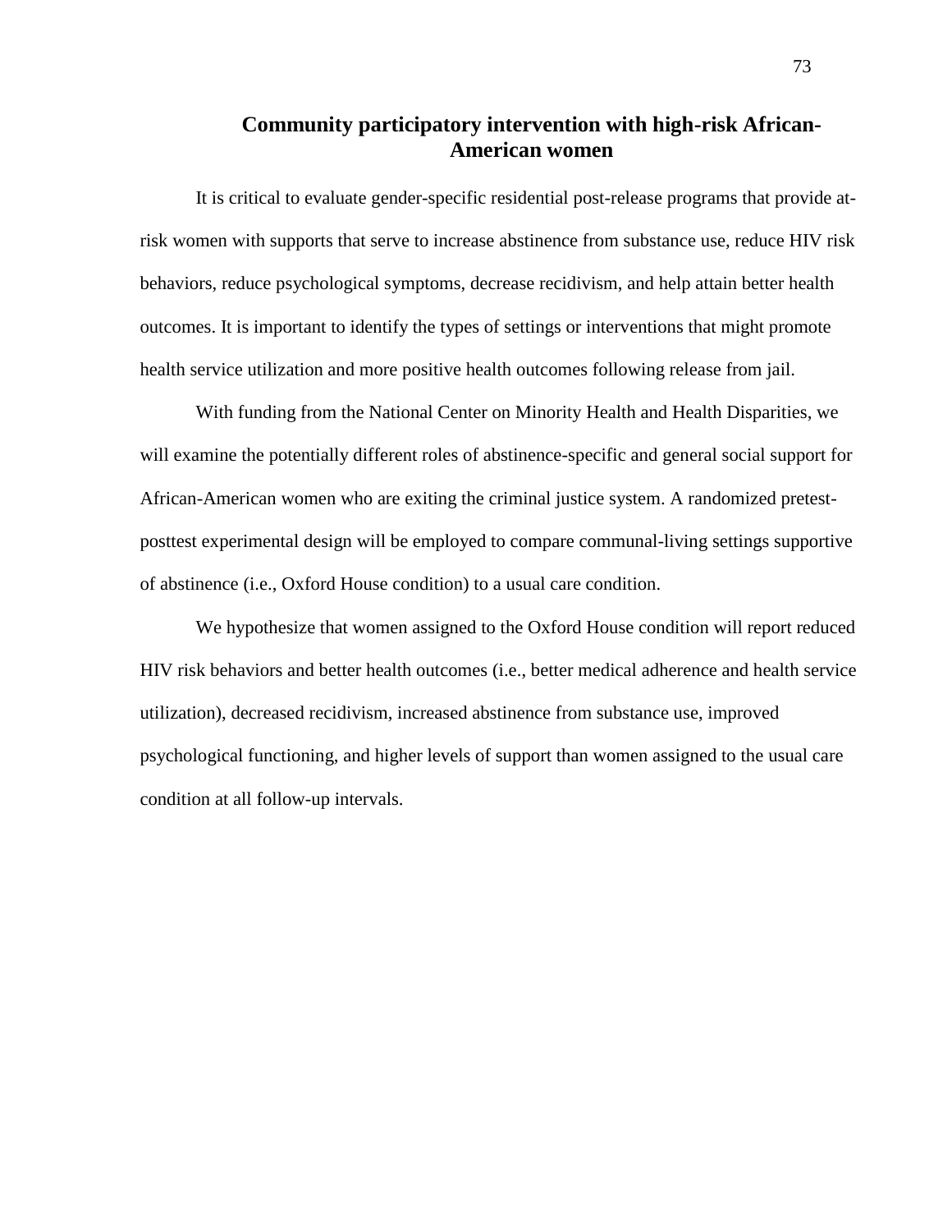## Community participatory intervention with high-risk African-American women

It is critical to evaluate gender-specific residential post-release programs that provide at-risk women with supports that serve to increase abstinence from substance use, reduce HIV risk behaviors, reduce psychological symptoms, decrease recidivism, and help attain better health outcomes. It is important to identify the types of settings or interventions that might promote health service utilization and more positive health outcomes following release from jail.

With funding from the National Center on Minority Health and Health Disparities, we will examine the potentially different roles of abstinence-specific and general social support for African-American women who are exiting the criminal justice system. A randomized pretest-posttest experimental design will be employed to compare communal-living settings supportive of abstinence (i.e., Oxford House condition) to a usual care condition.

We hypothesize that women assigned to the Oxford House condition will report reduced HIV risk behaviors and better health outcomes (i.e., better medical adherence and health service utilization), decreased recidivism, increased abstinence from substance use, improved psychological functioning, and higher levels of support than women assigned to the usual care condition at all follow-up intervals.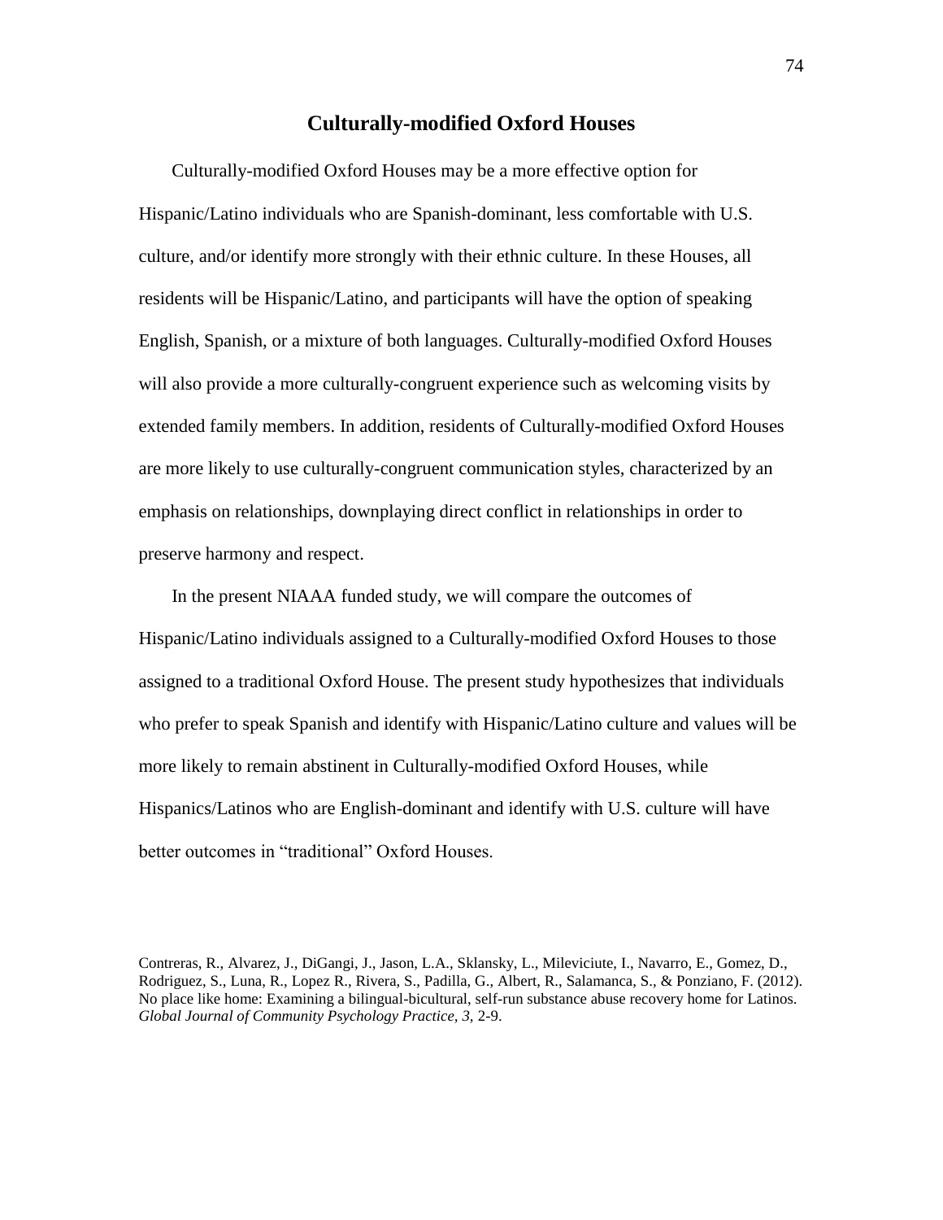## Culturally-modified Oxford Houses

Culturally-modified Oxford Houses may be a more effective option for Hispanic/Latino individuals who are Spanish-dominant, less comfortable with U.S. culture, and/or identify more strongly with their ethnic culture. In these Houses, all residents will be Hispanic/Latino, and participants will have the option of speaking English, Spanish, or a mixture of both languages. Culturally-modified Oxford Houses will also provide a more culturally-congruent experience such as welcoming visits by extended family members. In addition, residents of Culturally-modified Oxford Houses are more likely to use culturally-congruent communication styles, characterized by an emphasis on relationships, downplaying direct conflict in relationships in order to preserve harmony and respect.

In the present NIAAA funded study, we will compare the outcomes of Hispanic/Latino individuals assigned to a Culturally-modified Oxford Houses to those assigned to a traditional Oxford House. The present study hypothesizes that individuals who prefer to speak Spanish and identify with Hispanic/Latino culture and values will be more likely to remain abstinent in Culturally-modified Oxford Houses, while Hispanics/Latinos who are English-dominant and identify with U.S. culture will have better outcomes in "traditional" Oxford Houses.

Contreras, R., Alvarez, J., DiGangi, J., Jason, L.A., Sklansky, L., Mileviciute, I., Navarro, E., Gomez, D., Rodriguez, S., Luna, R., Lopez R., Rivera, S., Padilla, G., Albert, R., Salamanca, S., & Ponziano, F. (2012). No place like home: Examining a bilingual-bicultural, self-run substance abuse recovery home for Latinos. *Global Journal of Community Psychology Practice, 3,* 2-9.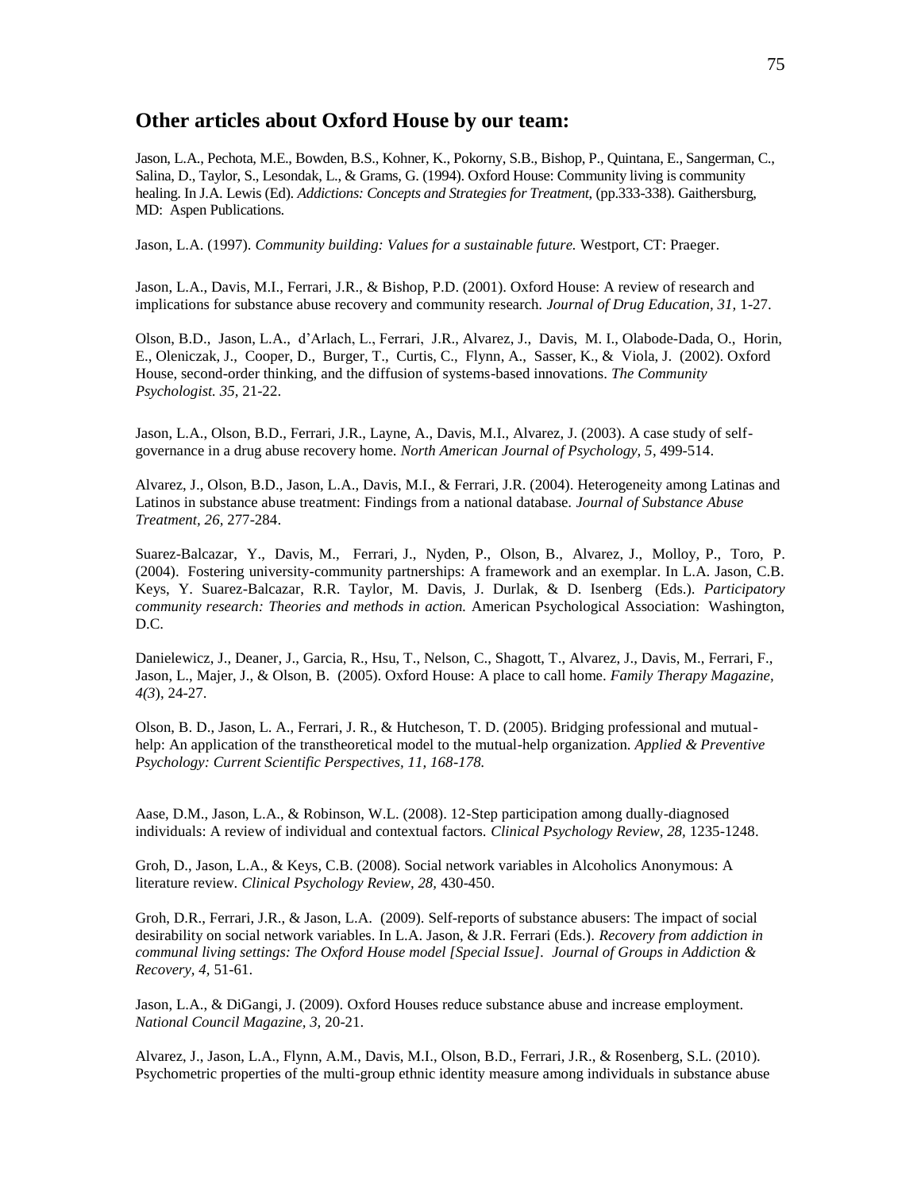## Other articles about Oxford House by our team:

Jason, L.A., Pechota, M.E., Bowden, B.S., Kohner, K., Pokorny, S.B., Bishop, P., Quintana, E., Sangerman, C., Salina, D., Taylor, S., Lesondak, L., & Grams, G. (1994). Oxford House: Community living is community healing. In J.A. Lewis (Ed). *Addictions: Concepts and Strategies for Treatment*, (pp.333-338). Gaithersburg, MD: Aspen Publications.

Jason, L.A. (1997). *Community building: Values for a sustainable future.* Westport, CT: Praeger.

Jason, L.A., Davis, M.I., Ferrari, J.R., & Bishop, P.D. (2001). Oxford House: A review of research and implications for substance abuse recovery and community research. *Journal of Drug Education, 31,* 1-27.

Olson, B.D., Jason, L.A., d'Arlach, L., Ferrari, J.R., Alvarez, J., Davis, M. I., Olabode-Dada, O., Horin, E., Oleniczak, J., Cooper, D., Burger, T., Curtis, C., Flynn, A., Sasser, K., & Viola, J. (2002). Oxford House, second-order thinking, and the diffusion of systems-based innovations. *The Community Psychologist. 35,* 21-22.

Jason, L.A., Olson, B.D., Ferrari, J.R., Layne, A., Davis, M.I., Alvarez, J. (2003). A case study of self-governance in a drug abuse recovery home. *North American Journal of Psychology, 5*, 499-514.

Alvarez, J., Olson, B.D., Jason, L.A., Davis, M.I., & Ferrari, J.R. (2004). Heterogeneity among Latinas and Latinos in substance abuse treatment: Findings from a national database. *Journal of Substance Abuse Treatment, 26*, 277-284.

Suarez-Balcazar, Y., Davis, M., Ferrari, J., Nyden, P., Olson, B., Alvarez, J., Molloy, P., Toro, P. (2004). Fostering university-community partnerships: A framework and an exemplar. In L.A. Jason, C.B. Keys, Y. Suarez-Balcazar, R.R. Taylor, M. Davis, J. Durlak, & D. Isenberg (Eds.). *Participatory community research: Theories and methods in action.* American Psychological Association: Washington, D.C.

Danielewicz, J., Deaner, J., Garcia, R., Hsu, T., Nelson, C., Shagott, T., Alvarez, J., Davis, M., Ferrari, F., Jason, L., Majer, J., & Olson, B. (2005). Oxford House: A place to call home. *Family Therapy Magazine, 4(3*), 24-27.

Olson, B. D., Jason, L. A., Ferrari, J. R., & Hutcheson, T. D. (2005). Bridging professional and mutual-help: An application of the transtheoretical model to the mutual-help organization. *Applied & Preventive Psychology: Current Scientific Perspectives, 11, 168-178.*

Aase, D.M., Jason, L.A., & Robinson, W.L. (2008). 12-Step participation among dually-diagnosed individuals: A review of individual and contextual factors. *Clinical Psychology Review, 28,* 1235-1248.

Groh, D., Jason, L.A., & Keys, C.B. (2008). Social network variables in Alcoholics Anonymous: A literature review. *Clinical Psychology Review, 28,* 430-450.

Groh, D.R., Ferrari, J.R., & Jason, L.A. (2009). Self-reports of substance abusers: The impact of social desirability on social network variables. In L.A. Jason, & J.R. Ferrari (Eds.). *Recovery from addiction in communal living settings: The Oxford House model [Special Issue]. Journal of Groups in Addiction & Recovery, 4,* 51-61.

Jason, L.A., & DiGangi, J. (2009). Oxford Houses reduce substance abuse and increase employment. *National Council Magazine, 3,* 20-21.

Alvarez, J., Jason, L.A., Flynn, A.M., Davis, M.I., Olson, B.D., Ferrari, J.R., & Rosenberg, S.L. (2010). Psychometric properties of the multi-group ethnic identity measure among individuals in substance abuse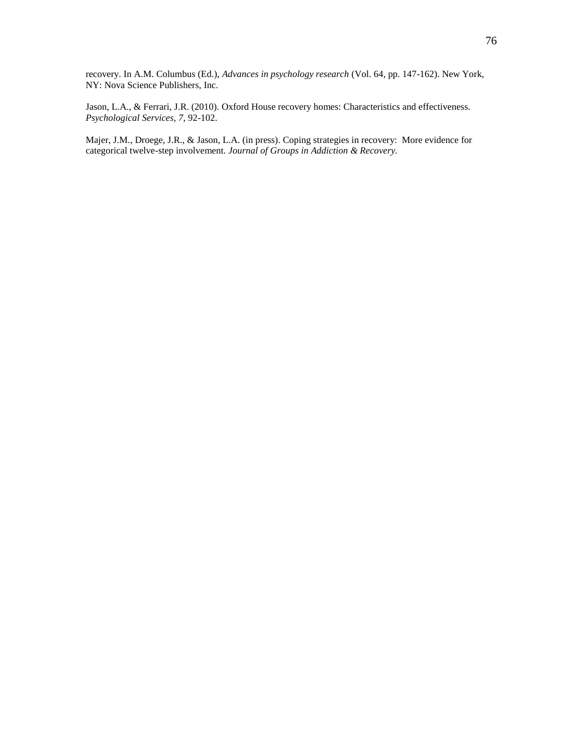recovery. In A.M. Columbus (Ed.), *Advances in psychology research* (Vol. 64, pp. 147-162). New York, NY: Nova Science Publishers, Inc.

Jason, L.A., & Ferrari, J.R. (2010). Oxford House recovery homes: Characteristics and effectiveness. *Psychological Services, 7,* 92-102.

Majer, J.M., Droege, J.R., & Jason, L.A. (in press). Coping strategies in recovery: More evidence for categorical twelve-step involvement. *Journal of Groups in Addiction & Recovery.*